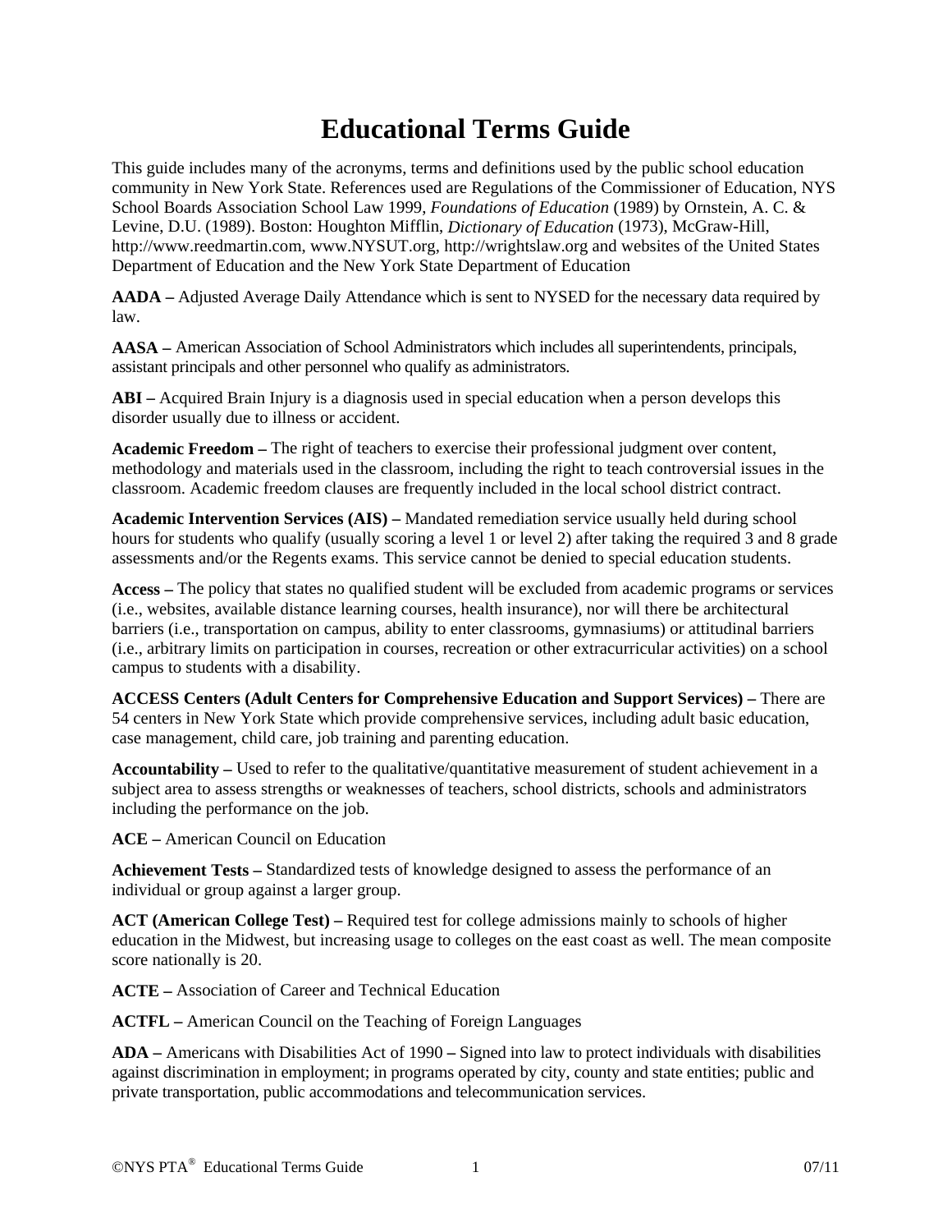# Educational Terms Guide

This guide includes many of the acronyms, terms and definitions used by the public school education community in New York State. References used are Regulations of the Commissioner of Education, NYS School Boards Association School Law 1999, *Foundations of Education* (1989) by Ornstein, A. C. & Levine, D.U. (1989). Boston: Houghton Mifflin, *Dictionary of Education* (1973), McGraw-Hill, http://www.reedmartin.com, www.NYSUT.org, http://wrightslaw.org and websites of the United States Department of Education and the New York State Department of Education

**AADA –** Adjusted Average Daily Attendance which is sent to NYSED for the necessary data required by law.

**AASA –** American Association of School Administrators which includes all superintendents, principals, assistant principals and other personnel who qualify as administrators.

**ABI –** Acquired Brain Injury is a diagnosis used in special education when a person develops this disorder usually due to illness or accident.

**Academic Freedom –** The right of teachers to exercise their professional judgment over content, methodology and materials used in the classroom, including the right to teach controversial issues in the classroom. Academic freedom clauses are frequently included in the local school district contract.

**Academic Intervention Services (AIS) –** Mandated remediation service usually held during school hours for students who qualify (usually scoring a level 1 or level 2) after taking the required 3 and 8 grade assessments and/or the Regents exams. This service cannot be denied to special education students.

**Access –** The policy that states no qualified student will be excluded from academic programs or services (i.e., websites, available distance learning courses, health insurance), nor will there be architectural barriers (i.e., transportation on campus, ability to enter classrooms, gymnasiums) or attitudinal barriers (i.e., arbitrary limits on participation in courses, recreation or other extracurricular activities) on a school campus to students with a disability.

**ACCESS Centers (Adult Centers for Comprehensive Education and Support Services) –** There are 54 centers in New York State which provide comprehensive services, including adult basic education, case management, child care, job training and parenting education.

**Accountability –** Used to refer to the qualitative/quantitative measurement of student achievement in a subject area to assess strengths or weaknesses of teachers, school districts, schools and administrators including the performance on the job.

**ACE –** American Council on Education

**Achievement Tests –** Standardized tests of knowledge designed to assess the performance of an individual or group against a larger group.

**ACT (American College Test) –** Required test for college admissions mainly to schools of higher education in the Midwest, but increasing usage to colleges on the east coast as well. The mean composite score nationally is 20.

**ACTE –** Association of Career and Technical Education

**ACTFL –** American Council on the Teaching of Foreign Languages

**ADA –** Americans with Disabilities Act of 1990 **–** Signed into law to protect individuals with disabilities against discrimination in employment; in programs operated by city, county and state entities; public and private transportation, public accommodations and telecommunication services.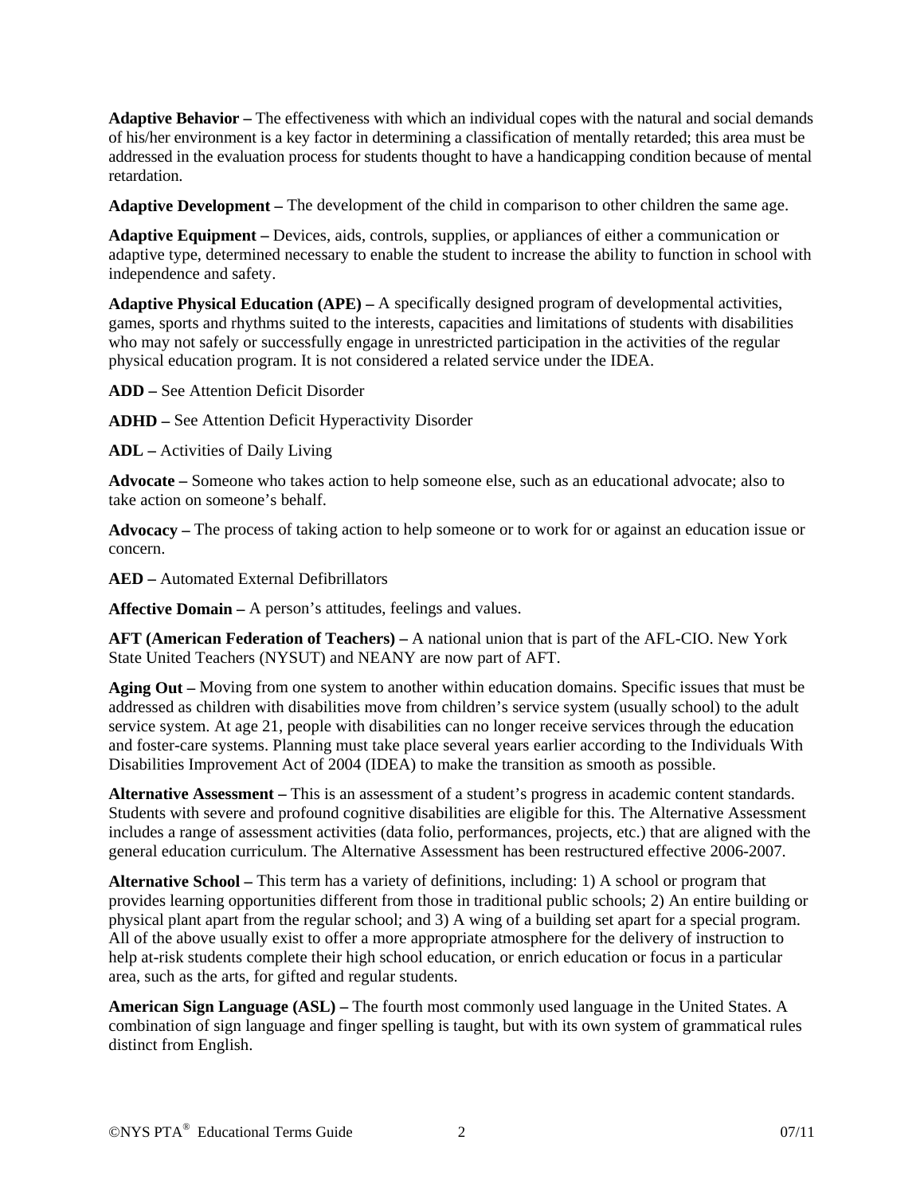**Adaptive Behavior –** The effectiveness with which an individual copes with the natural and social demands of his/her environment is a key factor in determining a classification of mentally retarded; this area must be addressed in the evaluation process for students thought to have a handicapping condition because of mental retardation.

**Adaptive Development –** The development of the child in comparison to other children the same age.

**Adaptive Equipment –** Devices, aids, controls, supplies, or appliances of either a communication or adaptive type, determined necessary to enable the student to increase the ability to function in school with independence and safety.

**Adaptive Physical Education (APE) –** A specifically designed program of developmental activities, games, sports and rhythms suited to the interests, capacities and limitations of students with disabilities who may not safely or successfully engage in unrestricted participation in the activities of the regular physical education program. It is not considered a related service under the IDEA.

**ADD –** See Attention Deficit Disorder

**ADHD –** See Attention Deficit Hyperactivity Disorder

**ADL –** Activities of Daily Living

**Advocate –** Someone who takes action to help someone else, such as an educational advocate; also to take action on someone's behalf.

**Advocacy –** The process of taking action to help someone or to work for or against an education issue or concern.

**AED –** Automated External Defibrillators

**Affective Domain –** A person's attitudes, feelings and values.

**AFT (American Federation of Teachers) –** A national union that is part of the AFL-CIO. New York State United Teachers (NYSUT) and NEANY are now part of AFT.

**Aging Out –** Moving from one system to another within education domains. Specific issues that must be addressed as children with disabilities move from children's service system (usually school) to the adult service system. At age 21, people with disabilities can no longer receive services through the education and foster-care systems. Planning must take place several years earlier according to the Individuals With Disabilities Improvement Act of 2004 (IDEA) to make the transition as smooth as possible.

**Alternative Assessment –** This is an assessment of a student's progress in academic content standards. Students with severe and profound cognitive disabilities are eligible for this. The Alternative Assessment includes a range of assessment activities (data folio, performances, projects, etc.) that are aligned with the general education curriculum. The Alternative Assessment has been restructured effective 2006-2007.

**Alternative School –** This term has a variety of definitions, including: 1) A school or program that provides learning opportunities different from those in traditional public schools; 2) An entire building or physical plant apart from the regular school; and 3) A wing of a building set apart for a special program. All of the above usually exist to offer a more appropriate atmosphere for the delivery of instruction to help at-risk students complete their high school education, or enrich education or focus in a particular area, such as the arts, for gifted and regular students.

**American Sign Language (ASL) –** The fourth most commonly used language in the United States. A combination of sign language and finger spelling is taught, but with its own system of grammatical rules distinct from English.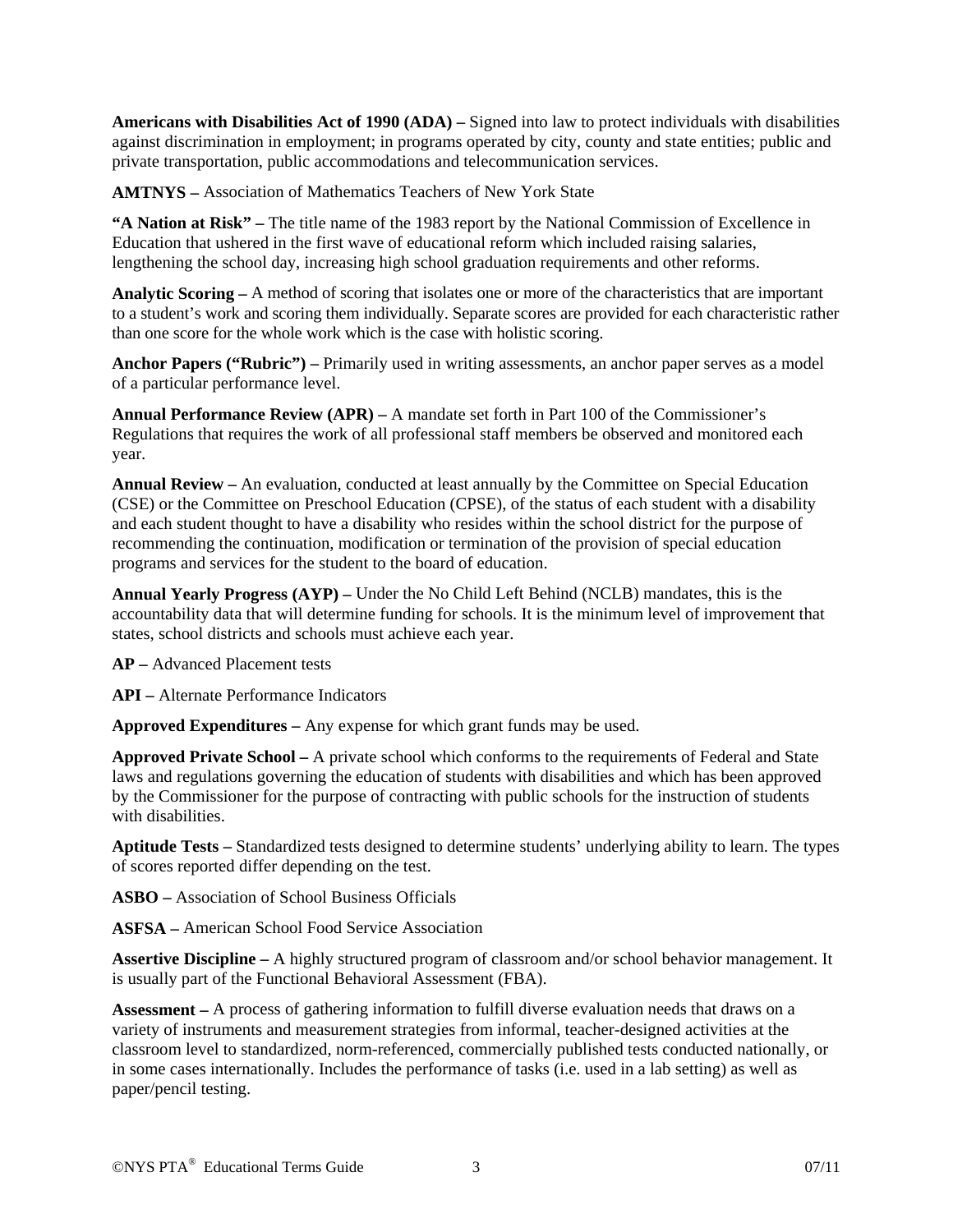**Americans with Disabilities Act of 1990 (ADA) –** Signed into law to protect individuals with disabilities against discrimination in employment; in programs operated by city, county and state entities; public and private transportation, public accommodations and telecommunication services.

**AMTNYS –** Association of Mathematics Teachers of New York State

**"A Nation at Risk" –** The title name of the 1983 report by the National Commission of Excellence in Education that ushered in the first wave of educational reform which included raising salaries, lengthening the school day, increasing high school graduation requirements and other reforms.

**Analytic Scoring –** A method of scoring that isolates one or more of the characteristics that are important to a student's work and scoring them individually. Separate scores are provided for each characteristic rather than one score for the whole work which is the case with holistic scoring.

**Anchor Papers ("Rubric") –** Primarily used in writing assessments, an anchor paper serves as a model of a particular performance level.

**Annual Performance Review (APR) –** A mandate set forth in Part 100 of the Commissioner's Regulations that requires the work of all professional staff members be observed and monitored each year.

**Annual Review –** An evaluation, conducted at least annually by the Committee on Special Education (CSE) or the Committee on Preschool Education (CPSE), of the status of each student with a disability and each student thought to have a disability who resides within the school district for the purpose of recommending the continuation, modification or termination of the provision of special education programs and services for the student to the board of education.

**Annual Yearly Progress (AYP) –** Under the No Child Left Behind (NCLB) mandates, this is the accountability data that will determine funding for schools. It is the minimum level of improvement that states, school districts and schools must achieve each year.

**AP –** Advanced Placement tests

**API –** Alternate Performance Indicators

**Approved Expenditures –** Any expense for which grant funds may be used.

**Approved Private School –** A private school which conforms to the requirements of Federal and State laws and regulations governing the education of students with disabilities and which has been approved by the Commissioner for the purpose of contracting with public schools for the instruction of students with disabilities.

**Aptitude Tests –** Standardized tests designed to determine students' underlying ability to learn. The types of scores reported differ depending on the test.

**ASBO –** Association of School Business Officials

**ASFSA –** American School Food Service Association

**Assertive Discipline –** A highly structured program of classroom and/or school behavior management. It is usually part of the Functional Behavioral Assessment (FBA).

**Assessment –** A process of gathering information to fulfill diverse evaluation needs that draws on a variety of instruments and measurement strategies from informal, teacher-designed activities at the classroom level to standardized, norm-referenced, commercially published tests conducted nationally, or in some cases internationally. Includes the performance of tasks (i.e. used in a lab setting) as well as paper/pencil testing.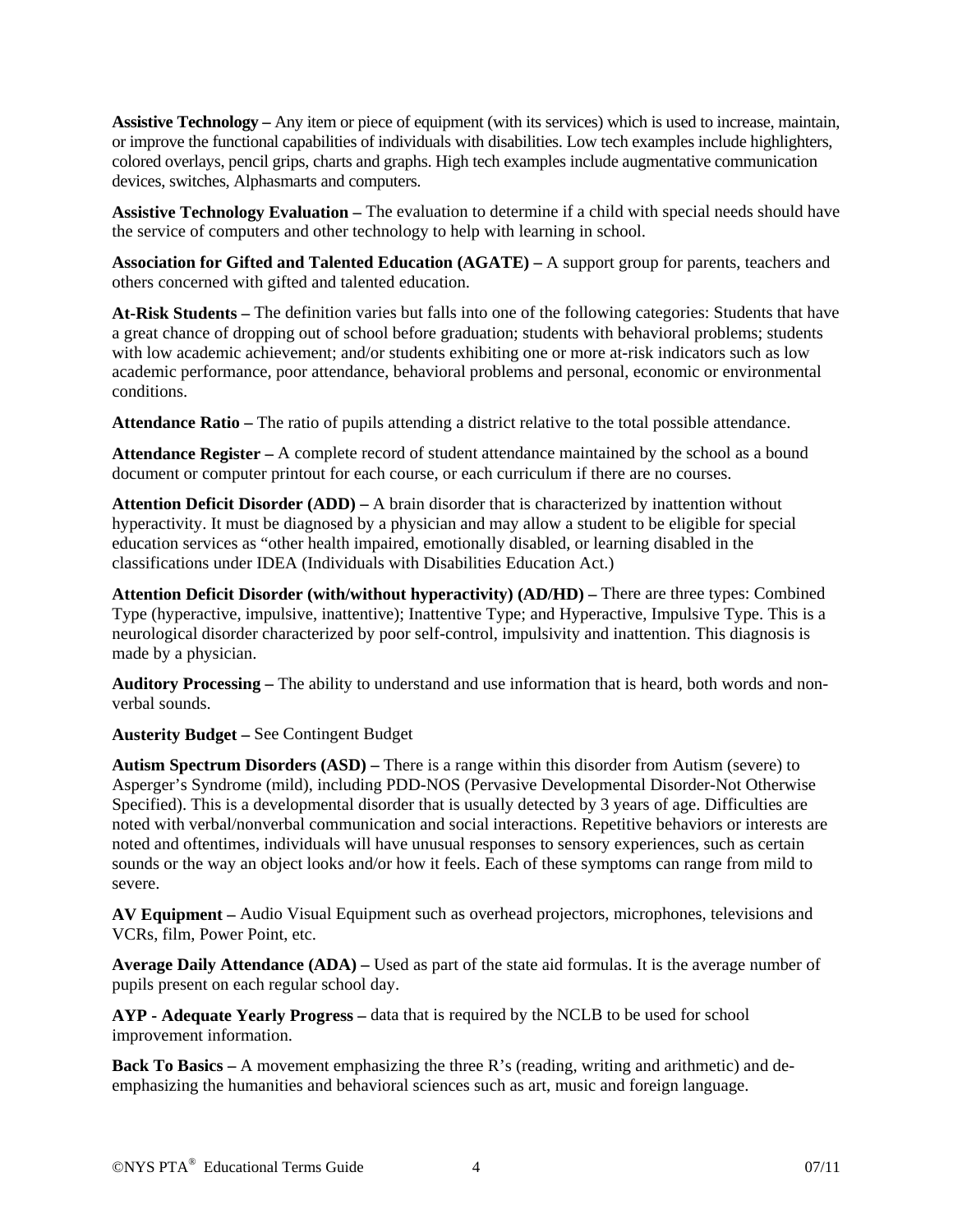**Assistive Technology –** Any item or piece of equipment (with its services) which is used to increase, maintain, or improve the functional capabilities of individuals with disabilities. Low tech examples include highlighters, colored overlays, pencil grips, charts and graphs. High tech examples include augmentative communication devices, switches, Alphasmarts and computers.

**Assistive Technology Evaluation –** The evaluation to determine if a child with special needs should have the service of computers and other technology to help with learning in school.

**Association for Gifted and Talented Education (AGATE) –** A support group for parents, teachers and others concerned with gifted and talented education.

**At-Risk Students –** The definition varies but falls into one of the following categories: Students that have a great chance of dropping out of school before graduation; students with behavioral problems; students with low academic achievement; and/or students exhibiting one or more at-risk indicators such as low academic performance, poor attendance, behavioral problems and personal, economic or environmental conditions.

**Attendance Ratio –** The ratio of pupils attending a district relative to the total possible attendance.

**Attendance Register –** A complete record of student attendance maintained by the school as a bound document or computer printout for each course, or each curriculum if there are no courses.

**Attention Deficit Disorder (ADD) –** A brain disorder that is characterized by inattention without hyperactivity. It must be diagnosed by a physician and may allow a student to be eligible for special education services as "other health impaired, emotionally disabled, or learning disabled in the classifications under IDEA (Individuals with Disabilities Education Act.)

**Attention Deficit Disorder (with/without hyperactivity) (AD/HD) –** There are three types: Combined Type (hyperactive, impulsive, inattentive); Inattentive Type; and Hyperactive, Impulsive Type. This is a neurological disorder characterized by poor self-control, impulsivity and inattention. This diagnosis is made by a physician.

**Auditory Processing –** The ability to understand and use information that is heard, both words and non-verbal sounds.

**Austerity Budget –** See Contingent Budget

**Autism Spectrum Disorders (ASD) –** There is a range within this disorder from Autism (severe) to Asperger's Syndrome (mild), including PDD-NOS (Pervasive Developmental Disorder-Not Otherwise Specified). This is a developmental disorder that is usually detected by 3 years of age. Difficulties are noted with verbal/nonverbal communication and social interactions. Repetitive behaviors or interests are noted and oftentimes, individuals will have unusual responses to sensory experiences, such as certain sounds or the way an object looks and/or how it feels. Each of these symptoms can range from mild to severe.

**AV Equipment –** Audio Visual Equipment such as overhead projectors, microphones, televisions and VCRs, film, Power Point, etc.

**Average Daily Attendance (ADA) –** Used as part of the state aid formulas. It is the average number of pupils present on each regular school day.

**AYP - Adequate Yearly Progress –** data that is required by the NCLB to be used for school improvement information.

**Back To Basics –** A movement emphasizing the three R's (reading, writing and arithmetic) and de-emphasizing the humanities and behavioral sciences such as art, music and foreign language.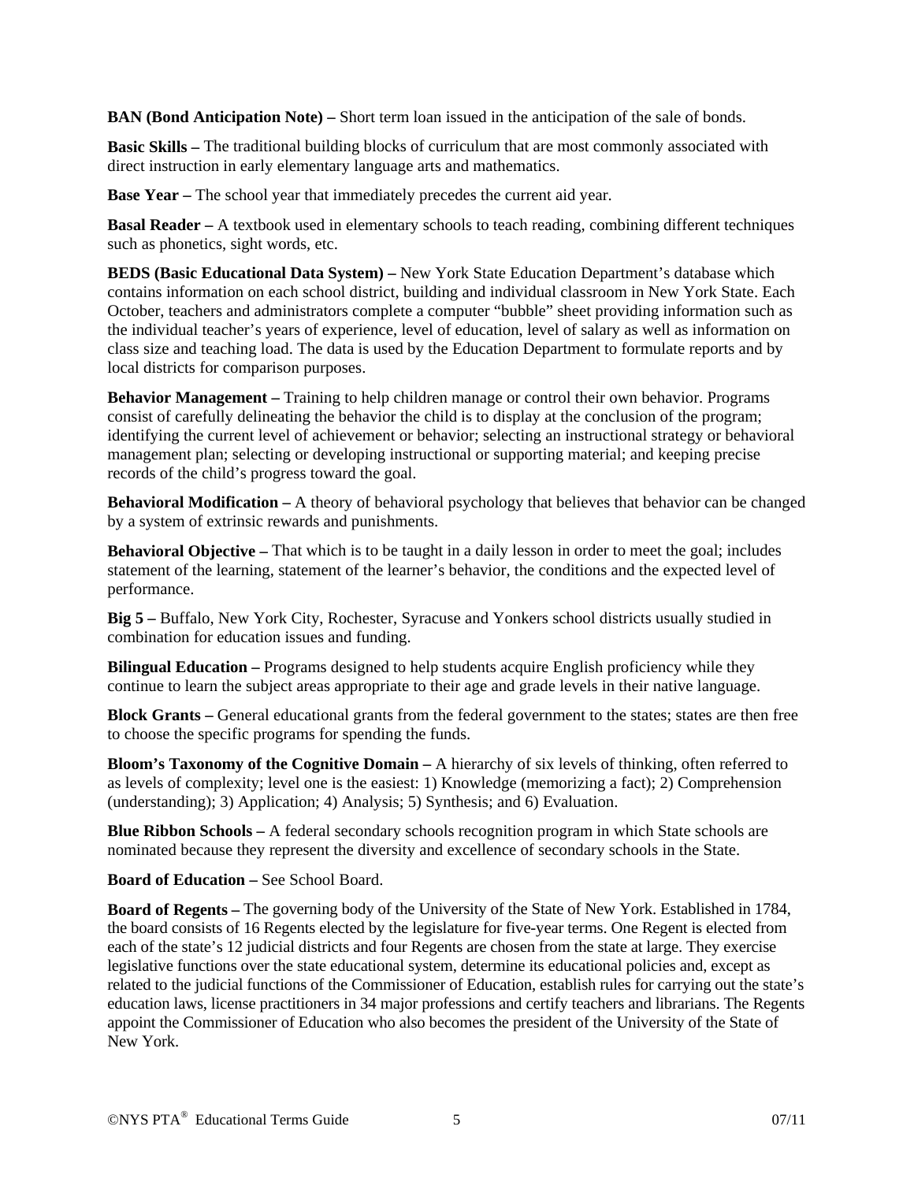**BAN (Bond Anticipation Note) –** Short term loan issued in the anticipation of the sale of bonds.

**Basic Skills –** The traditional building blocks of curriculum that are most commonly associated with direct instruction in early elementary language arts and mathematics.

**Base Year –** The school year that immediately precedes the current aid year.

**Basal Reader –** A textbook used in elementary schools to teach reading, combining different techniques such as phonetics, sight words, etc.

**BEDS (Basic Educational Data System) –** New York State Education Department's database which contains information on each school district, building and individual classroom in New York State. Each October, teachers and administrators complete a computer "bubble" sheet providing information such as the individual teacher's years of experience, level of education, level of salary as well as information on class size and teaching load. The data is used by the Education Department to formulate reports and by local districts for comparison purposes.

**Behavior Management –** Training to help children manage or control their own behavior. Programs consist of carefully delineating the behavior the child is to display at the conclusion of the program; identifying the current level of achievement or behavior; selecting an instructional strategy or behavioral management plan; selecting or developing instructional or supporting material; and keeping precise records of the child's progress toward the goal.

**Behavioral Modification –** A theory of behavioral psychology that believes that behavior can be changed by a system of extrinsic rewards and punishments.

**Behavioral Objective –** That which is to be taught in a daily lesson in order to meet the goal; includes statement of the learning, statement of the learner's behavior, the conditions and the expected level of performance.

**Big 5 –** Buffalo, New York City, Rochester, Syracuse and Yonkers school districts usually studied in combination for education issues and funding.

**Bilingual Education –** Programs designed to help students acquire English proficiency while they continue to learn the subject areas appropriate to their age and grade levels in their native language.

**Block Grants –** General educational grants from the federal government to the states; states are then free to choose the specific programs for spending the funds.

**Bloom's Taxonomy of the Cognitive Domain –** A hierarchy of six levels of thinking, often referred to as levels of complexity; level one is the easiest: 1) Knowledge (memorizing a fact); 2) Comprehension (understanding); 3) Application; 4) Analysis; 5) Synthesis; and 6) Evaluation.

**Blue Ribbon Schools –** A federal secondary schools recognition program in which State schools are nominated because they represent the diversity and excellence of secondary schools in the State.

**Board of Education –** See School Board.

**Board of Regents –** The governing body of the University of the State of New York. Established in 1784, the board consists of 16 Regents elected by the legislature for five-year terms. One Regent is elected from each of the state's 12 judicial districts and four Regents are chosen from the state at large. They exercise legislative functions over the state educational system, determine its educational policies and, except as related to the judicial functions of the Commissioner of Education, establish rules for carrying out the state's education laws, license practitioners in 34 major professions and certify teachers and librarians. The Regents appoint the Commissioner of Education who also becomes the president of the University of the State of New York.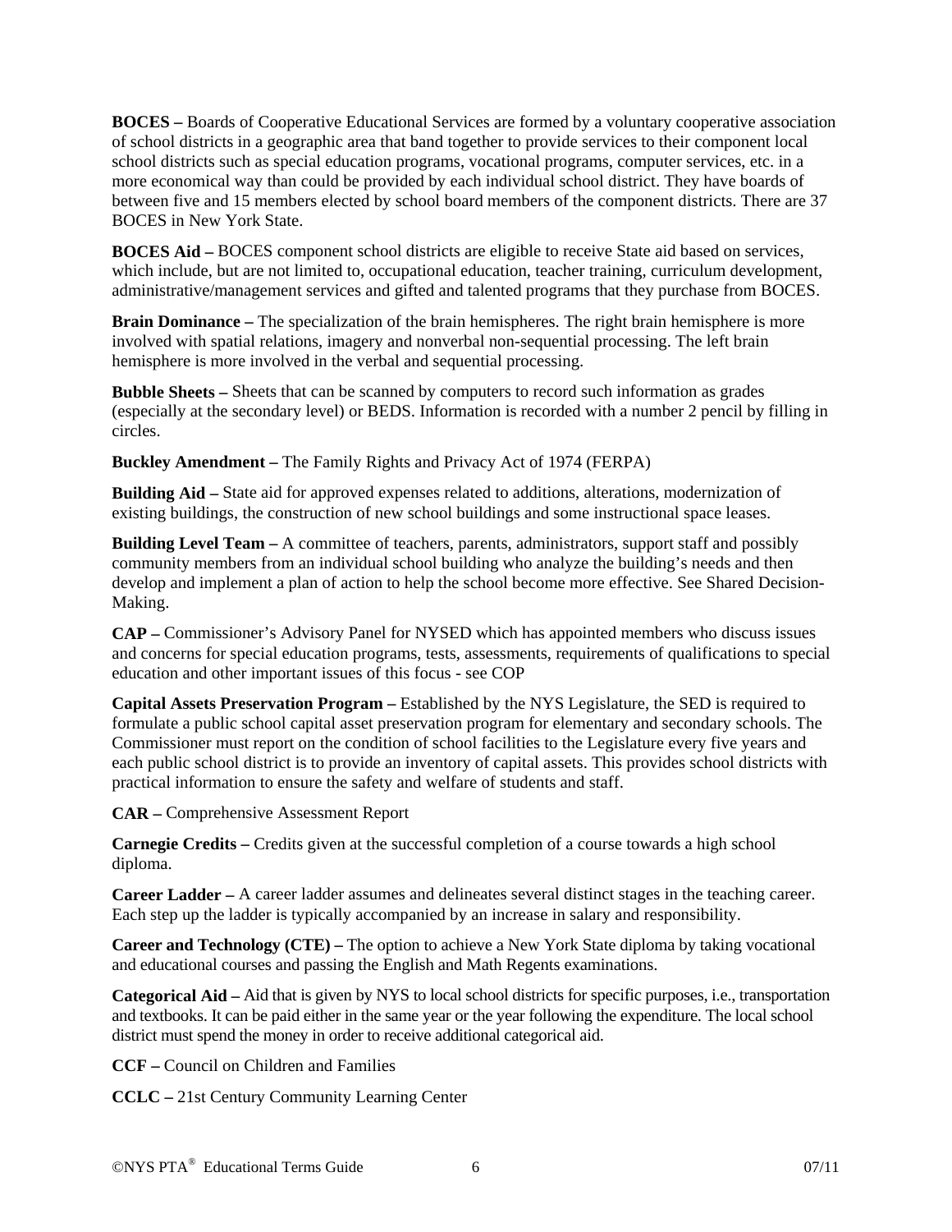**BOCES –** Boards of Cooperative Educational Services are formed by a voluntary cooperative association of school districts in a geographic area that band together to provide services to their component local school districts such as special education programs, vocational programs, computer services, etc. in a more economical way than could be provided by each individual school district. They have boards of between five and 15 members elected by school board members of the component districts. There are 37 BOCES in New York State.

**BOCES Aid –** BOCES component school districts are eligible to receive State aid based on services, which include, but are not limited to, occupational education, teacher training, curriculum development, administrative/management services and gifted and talented programs that they purchase from BOCES.

**Brain Dominance –** The specialization of the brain hemispheres. The right brain hemisphere is more involved with spatial relations, imagery and nonverbal non-sequential processing. The left brain hemisphere is more involved in the verbal and sequential processing.

**Bubble Sheets –** Sheets that can be scanned by computers to record such information as grades (especially at the secondary level) or BEDS. Information is recorded with a number 2 pencil by filling in circles.

**Buckley Amendment –** The Family Rights and Privacy Act of 1974 (FERPA)

**Building Aid –** State aid for approved expenses related to additions, alterations, modernization of existing buildings, the construction of new school buildings and some instructional space leases.

**Building Level Team –** A committee of teachers, parents, administrators, support staff and possibly community members from an individual school building who analyze the building's needs and then develop and implement a plan of action to help the school become more effective. See Shared Decision-Making.

**CAP –** Commissioner's Advisory Panel for NYSED which has appointed members who discuss issues and concerns for special education programs, tests, assessments, requirements of qualifications to special education and other important issues of this focus - see COP

**Capital Assets Preservation Program –** Established by the NYS Legislature, the SED is required to formulate a public school capital asset preservation program for elementary and secondary schools. The Commissioner must report on the condition of school facilities to the Legislature every five years and each public school district is to provide an inventory of capital assets. This provides school districts with practical information to ensure the safety and welfare of students and staff.

**CAR –** Comprehensive Assessment Report

**Carnegie Credits –** Credits given at the successful completion of a course towards a high school diploma.

**Career Ladder –** A career ladder assumes and delineates several distinct stages in the teaching career. Each step up the ladder is typically accompanied by an increase in salary and responsibility.

**Career and Technology (CTE) –** The option to achieve a New York State diploma by taking vocational and educational courses and passing the English and Math Regents examinations.

**Categorical Aid –** Aid that is given by NYS to local school districts for specific purposes, i.e., transportation and textbooks. It can be paid either in the same year or the year following the expenditure. The local school district must spend the money in order to receive additional categorical aid.

**CCF –** Council on Children and Families

**CCLC –** 21st Century Community Learning Center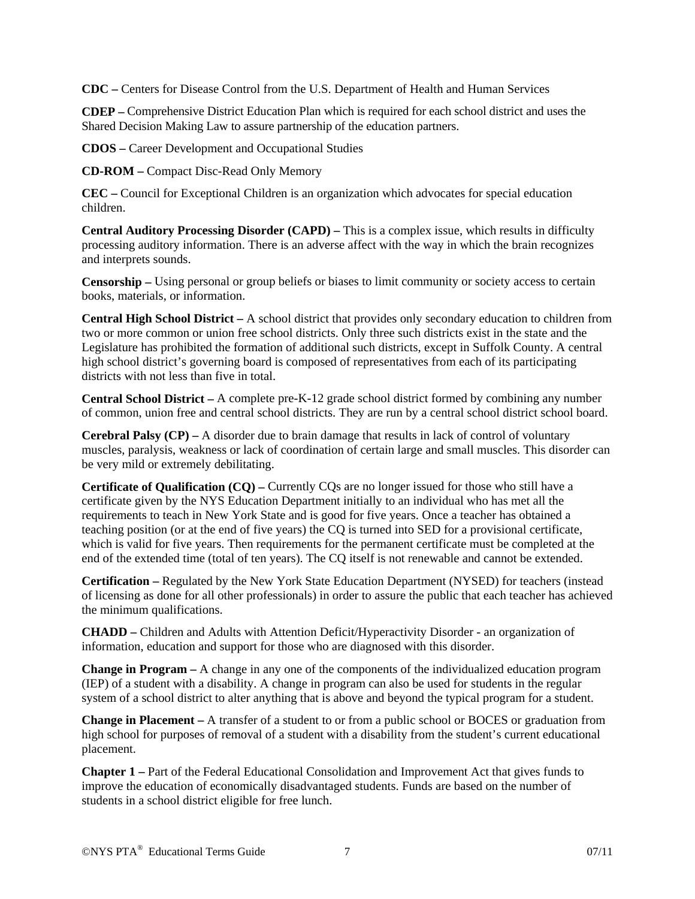**CDC –** Centers for Disease Control from the U.S. Department of Health and Human Services

**CDEP –** Comprehensive District Education Plan which is required for each school district and uses the Shared Decision Making Law to assure partnership of the education partners.

**CDOS –** Career Development and Occupational Studies

**CD-ROM –** Compact Disc-Read Only Memory

**CEC –** Council for Exceptional Children is an organization which advocates for special education children.

**Central Auditory Processing Disorder (CAPD) –** This is a complex issue, which results in difficulty processing auditory information. There is an adverse affect with the way in which the brain recognizes and interprets sounds.

**Censorship –** Using personal or group beliefs or biases to limit community or society access to certain books, materials, or information.

**Central High School District –** A school district that provides only secondary education to children from two or more common or union free school districts. Only three such districts exist in the state and the Legislature has prohibited the formation of additional such districts, except in Suffolk County. A central high school district's governing board is composed of representatives from each of its participating districts with not less than five in total.

**Central School District –** A complete pre-K-12 grade school district formed by combining any number of common, union free and central school districts. They are run by a central school district school board.

**Cerebral Palsy (CP) –** A disorder due to brain damage that results in lack of control of voluntary muscles, paralysis, weakness or lack of coordination of certain large and small muscles. This disorder can be very mild or extremely debilitating.

**Certificate of Qualification (CQ) –** Currently CQs are no longer issued for those who still have a certificate given by the NYS Education Department initially to an individual who has met all the requirements to teach in New York State and is good for five years. Once a teacher has obtained a teaching position (or at the end of five years) the CQ is turned into SED for a provisional certificate, which is valid for five years. Then requirements for the permanent certificate must be completed at the end of the extended time (total of ten years). The CQ itself is not renewable and cannot be extended.

**Certification –** Regulated by the New York State Education Department (NYSED) for teachers (instead of licensing as done for all other professionals) in order to assure the public that each teacher has achieved the minimum qualifications.

**CHADD –** Children and Adults with Attention Deficit/Hyperactivity Disorder - an organization of information, education and support for those who are diagnosed with this disorder.

**Change in Program –** A change in any one of the components of the individualized education program (IEP) of a student with a disability. A change in program can also be used for students in the regular system of a school district to alter anything that is above and beyond the typical program for a student.

**Change in Placement –** A transfer of a student to or from a public school or BOCES or graduation from high school for purposes of removal of a student with a disability from the student's current educational placement.

**Chapter 1 –** Part of the Federal Educational Consolidation and Improvement Act that gives funds to improve the education of economically disadvantaged students. Funds are based on the number of students in a school district eligible for free lunch.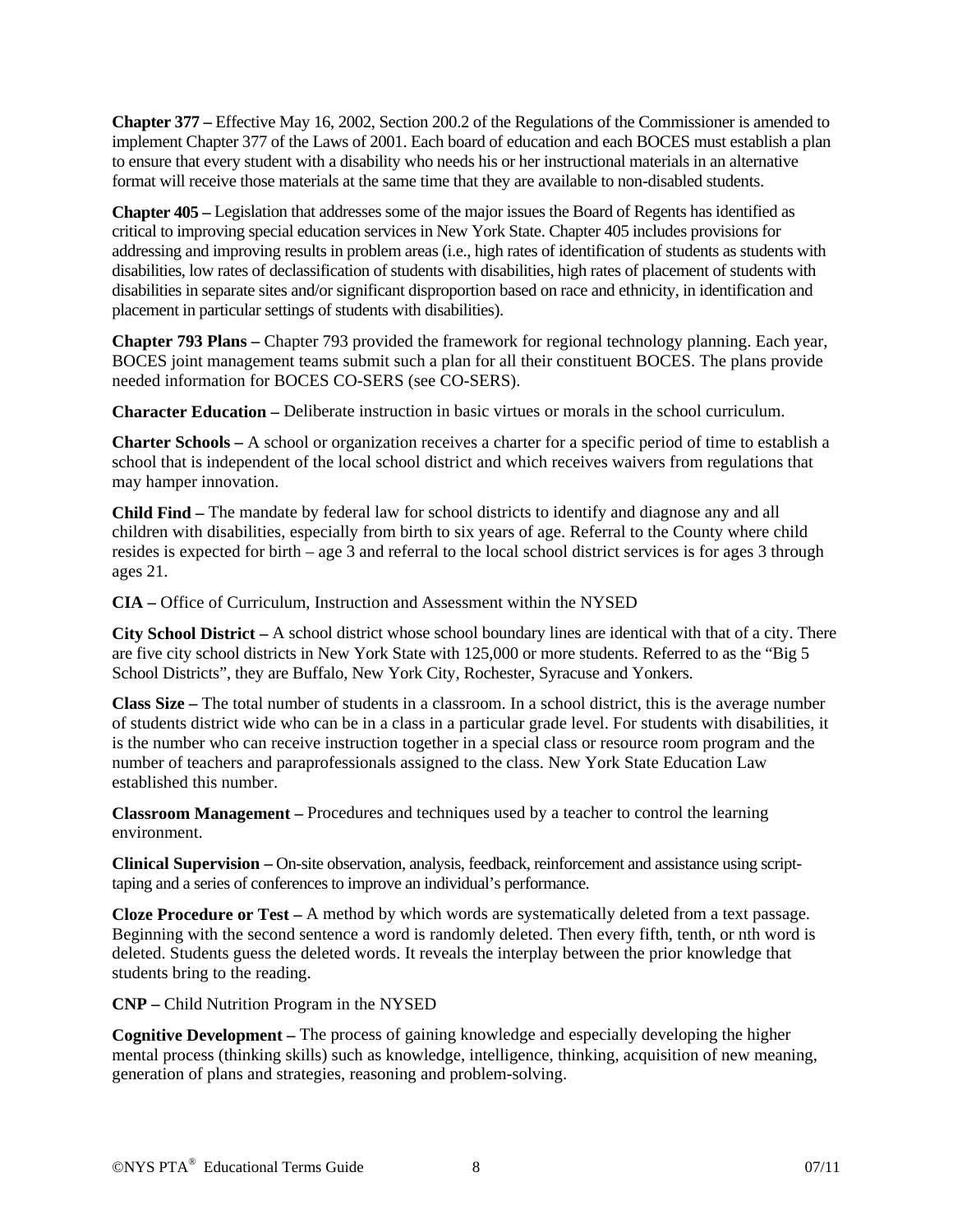**Chapter 377 –** Effective May 16, 2002, Section 200.2 of the Regulations of the Commissioner is amended to implement Chapter 377 of the Laws of 2001. Each board of education and each BOCES must establish a plan to ensure that every student with a disability who needs his or her instructional materials in an alternative format will receive those materials at the same time that they are available to non-disabled students.

**Chapter 405 –** Legislation that addresses some of the major issues the Board of Regents has identified as critical to improving special education services in New York State. Chapter 405 includes provisions for addressing and improving results in problem areas (i.e., high rates of identification of students as students with disabilities, low rates of declassification of students with disabilities, high rates of placement of students with disabilities in separate sites and/or significant disproportion based on race and ethnicity, in identification and placement in particular settings of students with disabilities).

**Chapter 793 Plans –** Chapter 793 provided the framework for regional technology planning. Each year, BOCES joint management teams submit such a plan for all their constituent BOCES. The plans provide needed information for BOCES CO-SERS (see CO-SERS).

**Character Education –** Deliberate instruction in basic virtues or morals in the school curriculum.

**Charter Schools –** A school or organization receives a charter for a specific period of time to establish a school that is independent of the local school district and which receives waivers from regulations that may hamper innovation.

**Child Find –** The mandate by federal law for school districts to identify and diagnose any and all children with disabilities, especially from birth to six years of age. Referral to the County where child resides is expected for birth – age 3 and referral to the local school district services is for ages 3 through ages 21.

**CIA –** Office of Curriculum, Instruction and Assessment within the NYSED

**City School District –** A school district whose school boundary lines are identical with that of a city. There are five city school districts in New York State with 125,000 or more students. Referred to as the "Big 5 School Districts", they are Buffalo, New York City, Rochester, Syracuse and Yonkers.

**Class Size –** The total number of students in a classroom. In a school district, this is the average number of students district wide who can be in a class in a particular grade level. For students with disabilities, it is the number who can receive instruction together in a special class or resource room program and the number of teachers and paraprofessionals assigned to the class. New York State Education Law established this number.

**Classroom Management –** Procedures and techniques used by a teacher to control the learning environment.

**Clinical Supervision –** On-site observation, analysis, feedback, reinforcement and assistance using script-taping and a series of conferences to improve an individual's performance.

**Cloze Procedure or Test –** A method by which words are systematically deleted from a text passage. Beginning with the second sentence a word is randomly deleted. Then every fifth, tenth, or nth word is deleted. Students guess the deleted words. It reveals the interplay between the prior knowledge that students bring to the reading.

**CNP –** Child Nutrition Program in the NYSED

**Cognitive Development –** The process of gaining knowledge and especially developing the higher mental process (thinking skills) such as knowledge, intelligence, thinking, acquisition of new meaning, generation of plans and strategies, reasoning and problem-solving.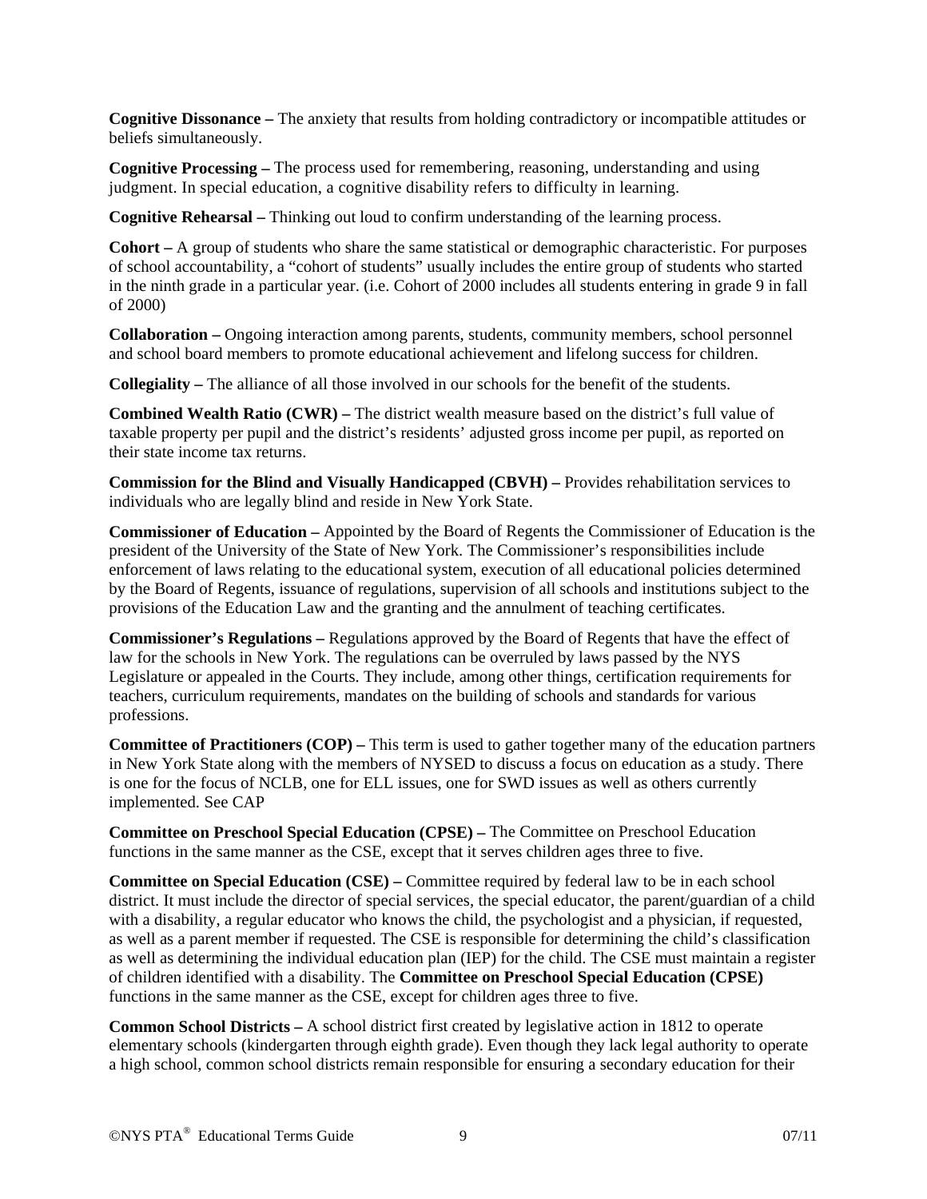**Cognitive Dissonance –** The anxiety that results from holding contradictory or incompatible attitudes or beliefs simultaneously.

**Cognitive Processing –** The process used for remembering, reasoning, understanding and using judgment. In special education, a cognitive disability refers to difficulty in learning.

**Cognitive Rehearsal –** Thinking out loud to confirm understanding of the learning process.

**Cohort –** A group of students who share the same statistical or demographic characteristic. For purposes of school accountability, a "cohort of students" usually includes the entire group of students who started in the ninth grade in a particular year. (i.e. Cohort of 2000 includes all students entering in grade 9 in fall of 2000)

**Collaboration –** Ongoing interaction among parents, students, community members, school personnel and school board members to promote educational achievement and lifelong success for children.

**Collegiality –** The alliance of all those involved in our schools for the benefit of the students.

**Combined Wealth Ratio (CWR) –** The district wealth measure based on the district's full value of taxable property per pupil and the district's residents' adjusted gross income per pupil, as reported on their state income tax returns.

**Commission for the Blind and Visually Handicapped (CBVH) –** Provides rehabilitation services to individuals who are legally blind and reside in New York State.

**Commissioner of Education –** Appointed by the Board of Regents the Commissioner of Education is the president of the University of the State of New York. The Commissioner's responsibilities include enforcement of laws relating to the educational system, execution of all educational policies determined by the Board of Regents, issuance of regulations, supervision of all schools and institutions subject to the provisions of the Education Law and the granting and the annulment of teaching certificates.

**Commissioner's Regulations –** Regulations approved by the Board of Regents that have the effect of law for the schools in New York. The regulations can be overruled by laws passed by the NYS Legislature or appealed in the Courts. They include, among other things, certification requirements for teachers, curriculum requirements, mandates on the building of schools and standards for various professions.

**Committee of Practitioners (COP) –** This term is used to gather together many of the education partners in New York State along with the members of NYSED to discuss a focus on education as a study. There is one for the focus of NCLB, one for ELL issues, one for SWD issues as well as others currently implemented. See CAP

**Committee on Preschool Special Education (CPSE) –** The Committee on Preschool Education functions in the same manner as the CSE, except that it serves children ages three to five.

**Committee on Special Education (CSE) –** Committee required by federal law to be in each school district. It must include the director of special services, the special educator, the parent/guardian of a child with a disability, a regular educator who knows the child, the psychologist and a physician, if requested, as well as a parent member if requested. The CSE is responsible for determining the child's classification as well as determining the individual education plan (IEP) for the child. The CSE must maintain a register of children identified with a disability. The **Committee on Preschool Special Education (CPSE)** functions in the same manner as the CSE, except for children ages three to five.

**Common School Districts –** A school district first created by legislative action in 1812 to operate elementary schools (kindergarten through eighth grade). Even though they lack legal authority to operate a high school, common school districts remain responsible for ensuring a secondary education for their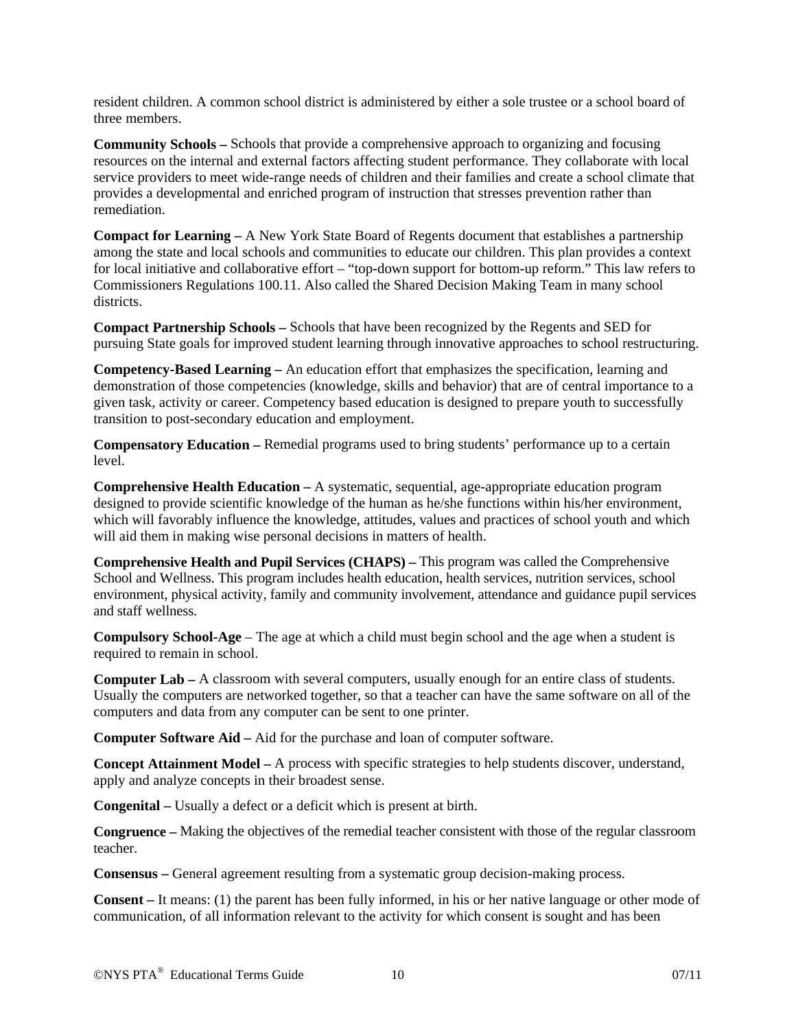resident children. A common school district is administered by either a sole trustee or a school board of three members.

**Community Schools –** Schools that provide a comprehensive approach to organizing and focusing resources on the internal and external factors affecting student performance. They collaborate with local service providers to meet wide-range needs of children and their families and create a school climate that provides a developmental and enriched program of instruction that stresses prevention rather than remediation.

**Compact for Learning –** A New York State Board of Regents document that establishes a partnership among the state and local schools and communities to educate our children. This plan provides a context for local initiative and collaborative effort – "top-down support for bottom-up reform." This law refers to Commissioners Regulations 100.11. Also called the Shared Decision Making Team in many school districts.

**Compact Partnership Schools –** Schools that have been recognized by the Regents and SED for pursuing State goals for improved student learning through innovative approaches to school restructuring.

**Competency-Based Learning –** An education effort that emphasizes the specification, learning and demonstration of those competencies (knowledge, skills and behavior) that are of central importance to a given task, activity or career. Competency based education is designed to prepare youth to successfully transition to post-secondary education and employment.

**Compensatory Education –** Remedial programs used to bring students' performance up to a certain level.

**Comprehensive Health Education –** A systematic, sequential, age-appropriate education program designed to provide scientific knowledge of the human as he/she functions within his/her environment, which will favorably influence the knowledge, attitudes, values and practices of school youth and which will aid them in making wise personal decisions in matters of health.

**Comprehensive Health and Pupil Services (CHAPS) –** This program was called the Comprehensive School and Wellness. This program includes health education, health services, nutrition services, school environment, physical activity, family and community involvement, attendance and guidance pupil services and staff wellness.

**Compulsory School-Age** – The age at which a child must begin school and the age when a student is required to remain in school.

**Computer Lab –** A classroom with several computers, usually enough for an entire class of students. Usually the computers are networked together, so that a teacher can have the same software on all of the computers and data from any computer can be sent to one printer.

**Computer Software Aid –** Aid for the purchase and loan of computer software.

**Concept Attainment Model –** A process with specific strategies to help students discover, understand, apply and analyze concepts in their broadest sense.

**Congenital –** Usually a defect or a deficit which is present at birth.

**Congruence –** Making the objectives of the remedial teacher consistent with those of the regular classroom teacher.

**Consensus –** General agreement resulting from a systematic group decision-making process.

**Consent –** It means: (1) the parent has been fully informed, in his or her native language or other mode of communication, of all information relevant to the activity for which consent is sought and has been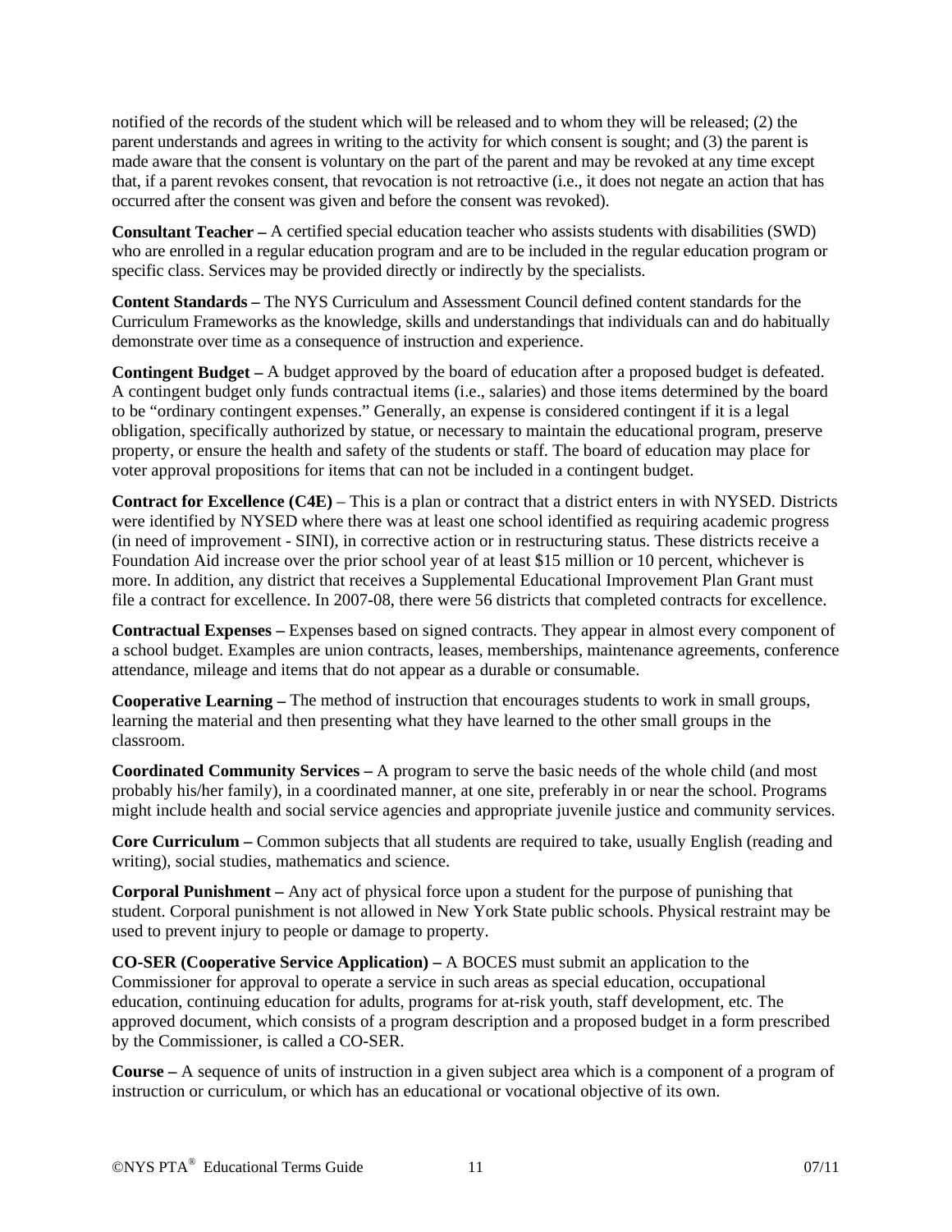notified of the records of the student which will be released and to whom they will be released; (2) the parent understands and agrees in writing to the activity for which consent is sought; and (3) the parent is made aware that the consent is voluntary on the part of the parent and may be revoked at any time except that, if a parent revokes consent, that revocation is not retroactive (i.e., it does not negate an action that has occurred after the consent was given and before the consent was revoked).

**Consultant Teacher –** A certified special education teacher who assists students with disabilities (SWD) who are enrolled in a regular education program and are to be included in the regular education program or specific class. Services may be provided directly or indirectly by the specialists.

**Content Standards –** The NYS Curriculum and Assessment Council defined content standards for the Curriculum Frameworks as the knowledge, skills and understandings that individuals can and do habitually demonstrate over time as a consequence of instruction and experience.

**Contingent Budget –** A budget approved by the board of education after a proposed budget is defeated. A contingent budget only funds contractual items (i.e., salaries) and those items determined by the board to be "ordinary contingent expenses." Generally, an expense is considered contingent if it is a legal obligation, specifically authorized by statue, or necessary to maintain the educational program, preserve property, or ensure the health and safety of the students or staff. The board of education may place for voter approval propositions for items that can not be included in a contingent budget.

**Contract for Excellence (C4E)** – This is a plan or contract that a district enters in with NYSED. Districts were identified by NYSED where there was at least one school identified as requiring academic progress (in need of improvement - SINI), in corrective action or in restructuring status. These districts receive a Foundation Aid increase over the prior school year of at least $15 million or 10 percent, whichever is more. In addition, any district that receives a Supplemental Educational Improvement Plan Grant must file a contract for excellence. In 2007-08, there were 56 districts that completed contracts for excellence.

**Contractual Expenses –** Expenses based on signed contracts. They appear in almost every component of a school budget. Examples are union contracts, leases, memberships, maintenance agreements, conference attendance, mileage and items that do not appear as a durable or consumable.

**Cooperative Learning –** The method of instruction that encourages students to work in small groups, learning the material and then presenting what they have learned to the other small groups in the classroom.

**Coordinated Community Services –** A program to serve the basic needs of the whole child (and most probably his/her family), in a coordinated manner, at one site, preferably in or near the school. Programs might include health and social service agencies and appropriate juvenile justice and community services.

**Core Curriculum –** Common subjects that all students are required to take, usually English (reading and writing), social studies, mathematics and science.

**Corporal Punishment –** Any act of physical force upon a student for the purpose of punishing that student. Corporal punishment is not allowed in New York State public schools. Physical restraint may be used to prevent injury to people or damage to property.

**CO-SER (Cooperative Service Application) –** A BOCES must submit an application to the Commissioner for approval to operate a service in such areas as special education, occupational education, continuing education for adults, programs for at-risk youth, staff development, etc. The approved document, which consists of a program description and a proposed budget in a form prescribed by the Commissioner, is called a CO-SER.

**Course –** A sequence of units of instruction in a given subject area which is a component of a program of instruction or curriculum, or which has an educational or vocational objective of its own.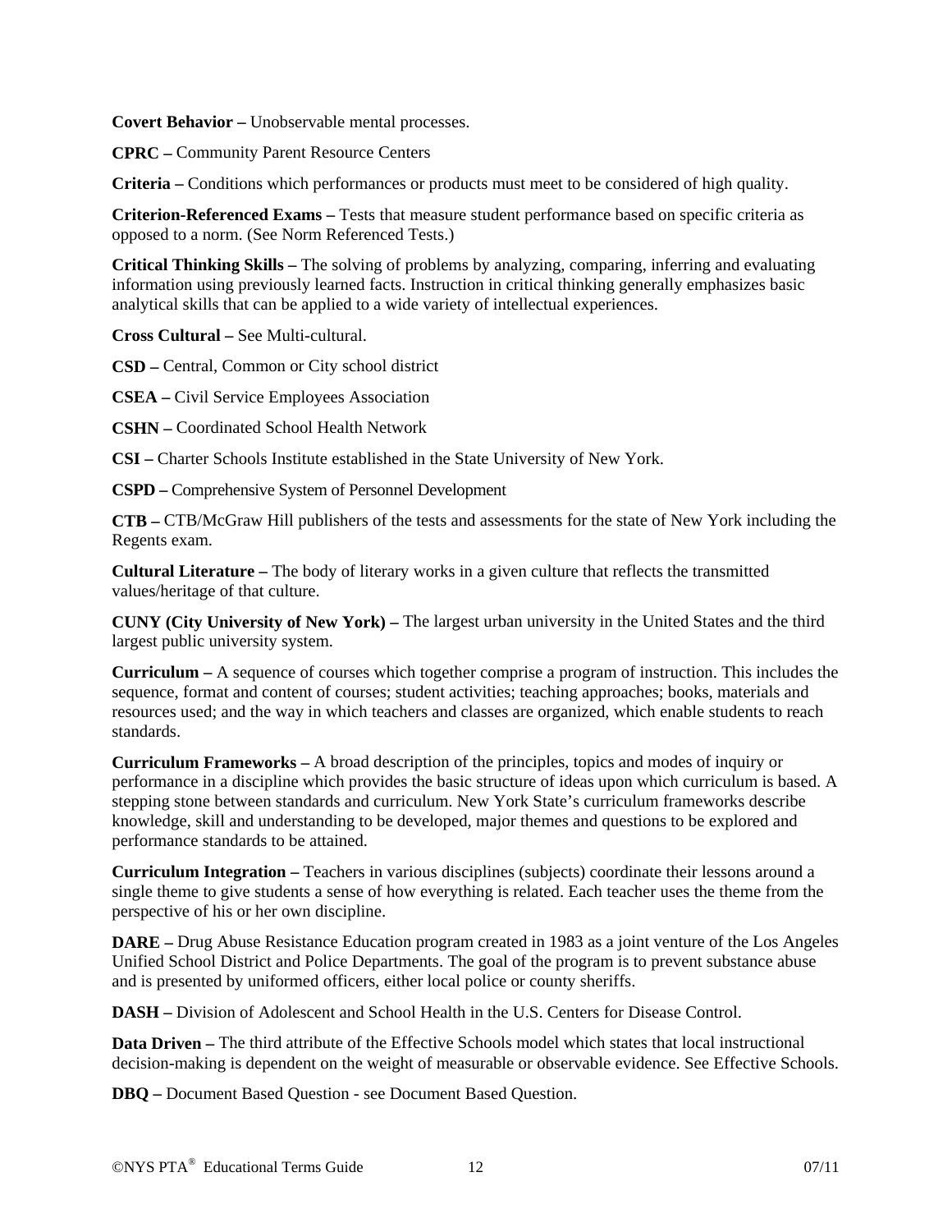**Covert Behavior –** Unobservable mental processes.

**CPRC –** Community Parent Resource Centers

**Criteria –** Conditions which performances or products must meet to be considered of high quality.

**Criterion-Referenced Exams –** Tests that measure student performance based on specific criteria as opposed to a norm. (See Norm Referenced Tests.)

**Critical Thinking Skills –** The solving of problems by analyzing, comparing, inferring and evaluating information using previously learned facts. Instruction in critical thinking generally emphasizes basic analytical skills that can be applied to a wide variety of intellectual experiences.

**Cross Cultural –** See Multi-cultural.

**CSD –** Central, Common or City school district

**CSEA –** Civil Service Employees Association

**CSHN –** Coordinated School Health Network

**CSI –** Charter Schools Institute established in the State University of New York.

**CSPD –** Comprehensive System of Personnel Development

**CTB –** CTB/McGraw Hill publishers of the tests and assessments for the state of New York including the Regents exam.

**Cultural Literature –** The body of literary works in a given culture that reflects the transmitted values/heritage of that culture.

**CUNY (City University of New York) –** The largest urban university in the United States and the third largest public university system.

**Curriculum –** A sequence of courses which together comprise a program of instruction. This includes the sequence, format and content of courses; student activities; teaching approaches; books, materials and resources used; and the way in which teachers and classes are organized, which enable students to reach standards.

**Curriculum Frameworks –** A broad description of the principles, topics and modes of inquiry or performance in a discipline which provides the basic structure of ideas upon which curriculum is based. A stepping stone between standards and curriculum. New York State's curriculum frameworks describe knowledge, skill and understanding to be developed, major themes and questions to be explored and performance standards to be attained.

**Curriculum Integration –** Teachers in various disciplines (subjects) coordinate their lessons around a single theme to give students a sense of how everything is related. Each teacher uses the theme from the perspective of his or her own discipline.

**DARE –** Drug Abuse Resistance Education program created in 1983 as a joint venture of the Los Angeles Unified School District and Police Departments. The goal of the program is to prevent substance abuse and is presented by uniformed officers, either local police or county sheriffs.

**DASH –** Division of Adolescent and School Health in the U.S. Centers for Disease Control.

**Data Driven –** The third attribute of the Effective Schools model which states that local instructional decision-making is dependent on the weight of measurable or observable evidence. See Effective Schools.

**DBQ –** Document Based Question - see Document Based Question.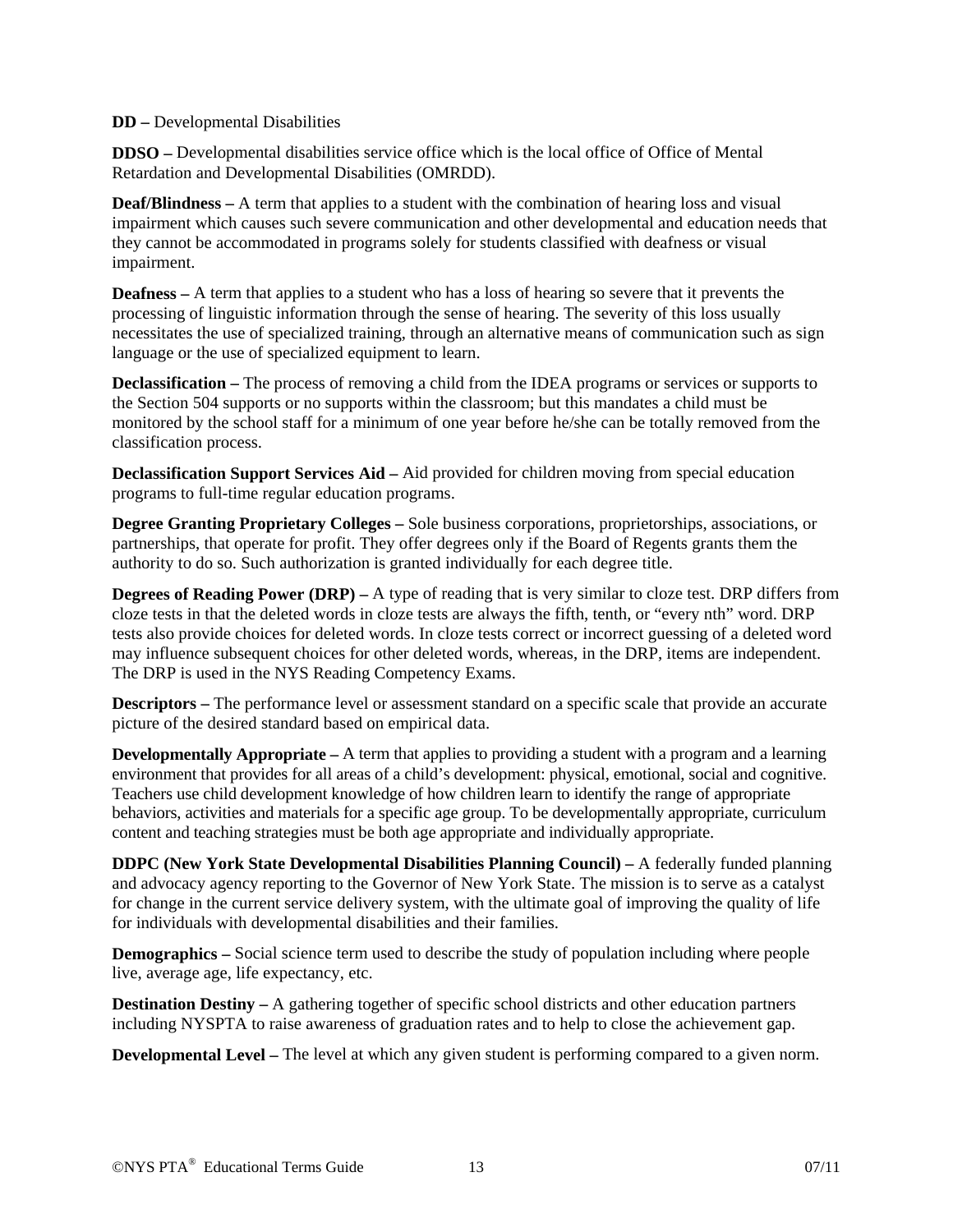**DD –** Developmental Disabilities

**DDSO –** Developmental disabilities service office which is the local office of Office of Mental Retardation and Developmental Disabilities (OMRDD).

**Deaf/Blindness –** A term that applies to a student with the combination of hearing loss and visual impairment which causes such severe communication and other developmental and education needs that they cannot be accommodated in programs solely for students classified with deafness or visual impairment.

**Deafness –** A term that applies to a student who has a loss of hearing so severe that it prevents the processing of linguistic information through the sense of hearing. The severity of this loss usually necessitates the use of specialized training, through an alternative means of communication such as sign language or the use of specialized equipment to learn.

**Declassification –** The process of removing a child from the IDEA programs or services or supports to the Section 504 supports or no supports within the classroom; but this mandates a child must be monitored by the school staff for a minimum of one year before he/she can be totally removed from the classification process.

**Declassification Support Services Aid –** Aid provided for children moving from special education programs to full-time regular education programs.

**Degree Granting Proprietary Colleges –** Sole business corporations, proprietorships, associations, or partnerships, that operate for profit. They offer degrees only if the Board of Regents grants them the authority to do so. Such authorization is granted individually for each degree title.

**Degrees of Reading Power (DRP) –** A type of reading that is very similar to cloze test. DRP differs from cloze tests in that the deleted words in cloze tests are always the fifth, tenth, or "every nth" word. DRP tests also provide choices for deleted words. In cloze tests correct or incorrect guessing of a deleted word may influence subsequent choices for other deleted words, whereas, in the DRP, items are independent. The DRP is used in the NYS Reading Competency Exams.

**Descriptors –** The performance level or assessment standard on a specific scale that provide an accurate picture of the desired standard based on empirical data.

**Developmentally Appropriate –** A term that applies to providing a student with a program and a learning environment that provides for all areas of a child's development: physical, emotional, social and cognitive. Teachers use child development knowledge of how children learn to identify the range of appropriate behaviors, activities and materials for a specific age group. To be developmentally appropriate, curriculum content and teaching strategies must be both age appropriate and individually appropriate.

**DDPC (New York State Developmental Disabilities Planning Council) –** A federally funded planning and advocacy agency reporting to the Governor of New York State. The mission is to serve as a catalyst for change in the current service delivery system, with the ultimate goal of improving the quality of life for individuals with developmental disabilities and their families.

**Demographics –** Social science term used to describe the study of population including where people live, average age, life expectancy, etc.

**Destination Destiny –** A gathering together of specific school districts and other education partners including NYSPTA to raise awareness of graduation rates and to help to close the achievement gap.

**Developmental Level –** The level at which any given student is performing compared to a given norm.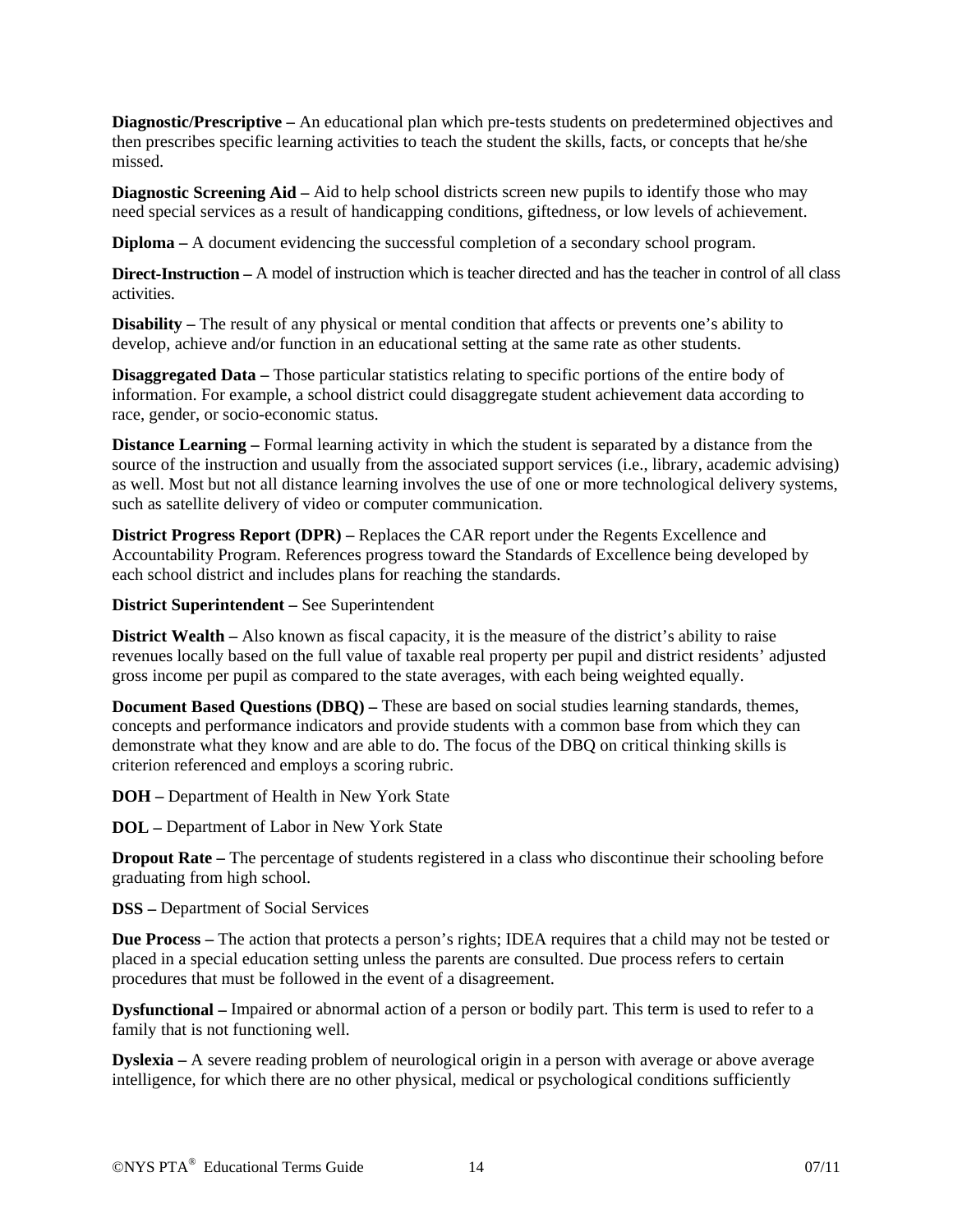**Diagnostic/Prescriptive –** An educational plan which pre-tests students on predetermined objectives and then prescribes specific learning activities to teach the student the skills, facts, or concepts that he/she missed.

**Diagnostic Screening Aid –** Aid to help school districts screen new pupils to identify those who may need special services as a result of handicapping conditions, giftedness, or low levels of achievement.

**Diploma –** A document evidencing the successful completion of a secondary school program.

**Direct-Instruction –** A model of instruction which is teacher directed and has the teacher in control of all class activities.

**Disability –** The result of any physical or mental condition that affects or prevents one's ability to develop, achieve and/or function in an educational setting at the same rate as other students.

**Disaggregated Data –** Those particular statistics relating to specific portions of the entire body of information. For example, a school district could disaggregate student achievement data according to race, gender, or socio-economic status.

**Distance Learning –** Formal learning activity in which the student is separated by a distance from the source of the instruction and usually from the associated support services (i.e., library, academic advising) as well. Most but not all distance learning involves the use of one or more technological delivery systems, such as satellite delivery of video or computer communication.

**District Progress Report (DPR) –** Replaces the CAR report under the Regents Excellence and Accountability Program. References progress toward the Standards of Excellence being developed by each school district and includes plans for reaching the standards.

**District Superintendent –** See Superintendent

**District Wealth –** Also known as fiscal capacity, it is the measure of the district's ability to raise revenues locally based on the full value of taxable real property per pupil and district residents' adjusted gross income per pupil as compared to the state averages, with each being weighted equally.

**Document Based Questions (DBQ) –** These are based on social studies learning standards, themes, concepts and performance indicators and provide students with a common base from which they can demonstrate what they know and are able to do. The focus of the DBQ on critical thinking skills is criterion referenced and employs a scoring rubric.

**DOH –** Department of Health in New York State

**DOL –** Department of Labor in New York State

**Dropout Rate –** The percentage of students registered in a class who discontinue their schooling before graduating from high school.

**DSS –** Department of Social Services

**Due Process –** The action that protects a person's rights; IDEA requires that a child may not be tested or placed in a special education setting unless the parents are consulted. Due process refers to certain procedures that must be followed in the event of a disagreement.

**Dysfunctional –** Impaired or abnormal action of a person or bodily part. This term is used to refer to a family that is not functioning well.

**Dyslexia –** A severe reading problem of neurological origin in a person with average or above average intelligence, for which there are no other physical, medical or psychological conditions sufficiently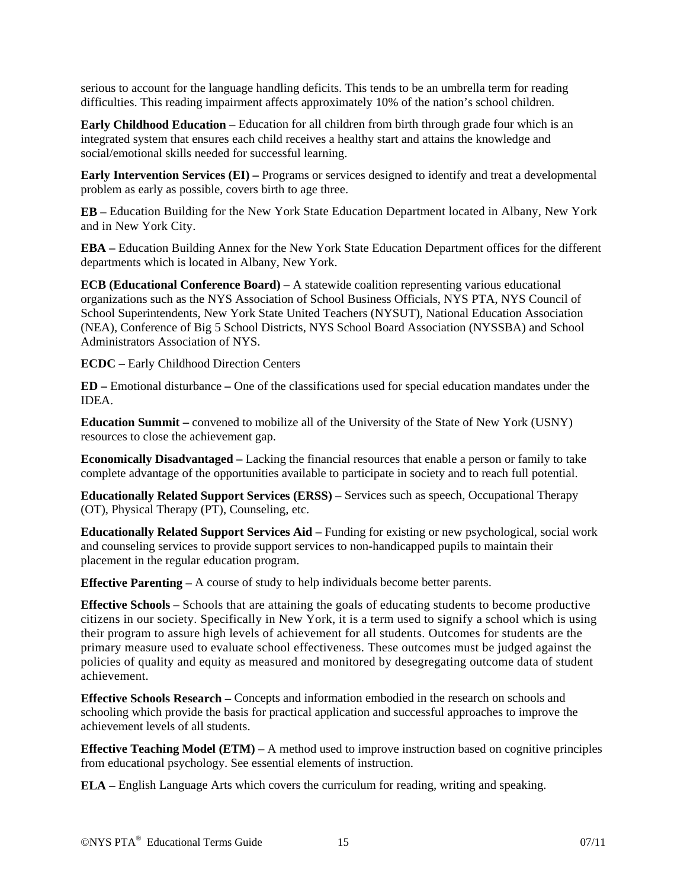serious to account for the language handling deficits. This tends to be an umbrella term for reading difficulties. This reading impairment affects approximately 10% of the nation's school children.

**Early Childhood Education –** Education for all children from birth through grade four which is an integrated system that ensures each child receives a healthy start and attains the knowledge and social/emotional skills needed for successful learning.

**Early Intervention Services (EI) –** Programs or services designed to identify and treat a developmental problem as early as possible, covers birth to age three.

**EB –** Education Building for the New York State Education Department located in Albany, New York and in New York City.

**EBA –** Education Building Annex for the New York State Education Department offices for the different departments which is located in Albany, New York.

**ECB (Educational Conference Board) –** A statewide coalition representing various educational organizations such as the NYS Association of School Business Officials, NYS PTA, NYS Council of School Superintendents, New York State United Teachers (NYSUT), National Education Association (NEA), Conference of Big 5 School Districts, NYS School Board Association (NYSSBA) and School Administrators Association of NYS.

**ECDC –** Early Childhood Direction Centers

**ED –** Emotional disturbance **–** One of the classifications used for special education mandates under the IDEA.

**Education Summit –** convened to mobilize all of the University of the State of New York (USNY) resources to close the achievement gap.

**Economically Disadvantaged –** Lacking the financial resources that enable a person or family to take complete advantage of the opportunities available to participate in society and to reach full potential.

**Educationally Related Support Services (ERSS) –** Services such as speech, Occupational Therapy (OT), Physical Therapy (PT), Counseling, etc.

**Educationally Related Support Services Aid –** Funding for existing or new psychological, social work and counseling services to provide support services to non-handicapped pupils to maintain their placement in the regular education program.

**Effective Parenting –** A course of study to help individuals become better parents.

**Effective Schools –** Schools that are attaining the goals of educating students to become productive citizens in our society. Specifically in New York, it is a term used to signify a school which is using their program to assure high levels of achievement for all students. Outcomes for students are the primary measure used to evaluate school effectiveness. These outcomes must be judged against the policies of quality and equity as measured and monitored by desegregating outcome data of student achievement.

**Effective Schools Research –** Concepts and information embodied in the research on schools and schooling which provide the basis for practical application and successful approaches to improve the achievement levels of all students.

**Effective Teaching Model (ETM) –** A method used to improve instruction based on cognitive principles from educational psychology. See essential elements of instruction.

**ELA –** English Language Arts which covers the curriculum for reading, writing and speaking.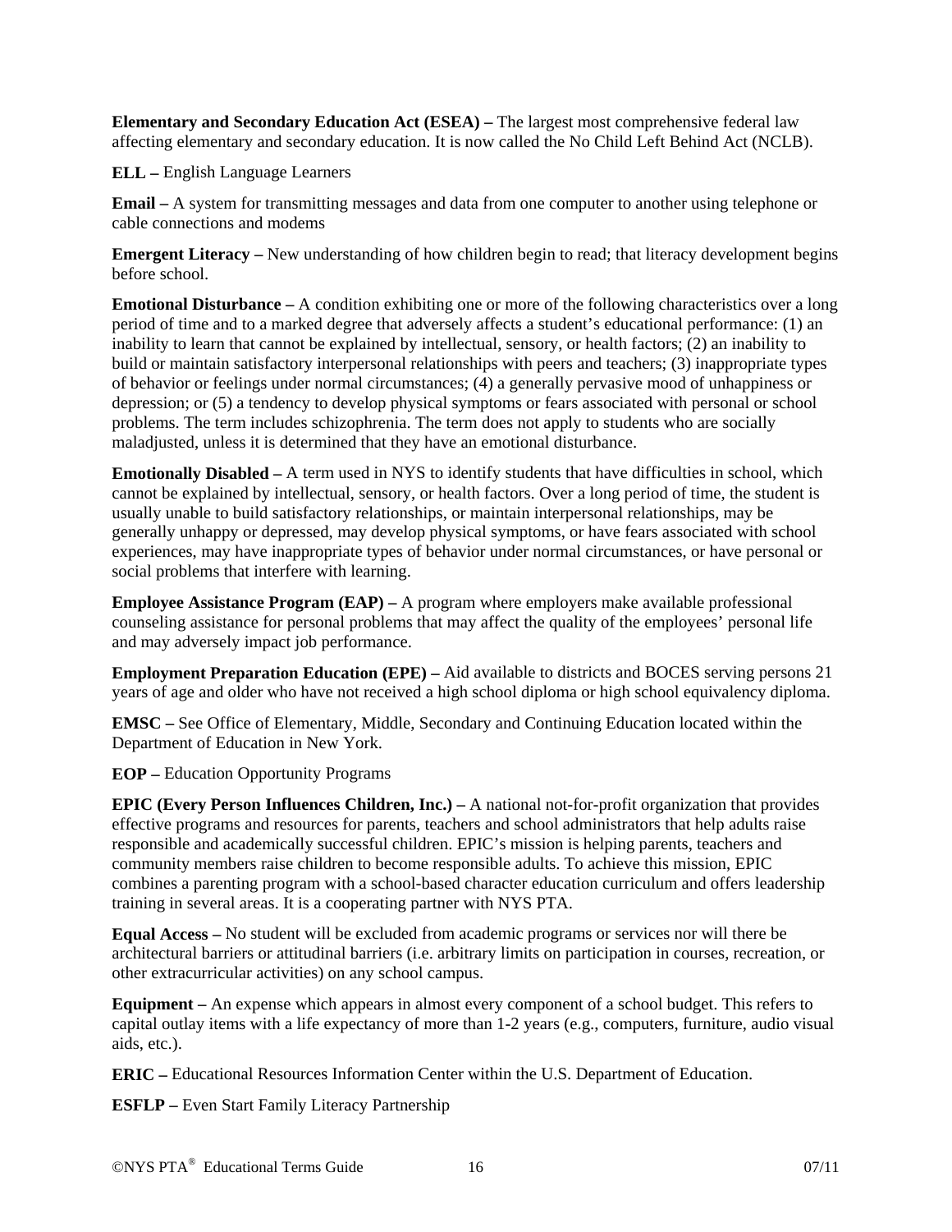**Elementary and Secondary Education Act (ESEA) –** The largest most comprehensive federal law affecting elementary and secondary education. It is now called the No Child Left Behind Act (NCLB).

**ELL –** English Language Learners

**Email –** A system for transmitting messages and data from one computer to another using telephone or cable connections and modems

**Emergent Literacy –** New understanding of how children begin to read; that literacy development begins before school.

**Emotional Disturbance –** A condition exhibiting one or more of the following characteristics over a long period of time and to a marked degree that adversely affects a student's educational performance: (1) an inability to learn that cannot be explained by intellectual, sensory, or health factors; (2) an inability to build or maintain satisfactory interpersonal relationships with peers and teachers; (3) inappropriate types of behavior or feelings under normal circumstances; (4) a generally pervasive mood of unhappiness or depression; or (5) a tendency to develop physical symptoms or fears associated with personal or school problems. The term includes schizophrenia. The term does not apply to students who are socially maladjusted, unless it is determined that they have an emotional disturbance.

**Emotionally Disabled –** A term used in NYS to identify students that have difficulties in school, which cannot be explained by intellectual, sensory, or health factors. Over a long period of time, the student is usually unable to build satisfactory relationships, or maintain interpersonal relationships, may be generally unhappy or depressed, may develop physical symptoms, or have fears associated with school experiences, may have inappropriate types of behavior under normal circumstances, or have personal or social problems that interfere with learning.

**Employee Assistance Program (EAP) –** A program where employers make available professional counseling assistance for personal problems that may affect the quality of the employees' personal life and may adversely impact job performance.

**Employment Preparation Education (EPE) –** Aid available to districts and BOCES serving persons 21 years of age and older who have not received a high school diploma or high school equivalency diploma.

**EMSC –** See Office of Elementary, Middle, Secondary and Continuing Education located within the Department of Education in New York.

**EOP –** Education Opportunity Programs

**EPIC (Every Person Influences Children, Inc.) –** A national not-for-profit organization that provides effective programs and resources for parents, teachers and school administrators that help adults raise responsible and academically successful children. EPIC's mission is helping parents, teachers and community members raise children to become responsible adults. To achieve this mission, EPIC combines a parenting program with a school-based character education curriculum and offers leadership training in several areas. It is a cooperating partner with NYS PTA.

**Equal Access –** No student will be excluded from academic programs or services nor will there be architectural barriers or attitudinal barriers (i.e. arbitrary limits on participation in courses, recreation, or other extracurricular activities) on any school campus.

**Equipment –** An expense which appears in almost every component of a school budget. This refers to capital outlay items with a life expectancy of more than 1-2 years (e.g., computers, furniture, audio visual aids, etc.).

**ERIC –** Educational Resources Information Center within the U.S. Department of Education.

**ESFLP –** Even Start Family Literacy Partnership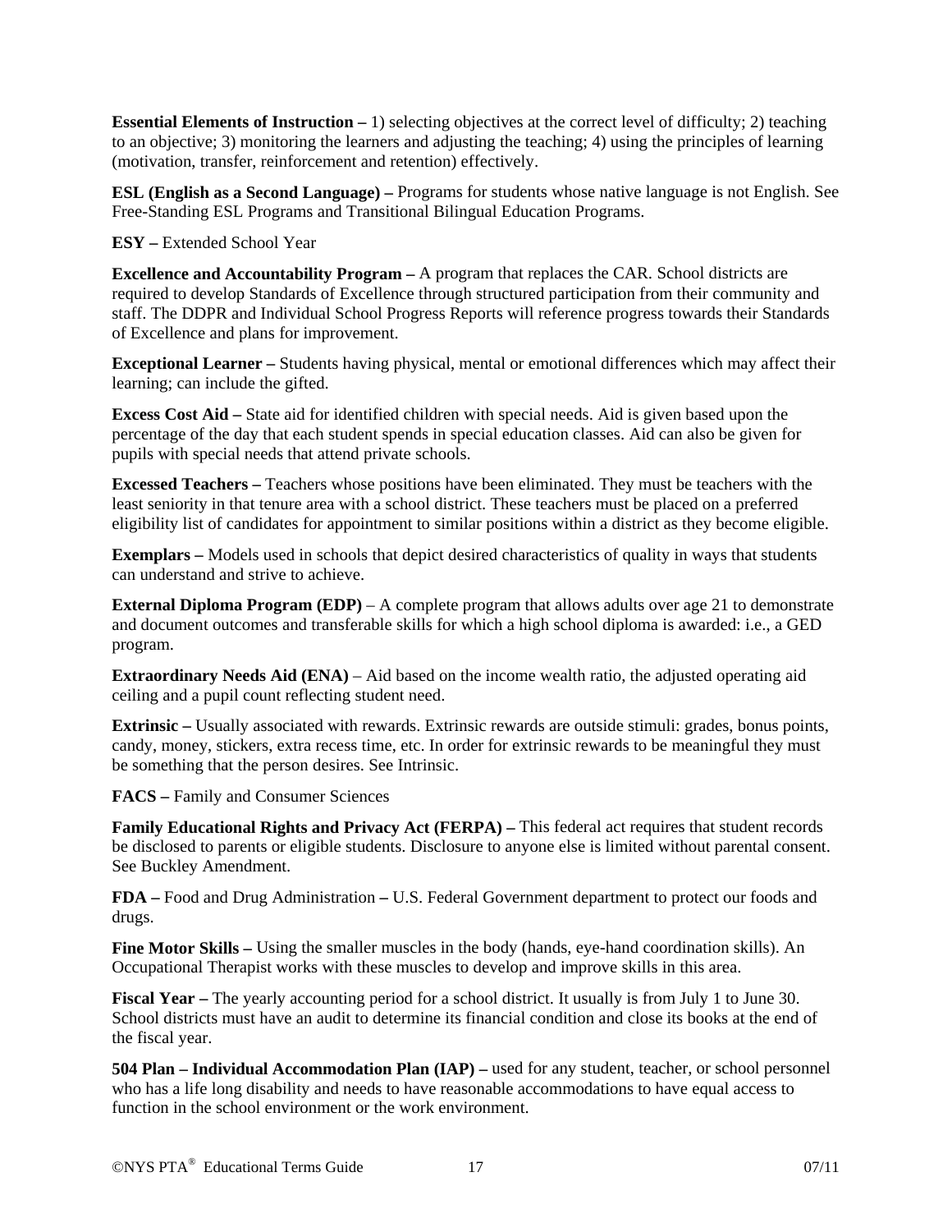**Essential Elements of Instruction –** 1) selecting objectives at the correct level of difficulty; 2) teaching to an objective; 3) monitoring the learners and adjusting the teaching; 4) using the principles of learning (motivation, transfer, reinforcement and retention) effectively.

**ESL (English as a Second Language) –** Programs for students whose native language is not English. See Free-Standing ESL Programs and Transitional Bilingual Education Programs.

**ESY –** Extended School Year

**Excellence and Accountability Program –** A program that replaces the CAR. School districts are required to develop Standards of Excellence through structured participation from their community and staff. The DDPR and Individual School Progress Reports will reference progress towards their Standards of Excellence and plans for improvement.

**Exceptional Learner –** Students having physical, mental or emotional differences which may affect their learning; can include the gifted.

**Excess Cost Aid –** State aid for identified children with special needs. Aid is given based upon the percentage of the day that each student spends in special education classes. Aid can also be given for pupils with special needs that attend private schools.

**Excessed Teachers –** Teachers whose positions have been eliminated. They must be teachers with the least seniority in that tenure area with a school district. These teachers must be placed on a preferred eligibility list of candidates for appointment to similar positions within a district as they become eligible.

**Exemplars –** Models used in schools that depict desired characteristics of quality in ways that students can understand and strive to achieve.

**External Diploma Program (EDP)** – A complete program that allows adults over age 21 to demonstrate and document outcomes and transferable skills for which a high school diploma is awarded: i.e., a GED program.

**Extraordinary Needs Aid (ENA)** – Aid based on the income wealth ratio, the adjusted operating aid ceiling and a pupil count reflecting student need.

**Extrinsic –** Usually associated with rewards. Extrinsic rewards are outside stimuli: grades, bonus points, candy, money, stickers, extra recess time, etc. In order for extrinsic rewards to be meaningful they must be something that the person desires. See Intrinsic.

**FACS –** Family and Consumer Sciences

**Family Educational Rights and Privacy Act (FERPA) –** This federal act requires that student records be disclosed to parents or eligible students. Disclosure to anyone else is limited without parental consent. See Buckley Amendment.

**FDA –** Food and Drug Administration **–** U.S. Federal Government department to protect our foods and drugs.

**Fine Motor Skills –** Using the smaller muscles in the body (hands, eye-hand coordination skills). An Occupational Therapist works with these muscles to develop and improve skills in this area.

**Fiscal Year –** The yearly accounting period for a school district. It usually is from July 1 to June 30. School districts must have an audit to determine its financial condition and close its books at the end of the fiscal year.

**504 Plan – Individual Accommodation Plan (IAP) –** used for any student, teacher, or school personnel who has a life long disability and needs to have reasonable accommodations to have equal access to function in the school environment or the work environment.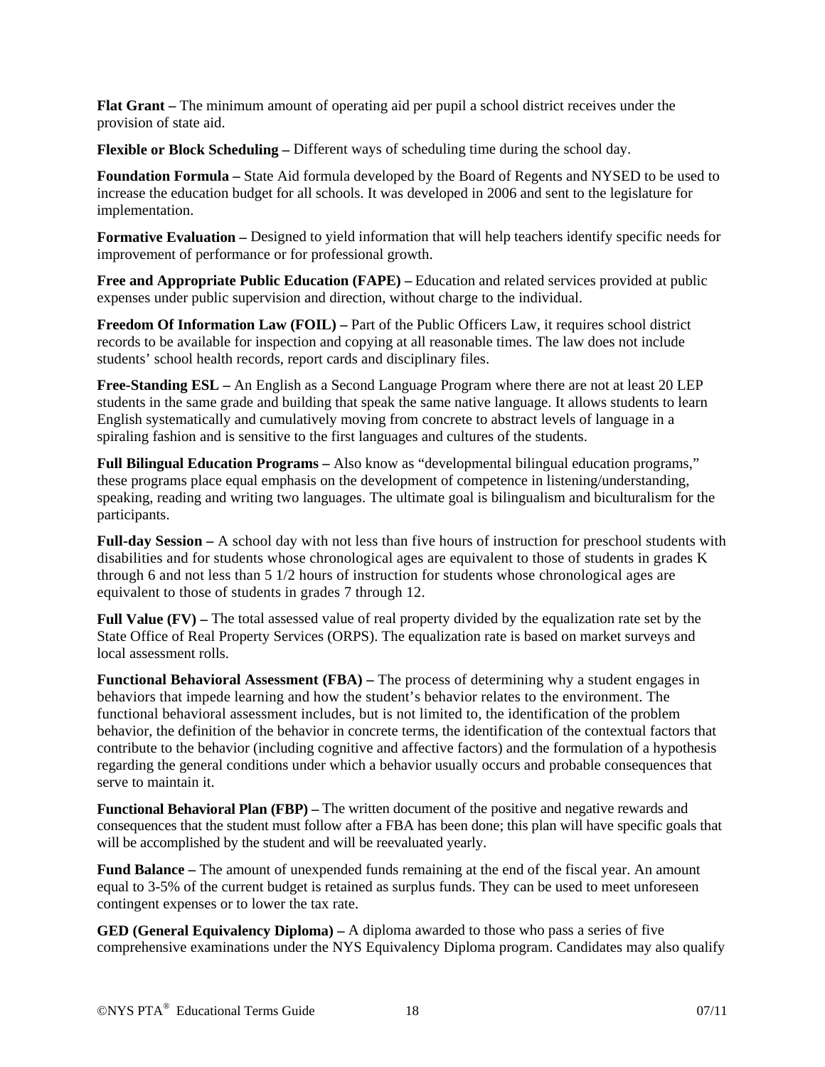**Flat Grant –** The minimum amount of operating aid per pupil a school district receives under the provision of state aid.

**Flexible or Block Scheduling –** Different ways of scheduling time during the school day.

**Foundation Formula –** State Aid formula developed by the Board of Regents and NYSED to be used to increase the education budget for all schools. It was developed in 2006 and sent to the legislature for implementation.

**Formative Evaluation –** Designed to yield information that will help teachers identify specific needs for improvement of performance or for professional growth.

**Free and Appropriate Public Education (FAPE) –** Education and related services provided at public expenses under public supervision and direction, without charge to the individual.

**Freedom Of Information Law (FOIL) –** Part of the Public Officers Law, it requires school district records to be available for inspection and copying at all reasonable times. The law does not include students' school health records, report cards and disciplinary files.

**Free-Standing ESL –** An English as a Second Language Program where there are not at least 20 LEP students in the same grade and building that speak the same native language. It allows students to learn English systematically and cumulatively moving from concrete to abstract levels of language in a spiraling fashion and is sensitive to the first languages and cultures of the students.

**Full Bilingual Education Programs –** Also know as "developmental bilingual education programs," these programs place equal emphasis on the development of competence in listening/understanding, speaking, reading and writing two languages. The ultimate goal is bilingualism and biculturalism for the participants.

**Full-day Session –** A school day with not less than five hours of instruction for preschool students with disabilities and for students whose chronological ages are equivalent to those of students in grades K through 6 and not less than 5 1/2 hours of instruction for students whose chronological ages are equivalent to those of students in grades 7 through 12.

**Full Value (FV) –** The total assessed value of real property divided by the equalization rate set by the State Office of Real Property Services (ORPS). The equalization rate is based on market surveys and local assessment rolls.

**Functional Behavioral Assessment (FBA) –** The process of determining why a student engages in behaviors that impede learning and how the student's behavior relates to the environment. The functional behavioral assessment includes, but is not limited to, the identification of the problem behavior, the definition of the behavior in concrete terms, the identification of the contextual factors that contribute to the behavior (including cognitive and affective factors) and the formulation of a hypothesis regarding the general conditions under which a behavior usually occurs and probable consequences that serve to maintain it.

**Functional Behavioral Plan (FBP) –** The written document of the positive and negative rewards and consequences that the student must follow after a FBA has been done; this plan will have specific goals that will be accomplished by the student and will be reevaluated yearly.

**Fund Balance –** The amount of unexpended funds remaining at the end of the fiscal year. An amount equal to 3-5% of the current budget is retained as surplus funds. They can be used to meet unforeseen contingent expenses or to lower the tax rate.

**GED (General Equivalency Diploma) –** A diploma awarded to those who pass a series of five comprehensive examinations under the NYS Equivalency Diploma program. Candidates may also qualify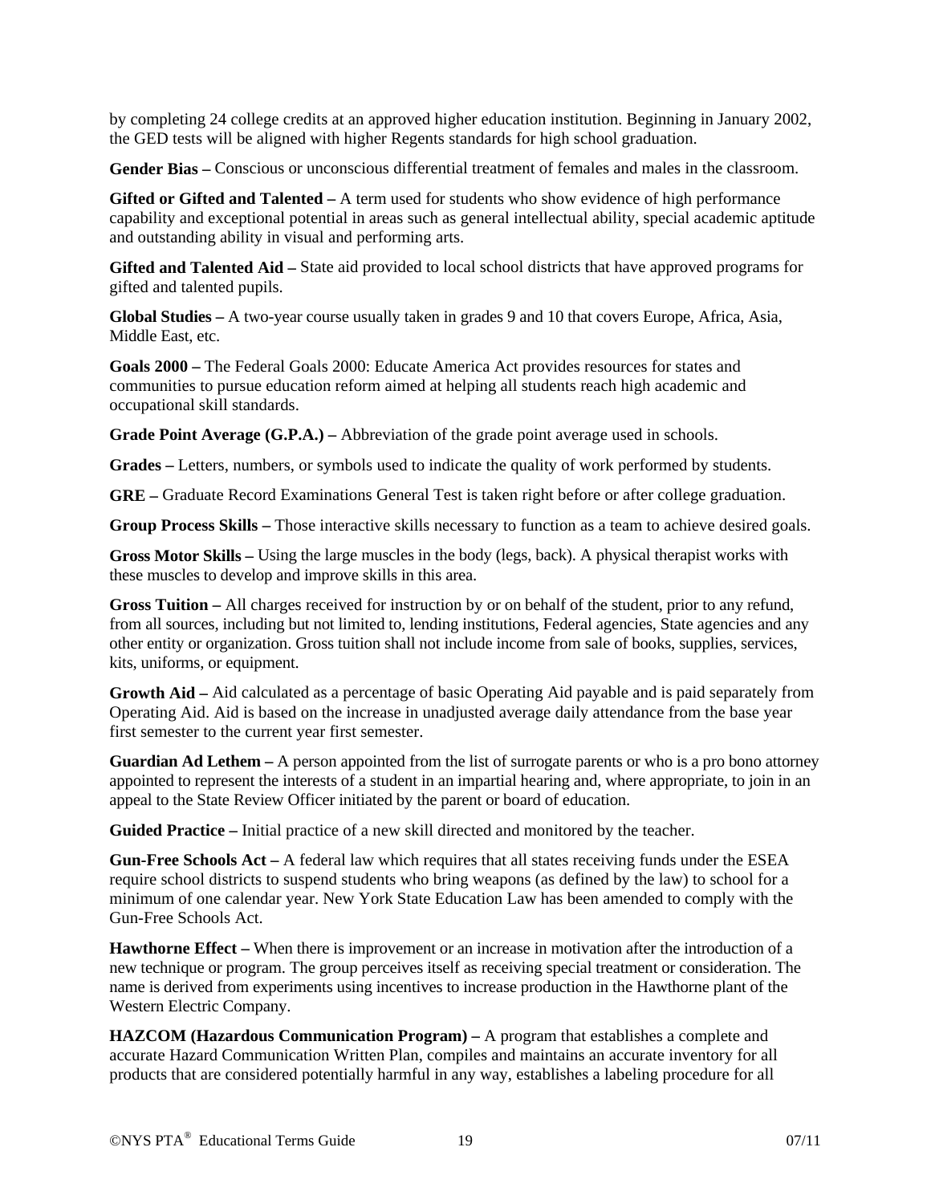by completing 24 college credits at an approved higher education institution. Beginning in January 2002, the GED tests will be aligned with higher Regents standards for high school graduation.

**Gender Bias –** Conscious or unconscious differential treatment of females and males in the classroom.

**Gifted or Gifted and Talented –** A term used for students who show evidence of high performance capability and exceptional potential in areas such as general intellectual ability, special academic aptitude and outstanding ability in visual and performing arts.

**Gifted and Talented Aid –** State aid provided to local school districts that have approved programs for gifted and talented pupils.

**Global Studies –** A two-year course usually taken in grades 9 and 10 that covers Europe, Africa, Asia, Middle East, etc.

**Goals 2000 –** The Federal Goals 2000: Educate America Act provides resources for states and communities to pursue education reform aimed at helping all students reach high academic and occupational skill standards.

**Grade Point Average (G.P.A.) –** Abbreviation of the grade point average used in schools.

**Grades –** Letters, numbers, or symbols used to indicate the quality of work performed by students.

**GRE –** Graduate Record Examinations General Test is taken right before or after college graduation.

**Group Process Skills –** Those interactive skills necessary to function as a team to achieve desired goals.

**Gross Motor Skills –** Using the large muscles in the body (legs, back). A physical therapist works with these muscles to develop and improve skills in this area.

**Gross Tuition –** All charges received for instruction by or on behalf of the student, prior to any refund, from all sources, including but not limited to, lending institutions, Federal agencies, State agencies and any other entity or organization. Gross tuition shall not include income from sale of books, supplies, services, kits, uniforms, or equipment.

**Growth Aid –** Aid calculated as a percentage of basic Operating Aid payable and is paid separately from Operating Aid. Aid is based on the increase in unadjusted average daily attendance from the base year first semester to the current year first semester.

**Guardian Ad Lethem –** A person appointed from the list of surrogate parents or who is a pro bono attorney appointed to represent the interests of a student in an impartial hearing and, where appropriate, to join in an appeal to the State Review Officer initiated by the parent or board of education.

**Guided Practice –** Initial practice of a new skill directed and monitored by the teacher.

**Gun-Free Schools Act –** A federal law which requires that all states receiving funds under the ESEA require school districts to suspend students who bring weapons (as defined by the law) to school for a minimum of one calendar year. New York State Education Law has been amended to comply with the Gun-Free Schools Act.

**Hawthorne Effect –** When there is improvement or an increase in motivation after the introduction of a new technique or program. The group perceives itself as receiving special treatment or consideration. The name is derived from experiments using incentives to increase production in the Hawthorne plant of the Western Electric Company.

**HAZCOM (Hazardous Communication Program) –** A program that establishes a complete and accurate Hazard Communication Written Plan, compiles and maintains an accurate inventory for all products that are considered potentially harmful in any way, establishes a labeling procedure for all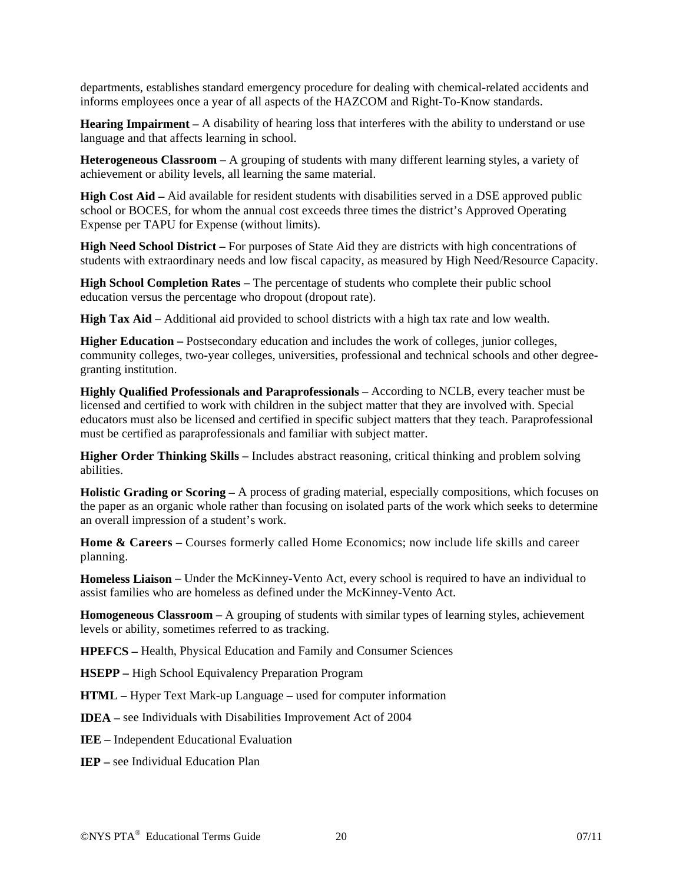departments, establishes standard emergency procedure for dealing with chemical-related accidents and informs employees once a year of all aspects of the HAZCOM and Right-To-Know standards.

**Hearing Impairment –** A disability of hearing loss that interferes with the ability to understand or use language and that affects learning in school.

**Heterogeneous Classroom –** A grouping of students with many different learning styles, a variety of achievement or ability levels, all learning the same material.

**High Cost Aid –** Aid available for resident students with disabilities served in a DSE approved public school or BOCES, for whom the annual cost exceeds three times the district's Approved Operating Expense per TAPU for Expense (without limits).

**High Need School District –** For purposes of State Aid they are districts with high concentrations of students with extraordinary needs and low fiscal capacity, as measured by High Need/Resource Capacity.

**High School Completion Rates –** The percentage of students who complete their public school education versus the percentage who dropout (dropout rate).

**High Tax Aid –** Additional aid provided to school districts with a high tax rate and low wealth.

**Higher Education –** Postsecondary education and includes the work of colleges, junior colleges, community colleges, two-year colleges, universities, professional and technical schools and other degree-granting institution.

**Highly Qualified Professionals and Paraprofessionals –** According to NCLB, every teacher must be licensed and certified to work with children in the subject matter that they are involved with. Special educators must also be licensed and certified in specific subject matters that they teach. Paraprofessional must be certified as paraprofessionals and familiar with subject matter.

**Higher Order Thinking Skills –** Includes abstract reasoning, critical thinking and problem solving abilities.

**Holistic Grading or Scoring –** A process of grading material, especially compositions, which focuses on the paper as an organic whole rather than focusing on isolated parts of the work which seeks to determine an overall impression of a student's work.

**Home & Careers –** Courses formerly called Home Economics; now include life skills and career planning.

**Homeless Liaison** – Under the McKinney-Vento Act, every school is required to have an individual to assist families who are homeless as defined under the McKinney-Vento Act.

**Homogeneous Classroom –** A grouping of students with similar types of learning styles, achievement levels or ability, sometimes referred to as tracking.

**HPEFCS –** Health, Physical Education and Family and Consumer Sciences

**HSEPP –** High School Equivalency Preparation Program

**HTML –** Hyper Text Mark-up Language **–** used for computer information

**IDEA –** see Individuals with Disabilities Improvement Act of 2004

**IEE –** Independent Educational Evaluation

**IEP –** see Individual Education Plan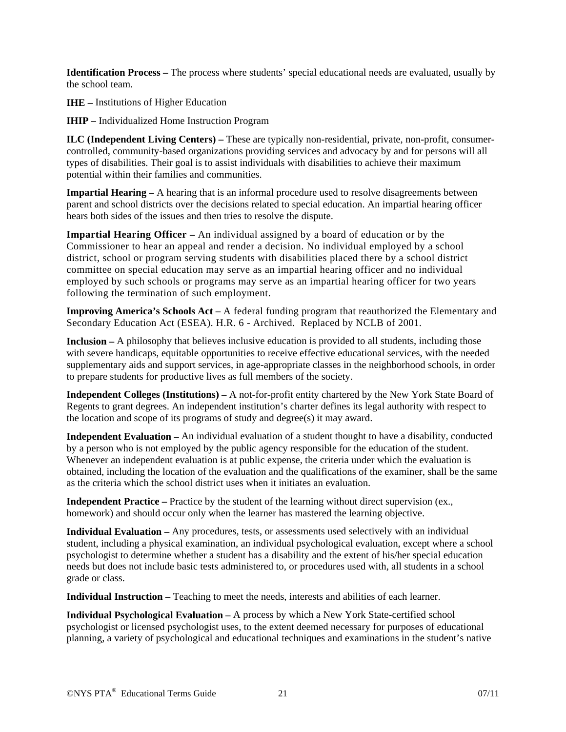**Identification Process –** The process where students' special educational needs are evaluated, usually by the school team.

**IHE –** Institutions of Higher Education

**IHIP –** Individualized Home Instruction Program

**ILC (Independent Living Centers) –** These are typically non-residential, private, non-profit, consumer-controlled, community-based organizations providing services and advocacy by and for persons will all types of disabilities. Their goal is to assist individuals with disabilities to achieve their maximum potential within their families and communities.

**Impartial Hearing –** A hearing that is an informal procedure used to resolve disagreements between parent and school districts over the decisions related to special education. An impartial hearing officer hears both sides of the issues and then tries to resolve the dispute.

**Impartial Hearing Officer –** An individual assigned by a board of education or by the Commissioner to hear an appeal and render a decision. No individual employed by a school district, school or program serving students with disabilities placed there by a school district committee on special education may serve as an impartial hearing officer and no individual employed by such schools or programs may serve as an impartial hearing officer for two years following the termination of such employment.

**Improving America's Schools Act –** A federal funding program that reauthorized the Elementary and Secondary Education Act (ESEA). H.R. 6 - Archived. Replaced by NCLB of 2001.

**Inclusion –** A philosophy that believes inclusive education is provided to all students, including those with severe handicaps, equitable opportunities to receive effective educational services, with the needed supplementary aids and support services, in age-appropriate classes in the neighborhood schools, in order to prepare students for productive lives as full members of the society.

**Independent Colleges (Institutions) –** A not-for-profit entity chartered by the New York State Board of Regents to grant degrees. An independent institution's charter defines its legal authority with respect to the location and scope of its programs of study and degree(s) it may award.

**Independent Evaluation –** An individual evaluation of a student thought to have a disability, conducted by a person who is not employed by the public agency responsible for the education of the student. Whenever an independent evaluation is at public expense, the criteria under which the evaluation is obtained, including the location of the evaluation and the qualifications of the examiner, shall be the same as the criteria which the school district uses when it initiates an evaluation.

**Independent Practice –** Practice by the student of the learning without direct supervision (ex., homework) and should occur only when the learner has mastered the learning objective.

**Individual Evaluation –** Any procedures, tests, or assessments used selectively with an individual student, including a physical examination, an individual psychological evaluation, except where a school psychologist to determine whether a student has a disability and the extent of his/her special education needs but does not include basic tests administered to, or procedures used with, all students in a school grade or class.

**Individual Instruction –** Teaching to meet the needs, interests and abilities of each learner.

**Individual Psychological Evaluation –** A process by which a New York State-certified school psychologist or licensed psychologist uses, to the extent deemed necessary for purposes of educational planning, a variety of psychological and educational techniques and examinations in the student's native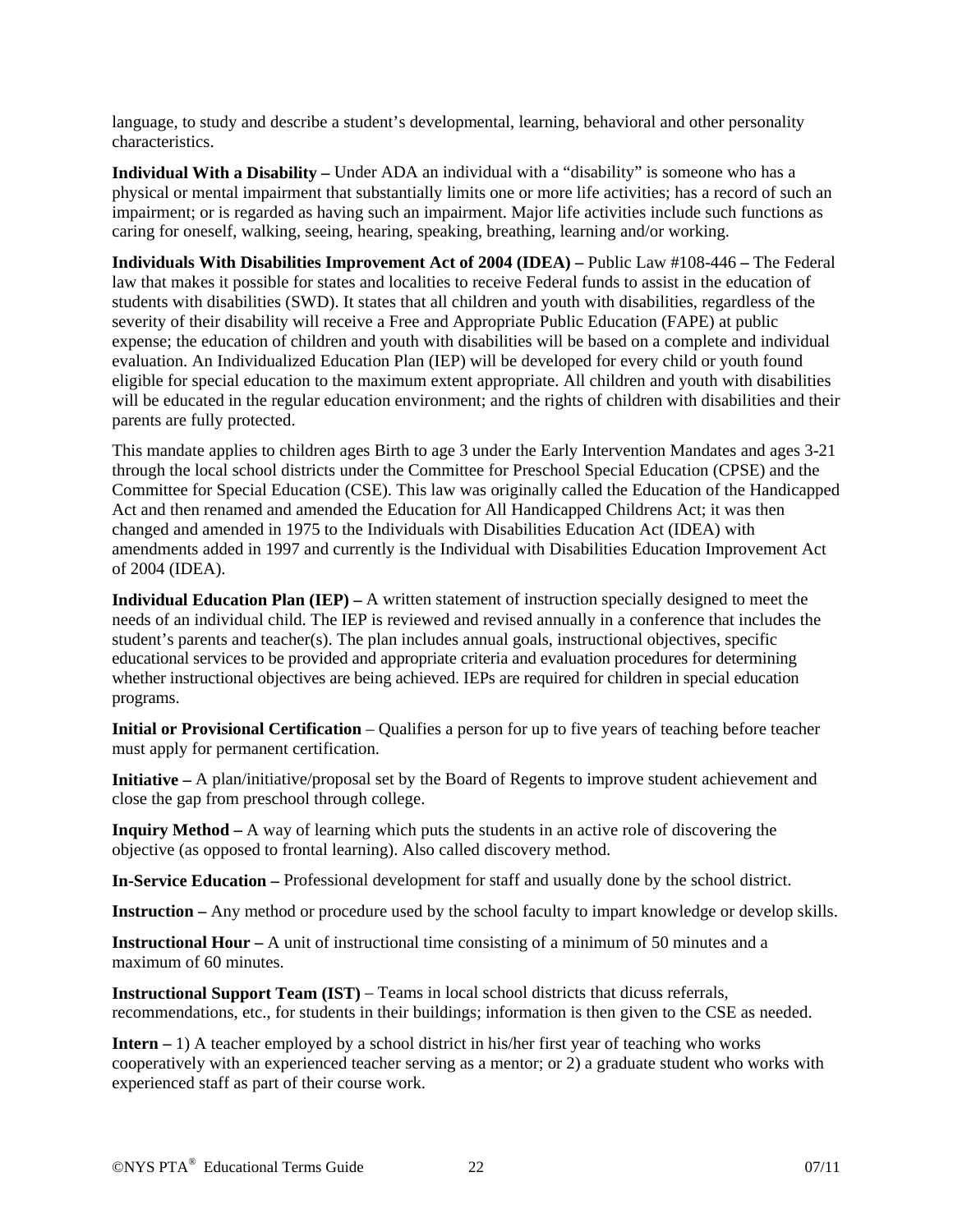language, to study and describe a student's developmental, learning, behavioral and other personality characteristics.

**Individual With a Disability –** Under ADA an individual with a "disability" is someone who has a physical or mental impairment that substantially limits one or more life activities; has a record of such an impairment; or is regarded as having such an impairment. Major life activities include such functions as caring for oneself, walking, seeing, hearing, speaking, breathing, learning and/or working.

**Individuals With Disabilities Improvement Act of 2004 (IDEA) –** Public Law #108-446 **–** The Federal law that makes it possible for states and localities to receive Federal funds to assist in the education of students with disabilities (SWD). It states that all children and youth with disabilities, regardless of the severity of their disability will receive a Free and Appropriate Public Education (FAPE) at public expense; the education of children and youth with disabilities will be based on a complete and individual evaluation. An Individualized Education Plan (IEP) will be developed for every child or youth found eligible for special education to the maximum extent appropriate. All children and youth with disabilities will be educated in the regular education environment; and the rights of children with disabilities and their parents are fully protected.

This mandate applies to children ages Birth to age 3 under the Early Intervention Mandates and ages 3-21 through the local school districts under the Committee for Preschool Special Education (CPSE) and the Committee for Special Education (CSE). This law was originally called the Education of the Handicapped Act and then renamed and amended the Education for All Handicapped Childrens Act; it was then changed and amended in 1975 to the Individuals with Disabilities Education Act (IDEA) with amendments added in 1997 and currently is the Individual with Disabilities Education Improvement Act of 2004 (IDEA).

**Individual Education Plan (IEP) –** A written statement of instruction specially designed to meet the needs of an individual child. The IEP is reviewed and revised annually in a conference that includes the student's parents and teacher(s). The plan includes annual goals, instructional objectives, specific educational services to be provided and appropriate criteria and evaluation procedures for determining whether instructional objectives are being achieved. IEPs are required for children in special education programs.

**Initial or Provisional Certification** – Qualifies a person for up to five years of teaching before teacher must apply for permanent certification.

**Initiative –** A plan/initiative/proposal set by the Board of Regents to improve student achievement and close the gap from preschool through college.

**Inquiry Method –** A way of learning which puts the students in an active role of discovering the objective (as opposed to frontal learning). Also called discovery method.

**In-Service Education –** Professional development for staff and usually done by the school district.

**Instruction –** Any method or procedure used by the school faculty to impart knowledge or develop skills.

**Instructional Hour –** A unit of instructional time consisting of a minimum of 50 minutes and a maximum of 60 minutes.

**Instructional Support Team (IST)** – Teams in local school districts that dicuss referrals, recommendations, etc., for students in their buildings; information is then given to the CSE as needed.

**Intern –** 1) A teacher employed by a school district in his/her first year of teaching who works cooperatively with an experienced teacher serving as a mentor; or 2) a graduate student who works with experienced staff as part of their course work.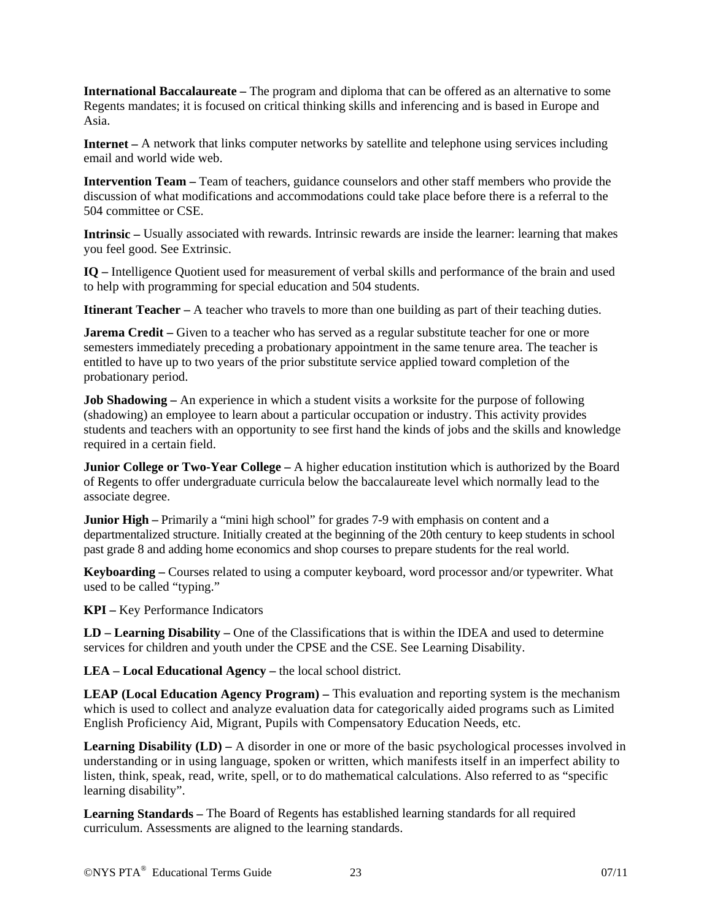**International Baccalaureate –** The program and diploma that can be offered as an alternative to some Regents mandates; it is focused on critical thinking skills and inferencing and is based in Europe and Asia.

**Internet –** A network that links computer networks by satellite and telephone using services including email and world wide web.

**Intervention Team –** Team of teachers, guidance counselors and other staff members who provide the discussion of what modifications and accommodations could take place before there is a referral to the 504 committee or CSE.

**Intrinsic –** Usually associated with rewards. Intrinsic rewards are inside the learner: learning that makes you feel good. See Extrinsic.

**IQ –** Intelligence Quotient used for measurement of verbal skills and performance of the brain and used to help with programming for special education and 504 students.

**Itinerant Teacher –** A teacher who travels to more than one building as part of their teaching duties.

**Jarema Credit –** Given to a teacher who has served as a regular substitute teacher for one or more semesters immediately preceding a probationary appointment in the same tenure area. The teacher is entitled to have up to two years of the prior substitute service applied toward completion of the probationary period.

**Job Shadowing –** An experience in which a student visits a worksite for the purpose of following (shadowing) an employee to learn about a particular occupation or industry. This activity provides students and teachers with an opportunity to see first hand the kinds of jobs and the skills and knowledge required in a certain field.

**Junior College or Two-Year College –** A higher education institution which is authorized by the Board of Regents to offer undergraduate curricula below the baccalaureate level which normally lead to the associate degree.

**Junior High –** Primarily a "mini high school" for grades 7-9 with emphasis on content and a departmentalized structure. Initially created at the beginning of the 20th century to keep students in school past grade 8 and adding home economics and shop courses to prepare students for the real world.

**Keyboarding –** Courses related to using a computer keyboard, word processor and/or typewriter. What used to be called "typing."

**KPI –** Key Performance Indicators

**LD – Learning Disability –** One of the Classifications that is within the IDEA and used to determine services for children and youth under the CPSE and the CSE. See Learning Disability.

**LEA – Local Educational Agency –** the local school district.

**LEAP (Local Education Agency Program) –** This evaluation and reporting system is the mechanism which is used to collect and analyze evaluation data for categorically aided programs such as Limited English Proficiency Aid, Migrant, Pupils with Compensatory Education Needs, etc.

**Learning Disability (LD) –** A disorder in one or more of the basic psychological processes involved in understanding or in using language, spoken or written, which manifests itself in an imperfect ability to listen, think, speak, read, write, spell, or to do mathematical calculations. Also referred to as "specific learning disability".

**Learning Standards –** The Board of Regents has established learning standards for all required curriculum. Assessments are aligned to the learning standards.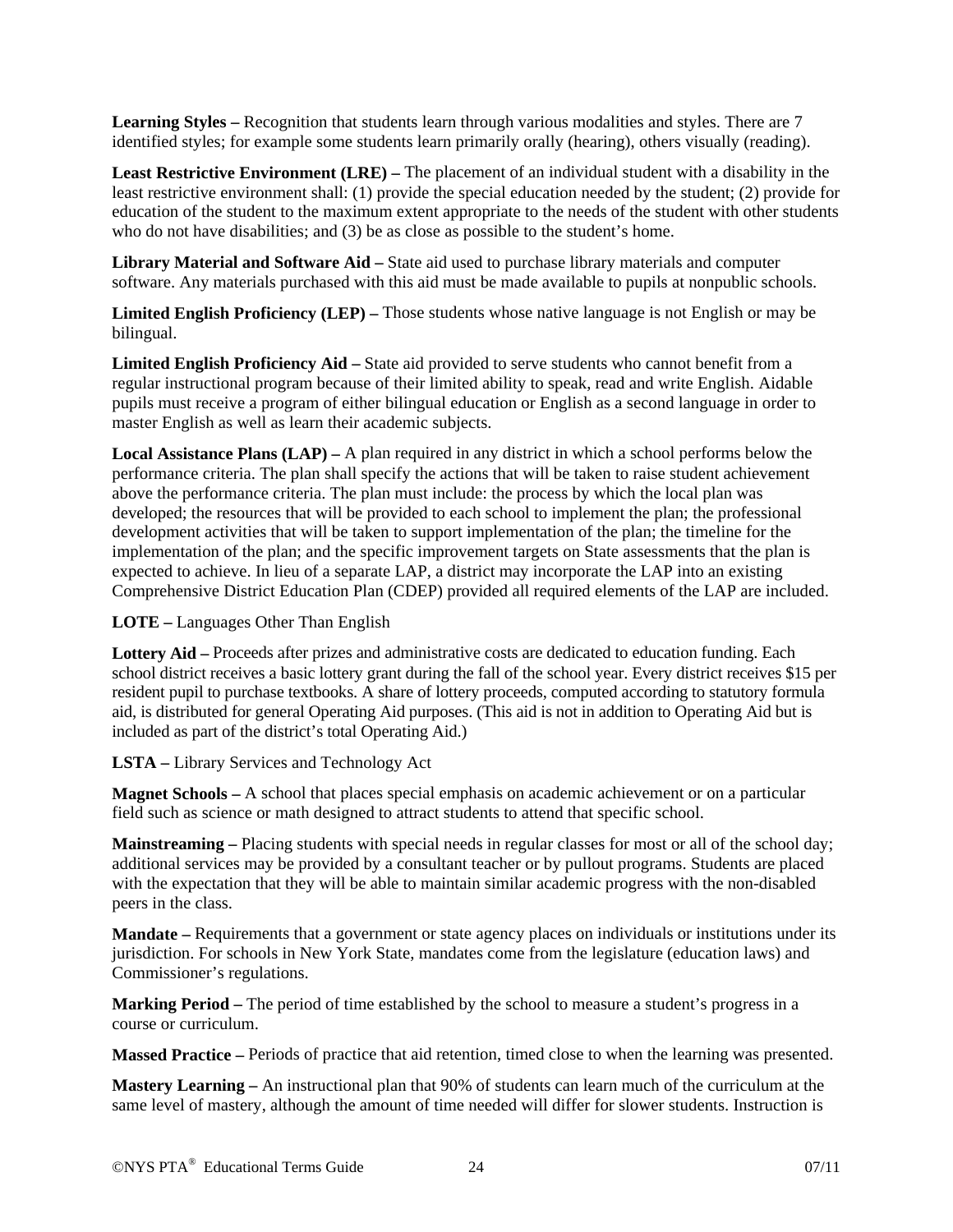**Learning Styles –** Recognition that students learn through various modalities and styles. There are 7 identified styles; for example some students learn primarily orally (hearing), others visually (reading).

**Least Restrictive Environment (LRE) –** The placement of an individual student with a disability in the least restrictive environment shall: (1) provide the special education needed by the student; (2) provide for education of the student to the maximum extent appropriate to the needs of the student with other students who do not have disabilities; and (3) be as close as possible to the student's home.

**Library Material and Software Aid –** State aid used to purchase library materials and computer software. Any materials purchased with this aid must be made available to pupils at nonpublic schools.

**Limited English Proficiency (LEP) –** Those students whose native language is not English or may be bilingual.

**Limited English Proficiency Aid –** State aid provided to serve students who cannot benefit from a regular instructional program because of their limited ability to speak, read and write English. Aidable pupils must receive a program of either bilingual education or English as a second language in order to master English as well as learn their academic subjects.

**Local Assistance Plans (LAP) –** A plan required in any district in which a school performs below the performance criteria. The plan shall specify the actions that will be taken to raise student achievement above the performance criteria. The plan must include: the process by which the local plan was developed; the resources that will be provided to each school to implement the plan; the professional development activities that will be taken to support implementation of the plan; the timeline for the implementation of the plan; and the specific improvement targets on State assessments that the plan is expected to achieve. In lieu of a separate LAP, a district may incorporate the LAP into an existing Comprehensive District Education Plan (CDEP) provided all required elements of the LAP are included.

**LOTE –** Languages Other Than English

**Lottery Aid –** Proceeds after prizes and administrative costs are dedicated to education funding. Each school district receives a basic lottery grant during the fall of the school year. Every district receives $15 per resident pupil to purchase textbooks. A share of lottery proceeds, computed according to statutory formula aid, is distributed for general Operating Aid purposes. (This aid is not in addition to Operating Aid but is included as part of the district's total Operating Aid.)

**LSTA –** Library Services and Technology Act

**Magnet Schools –** A school that places special emphasis on academic achievement or on a particular field such as science or math designed to attract students to attend that specific school.

**Mainstreaming –** Placing students with special needs in regular classes for most or all of the school day; additional services may be provided by a consultant teacher or by pullout programs. Students are placed with the expectation that they will be able to maintain similar academic progress with the non-disabled peers in the class.

**Mandate –** Requirements that a government or state agency places on individuals or institutions under its jurisdiction. For schools in New York State, mandates come from the legislature (education laws) and Commissioner's regulations.

**Marking Period –** The period of time established by the school to measure a student's progress in a course or curriculum.

**Massed Practice –** Periods of practice that aid retention, timed close to when the learning was presented.

**Mastery Learning –** An instructional plan that 90% of students can learn much of the curriculum at the same level of mastery, although the amount of time needed will differ for slower students. Instruction is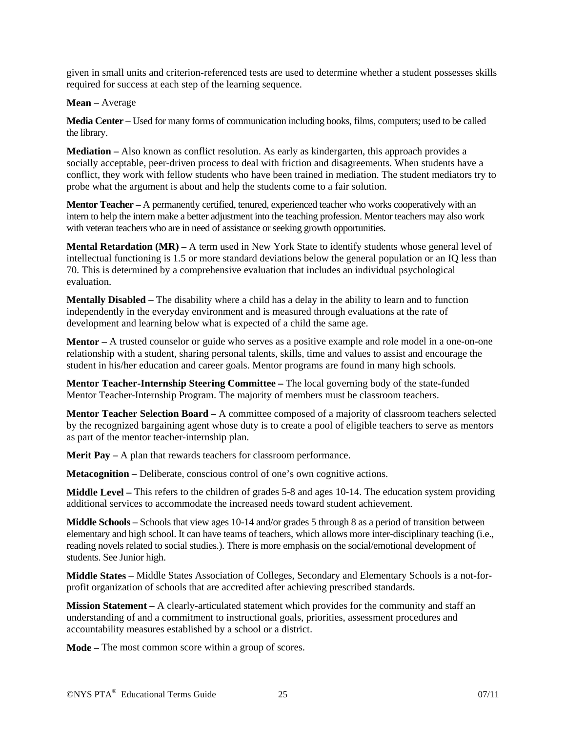given in small units and criterion-referenced tests are used to determine whether a student possesses skills required for success at each step of the learning sequence.

**Mean –** Average

**Media Center –** Used for many forms of communication including books, films, computers; used to be called the library.

**Mediation –** Also known as conflict resolution. As early as kindergarten, this approach provides a socially acceptable, peer-driven process to deal with friction and disagreements. When students have a conflict, they work with fellow students who have been trained in mediation. The student mediators try to probe what the argument is about and help the students come to a fair solution.

**Mentor Teacher –** A permanently certified, tenured, experienced teacher who works cooperatively with an intern to help the intern make a better adjustment into the teaching profession. Mentor teachers may also work with veteran teachers who are in need of assistance or seeking growth opportunities.

**Mental Retardation (MR) –** A term used in New York State to identify students whose general level of intellectual functioning is 1.5 or more standard deviations below the general population or an IQ less than 70. This is determined by a comprehensive evaluation that includes an individual psychological evaluation.

**Mentally Disabled –** The disability where a child has a delay in the ability to learn and to function independently in the everyday environment and is measured through evaluations at the rate of development and learning below what is expected of a child the same age.

**Mentor –** A trusted counselor or guide who serves as a positive example and role model in a one-on-one relationship with a student, sharing personal talents, skills, time and values to assist and encourage the student in his/her education and career goals. Mentor programs are found in many high schools.

**Mentor Teacher-Internship Steering Committee –** The local governing body of the state-funded Mentor Teacher-Internship Program. The majority of members must be classroom teachers.

**Mentor Teacher Selection Board –** A committee composed of a majority of classroom teachers selected by the recognized bargaining agent whose duty is to create a pool of eligible teachers to serve as mentors as part of the mentor teacher-internship plan.

**Merit Pay –** A plan that rewards teachers for classroom performance.

**Metacognition –** Deliberate, conscious control of one's own cognitive actions.

**Middle Level –** This refers to the children of grades 5-8 and ages 10-14. The education system providing additional services to accommodate the increased needs toward student achievement.

**Middle Schools –** Schools that view ages 10-14 and/or grades 5 through 8 as a period of transition between elementary and high school. It can have teams of teachers, which allows more inter-disciplinary teaching (i.e., reading novels related to social studies.). There is more emphasis on the social/emotional development of students. See Junior high.

**Middle States –** Middle States Association of Colleges, Secondary and Elementary Schools is a not-for-profit organization of schools that are accredited after achieving prescribed standards.

**Mission Statement –** A clearly-articulated statement which provides for the community and staff an understanding of and a commitment to instructional goals, priorities, assessment procedures and accountability measures established by a school or a district.

**Mode –** The most common score within a group of scores.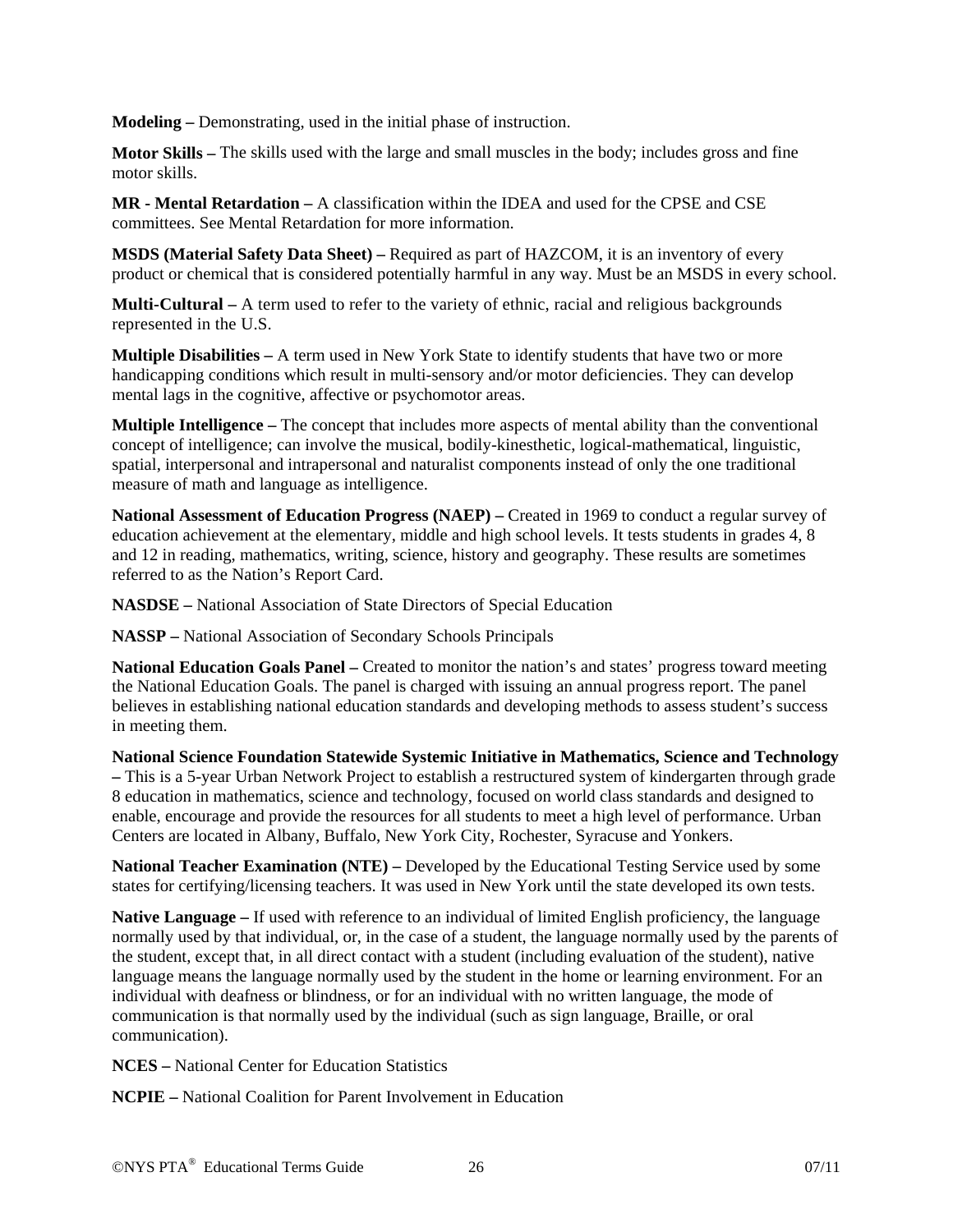**Modeling –** Demonstrating, used in the initial phase of instruction.

**Motor Skills –** The skills used with the large and small muscles in the body; includes gross and fine motor skills.

**MR - Mental Retardation –** A classification within the IDEA and used for the CPSE and CSE committees. See Mental Retardation for more information.

**MSDS (Material Safety Data Sheet) –** Required as part of HAZCOM, it is an inventory of every product or chemical that is considered potentially harmful in any way. Must be an MSDS in every school.

**Multi-Cultural –** A term used to refer to the variety of ethnic, racial and religious backgrounds represented in the U.S.

**Multiple Disabilities –** A term used in New York State to identify students that have two or more handicapping conditions which result in multi-sensory and/or motor deficiencies. They can develop mental lags in the cognitive, affective or psychomotor areas.

**Multiple Intelligence –** The concept that includes more aspects of mental ability than the conventional concept of intelligence; can involve the musical, bodily-kinesthetic, logical-mathematical, linguistic, spatial, interpersonal and intrapersonal and naturalist components instead of only the one traditional measure of math and language as intelligence.

**National Assessment of Education Progress (NAEP) –** Created in 1969 to conduct a regular survey of education achievement at the elementary, middle and high school levels. It tests students in grades 4, 8 and 12 in reading, mathematics, writing, science, history and geography. These results are sometimes referred to as the Nation's Report Card.

**NASDSE –** National Association of State Directors of Special Education

**NASSP –** National Association of Secondary Schools Principals

**National Education Goals Panel –** Created to monitor the nation's and states' progress toward meeting the National Education Goals. The panel is charged with issuing an annual progress report. The panel believes in establishing national education standards and developing methods to assess student's success in meeting them.

**National Science Foundation Statewide Systemic Initiative in Mathematics, Science and Technology –** This is a 5-year Urban Network Project to establish a restructured system of kindergarten through grade 8 education in mathematics, science and technology, focused on world class standards and designed to enable, encourage and provide the resources for all students to meet a high level of performance. Urban Centers are located in Albany, Buffalo, New York City, Rochester, Syracuse and Yonkers.

**National Teacher Examination (NTE) –** Developed by the Educational Testing Service used by some states for certifying/licensing teachers. It was used in New York until the state developed its own tests.

**Native Language –** If used with reference to an individual of limited English proficiency, the language normally used by that individual, or, in the case of a student, the language normally used by the parents of the student, except that, in all direct contact with a student (including evaluation of the student), native language means the language normally used by the student in the home or learning environment. For an individual with deafness or blindness, or for an individual with no written language, the mode of communication is that normally used by the individual (such as sign language, Braille, or oral communication).

**NCES –** National Center for Education Statistics

**NCPIE –** National Coalition for Parent Involvement in Education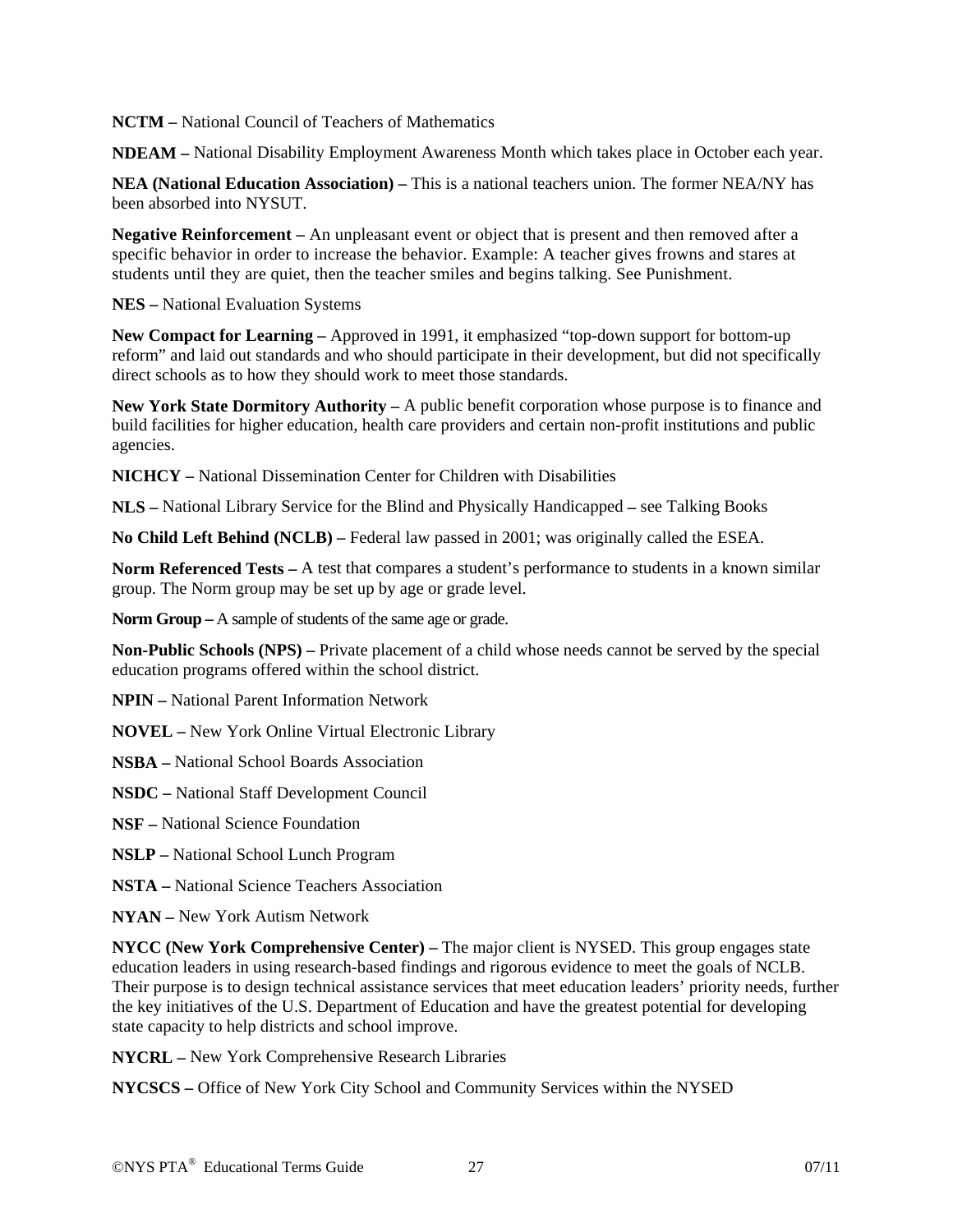**NCTM –** National Council of Teachers of Mathematics

**NDEAM –** National Disability Employment Awareness Month which takes place in October each year.

**NEA (National Education Association) –** This is a national teachers union. The former NEA/NY has been absorbed into NYSUT.

**Negative Reinforcement –** An unpleasant event or object that is present and then removed after a specific behavior in order to increase the behavior. Example: A teacher gives frowns and stares at students until they are quiet, then the teacher smiles and begins talking. See Punishment.

**NES –** National Evaluation Systems

**New Compact for Learning –** Approved in 1991, it emphasized "top-down support for bottom-up reform" and laid out standards and who should participate in their development, but did not specifically direct schools as to how they should work to meet those standards.

**New York State Dormitory Authority –** A public benefit corporation whose purpose is to finance and build facilities for higher education, health care providers and certain non-profit institutions and public agencies.

**NICHCY –** National Dissemination Center for Children with Disabilities

**NLS –** National Library Service for the Blind and Physically Handicapped **–** see Talking Books

**No Child Left Behind (NCLB) –** Federal law passed in 2001; was originally called the ESEA.

**Norm Referenced Tests –** A test that compares a student's performance to students in a known similar group. The Norm group may be set up by age or grade level.

**Norm Group –** A sample of students of the same age or grade.

**Non-Public Schools (NPS) –** Private placement of a child whose needs cannot be served by the special education programs offered within the school district.

**NPIN –** National Parent Information Network

**NOVEL –** New York Online Virtual Electronic Library

**NSBA –** National School Boards Association

**NSDC –** National Staff Development Council

**NSF –** National Science Foundation

**NSLP –** National School Lunch Program

**NSTA –** National Science Teachers Association

**NYAN –** New York Autism Network

**NYCC (New York Comprehensive Center) –** The major client is NYSED. This group engages state education leaders in using research-based findings and rigorous evidence to meet the goals of NCLB. Their purpose is to design technical assistance services that meet education leaders' priority needs, further the key initiatives of the U.S. Department of Education and have the greatest potential for developing state capacity to help districts and school improve.

**NYCRL –** New York Comprehensive Research Libraries

**NYCSCS –** Office of New York City School and Community Services within the NYSED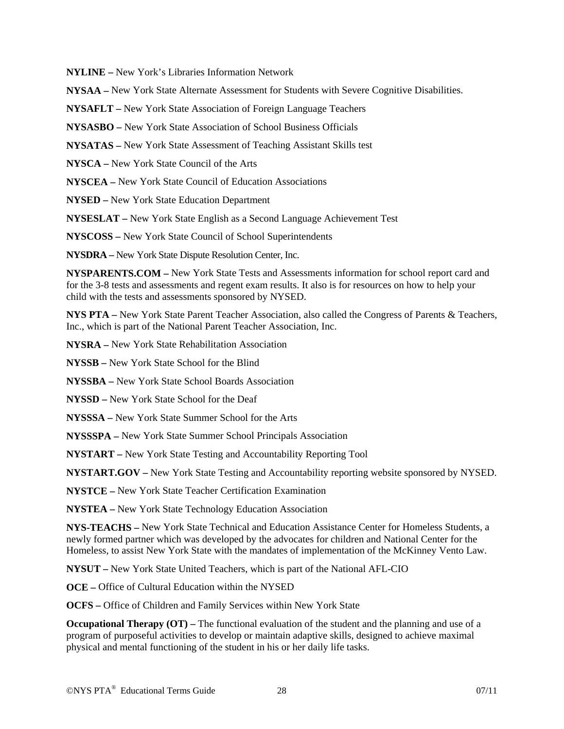**NYLINE –** New York's Libraries Information Network

**NYSAA –** New York State Alternate Assessment for Students with Severe Cognitive Disabilities.

**NYSAFLT –** New York State Association of Foreign Language Teachers

**NYSASBO –** New York State Association of School Business Officials

**NYSATAS –** New York State Assessment of Teaching Assistant Skills test

**NYSCA –** New York State Council of the Arts

**NYSCEA –** New York State Council of Education Associations

**NYSED –** New York State Education Department

**NYSESLAT –** New York State English as a Second Language Achievement Test

**NYSCOSS –** New York State Council of School Superintendents

**NYSDRA –** New York State Dispute Resolution Center, Inc.

**NYSPARENTS.COM –** New York State Tests and Assessments information for school report card and for the 3-8 tests and assessments and regent exam results. It also is for resources on how to help your child with the tests and assessments sponsored by NYSED.

**NYS PTA –** New York State Parent Teacher Association, also called the Congress of Parents & Teachers, Inc., which is part of the National Parent Teacher Association, Inc.

**NYSRA –** New York State Rehabilitation Association

**NYSSB –** New York State School for the Blind

**NYSSBA –** New York State School Boards Association

**NYSSD –** New York State School for the Deaf

**NYSSSA –** New York State Summer School for the Arts

**NYSSSPA –** New York State Summer School Principals Association

**NYSTART –** New York State Testing and Accountability Reporting Tool

**NYSTART.GOV –** New York State Testing and Accountability reporting website sponsored by NYSED.

**NYSTCE –** New York State Teacher Certification Examination

**NYSTEA –** New York State Technology Education Association

**NYS-TEACHS –** New York State Technical and Education Assistance Center for Homeless Students, a newly formed partner which was developed by the advocates for children and National Center for the Homeless, to assist New York State with the mandates of implementation of the McKinney Vento Law.

**NYSUT –** New York State United Teachers, which is part of the National AFL-CIO

**OCE –** Office of Cultural Education within the NYSED

**OCFS –** Office of Children and Family Services within New York State

**Occupational Therapy (OT) –** The functional evaluation of the student and the planning and use of a program of purposeful activities to develop or maintain adaptive skills, designed to achieve maximal physical and mental functioning of the student in his or her daily life tasks.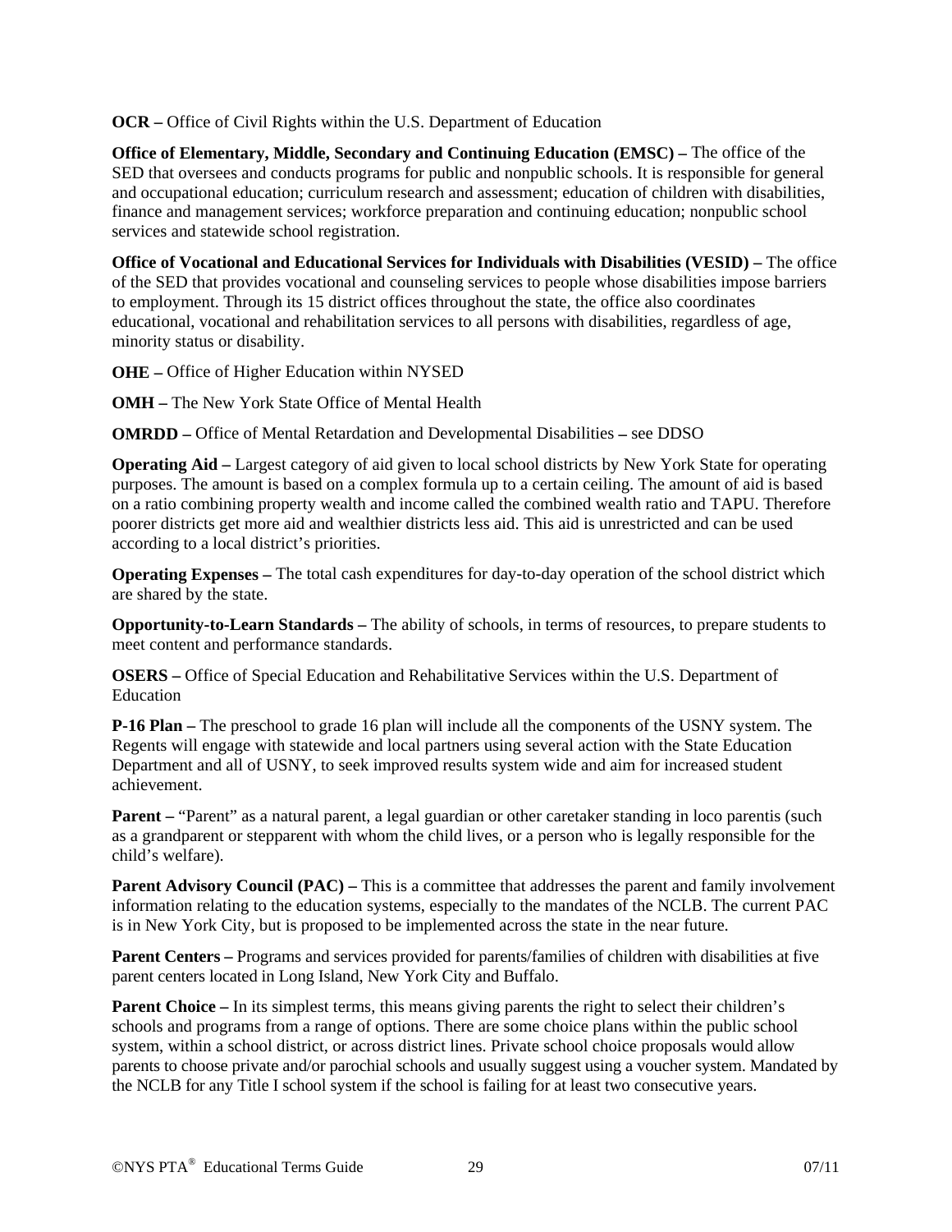**OCR –** Office of Civil Rights within the U.S. Department of Education

**Office of Elementary, Middle, Secondary and Continuing Education (EMSC) –** The office of the SED that oversees and conducts programs for public and nonpublic schools. It is responsible for general and occupational education; curriculum research and assessment; education of children with disabilities, finance and management services; workforce preparation and continuing education; nonpublic school services and statewide school registration.

**Office of Vocational and Educational Services for Individuals with Disabilities (VESID) –** The office of the SED that provides vocational and counseling services to people whose disabilities impose barriers to employment. Through its 15 district offices throughout the state, the office also coordinates educational, vocational and rehabilitation services to all persons with disabilities, regardless of age, minority status or disability.

**OHE –** Office of Higher Education within NYSED

**OMH –** The New York State Office of Mental Health

**OMRDD –** Office of Mental Retardation and Developmental Disabilities **–** see DDSO

**Operating Aid –** Largest category of aid given to local school districts by New York State for operating purposes. The amount is based on a complex formula up to a certain ceiling. The amount of aid is based on a ratio combining property wealth and income called the combined wealth ratio and TAPU. Therefore poorer districts get more aid and wealthier districts less aid. This aid is unrestricted and can be used according to a local district's priorities.

**Operating Expenses –** The total cash expenditures for day-to-day operation of the school district which are shared by the state.

**Opportunity-to-Learn Standards –** The ability of schools, in terms of resources, to prepare students to meet content and performance standards.

**OSERS –** Office of Special Education and Rehabilitative Services within the U.S. Department of Education

**P-16 Plan –** The preschool to grade 16 plan will include all the components of the USNY system. The Regents will engage with statewide and local partners using several action with the State Education Department and all of USNY, to seek improved results system wide and aim for increased student achievement.

**Parent –** "Parent" as a natural parent, a legal guardian or other caretaker standing in loco parentis (such as a grandparent or stepparent with whom the child lives, or a person who is legally responsible for the child's welfare).

**Parent Advisory Council (PAC) –** This is a committee that addresses the parent and family involvement information relating to the education systems, especially to the mandates of the NCLB. The current PAC is in New York City, but is proposed to be implemented across the state in the near future.

**Parent Centers –** Programs and services provided for parents/families of children with disabilities at five parent centers located in Long Island, New York City and Buffalo.

**Parent Choice –** In its simplest terms, this means giving parents the right to select their children's schools and programs from a range of options. There are some choice plans within the public school system, within a school district, or across district lines. Private school choice proposals would allow parents to choose private and/or parochial schools and usually suggest using a voucher system. Mandated by the NCLB for any Title I school system if the school is failing for at least two consecutive years.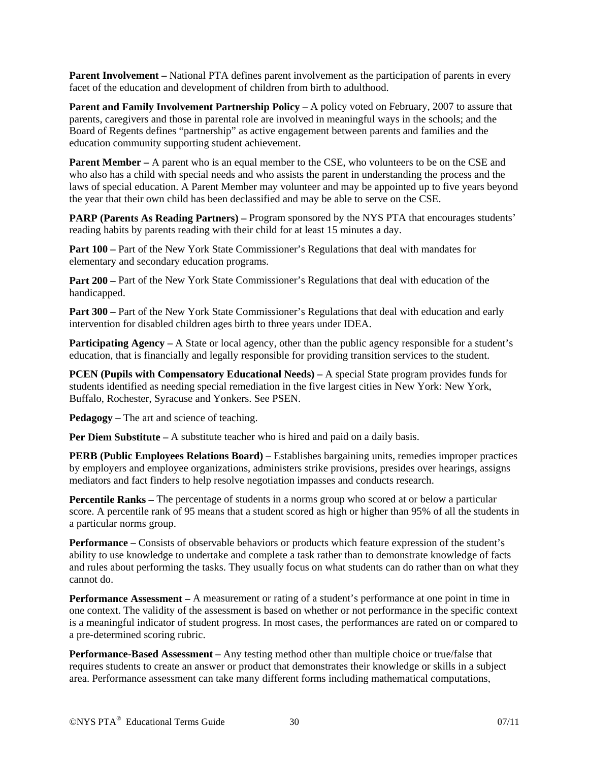**Parent Involvement –** National PTA defines parent involvement as the participation of parents in every facet of the education and development of children from birth to adulthood.

**Parent and Family Involvement Partnership Policy –** A policy voted on February, 2007 to assure that parents, caregivers and those in parental role are involved in meaningful ways in the schools; and the Board of Regents defines "partnership" as active engagement between parents and families and the education community supporting student achievement.

**Parent Member –** A parent who is an equal member to the CSE, who volunteers to be on the CSE and who also has a child with special needs and who assists the parent in understanding the process and the laws of special education. A Parent Member may volunteer and may be appointed up to five years beyond the year that their own child has been declassified and may be able to serve on the CSE.

**PARP (Parents As Reading Partners) –** Program sponsored by the NYS PTA that encourages students' reading habits by parents reading with their child for at least 15 minutes a day.

**Part 100 –** Part of the New York State Commissioner's Regulations that deal with mandates for elementary and secondary education programs.

**Part 200 –** Part of the New York State Commissioner's Regulations that deal with education of the handicapped.

**Part 300 –** Part of the New York State Commissioner's Regulations that deal with education and early intervention for disabled children ages birth to three years under IDEA.

**Participating Agency –** A State or local agency, other than the public agency responsible for a student's education, that is financially and legally responsible for providing transition services to the student.

**PCEN (Pupils with Compensatory Educational Needs) –** A special State program provides funds for students identified as needing special remediation in the five largest cities in New York: New York, Buffalo, Rochester, Syracuse and Yonkers. See PSEN.

**Pedagogy –** The art and science of teaching.

**Per Diem Substitute –** A substitute teacher who is hired and paid on a daily basis.

**PERB (Public Employees Relations Board) –** Establishes bargaining units, remedies improper practices by employers and employee organizations, administers strike provisions, presides over hearings, assigns mediators and fact finders to help resolve negotiation impasses and conducts research.

**Percentile Ranks –** The percentage of students in a norms group who scored at or below a particular score. A percentile rank of 95 means that a student scored as high or higher than 95% of all the students in a particular norms group.

**Performance –** Consists of observable behaviors or products which feature expression of the student's ability to use knowledge to undertake and complete a task rather than to demonstrate knowledge of facts and rules about performing the tasks. They usually focus on what students can do rather than on what they cannot do.

**Performance Assessment –** A measurement or rating of a student's performance at one point in time in one context. The validity of the assessment is based on whether or not performance in the specific context is a meaningful indicator of student progress. In most cases, the performances are rated on or compared to a pre-determined scoring rubric.

**Performance-Based Assessment –** Any testing method other than multiple choice or true/false that requires students to create an answer or product that demonstrates their knowledge or skills in a subject area. Performance assessment can take many different forms including mathematical computations,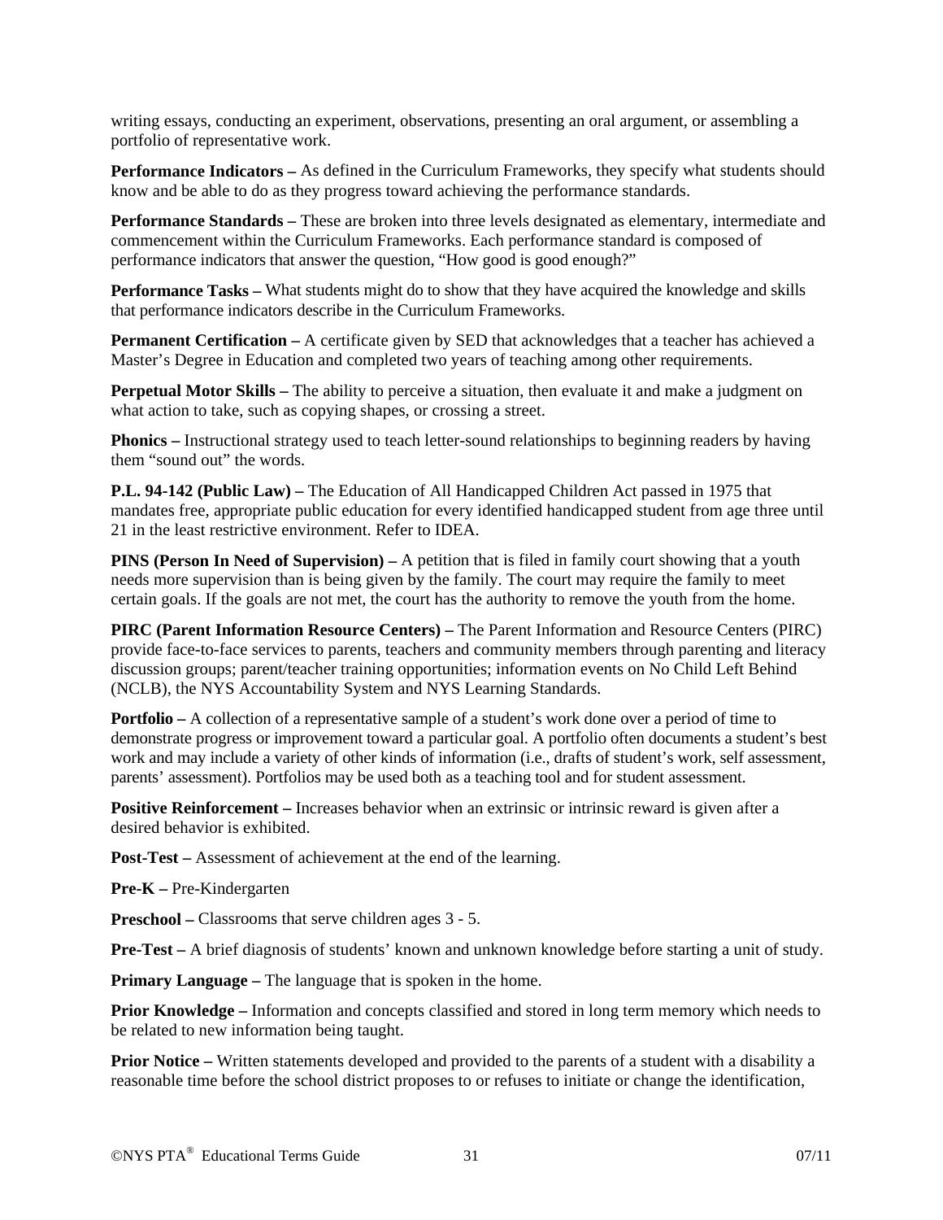writing essays, conducting an experiment, observations, presenting an oral argument, or assembling a portfolio of representative work.

**Performance Indicators –** As defined in the Curriculum Frameworks, they specify what students should know and be able to do as they progress toward achieving the performance standards.

**Performance Standards –** These are broken into three levels designated as elementary, intermediate and commencement within the Curriculum Frameworks. Each performance standard is composed of performance indicators that answer the question, "How good is good enough?"

**Performance Tasks –** What students might do to show that they have acquired the knowledge and skills that performance indicators describe in the Curriculum Frameworks.

**Permanent Certification –** A certificate given by SED that acknowledges that a teacher has achieved a Master's Degree in Education and completed two years of teaching among other requirements.

**Perpetual Motor Skills –** The ability to perceive a situation, then evaluate it and make a judgment on what action to take, such as copying shapes, or crossing a street.

**Phonics –** Instructional strategy used to teach letter-sound relationships to beginning readers by having them "sound out" the words.

**P.L. 94-142 (Public Law) –** The Education of All Handicapped Children Act passed in 1975 that mandates free, appropriate public education for every identified handicapped student from age three until 21 in the least restrictive environment. Refer to IDEA.

**PINS (Person In Need of Supervision) –** A petition that is filed in family court showing that a youth needs more supervision than is being given by the family. The court may require the family to meet certain goals. If the goals are not met, the court has the authority to remove the youth from the home.

**PIRC (Parent Information Resource Centers) –** The Parent Information and Resource Centers (PIRC) provide face-to-face services to parents, teachers and community members through parenting and literacy discussion groups; parent/teacher training opportunities; information events on No Child Left Behind (NCLB), the NYS Accountability System and NYS Learning Standards.

**Portfolio –** A collection of a representative sample of a student's work done over a period of time to demonstrate progress or improvement toward a particular goal. A portfolio often documents a student's best work and may include a variety of other kinds of information (i.e., drafts of student's work, self assessment, parents' assessment). Portfolios may be used both as a teaching tool and for student assessment.

**Positive Reinforcement –** Increases behavior when an extrinsic or intrinsic reward is given after a desired behavior is exhibited.

**Post-Test –** Assessment of achievement at the end of the learning.

**Pre-K –** Pre-Kindergarten

**Preschool –** Classrooms that serve children ages 3 - 5.

**Pre-Test –** A brief diagnosis of students' known and unknown knowledge before starting a unit of study.

**Primary Language –** The language that is spoken in the home.

**Prior Knowledge –** Information and concepts classified and stored in long term memory which needs to be related to new information being taught.

**Prior Notice –** Written statements developed and provided to the parents of a student with a disability a reasonable time before the school district proposes to or refuses to initiate or change the identification,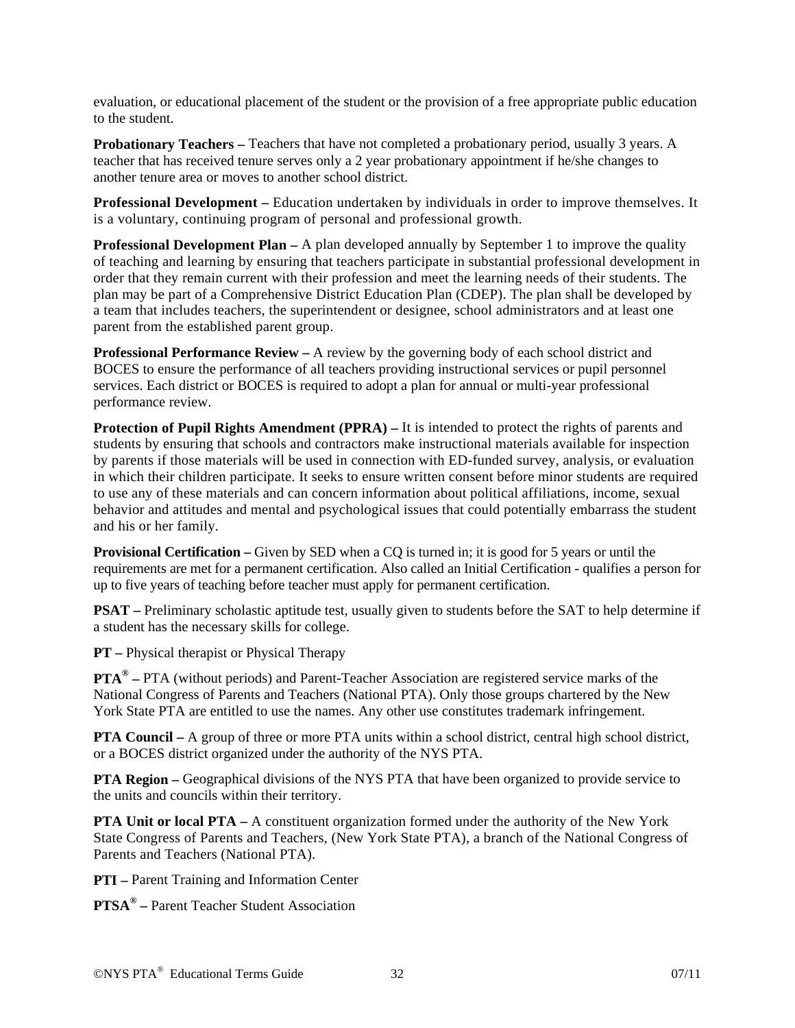evaluation, or educational placement of the student or the provision of a free appropriate public education to the student.

**Probationary Teachers –** Teachers that have not completed a probationary period, usually 3 years. A teacher that has received tenure serves only a 2 year probationary appointment if he/she changes to another tenure area or moves to another school district.

**Professional Development –** Education undertaken by individuals in order to improve themselves. It is a voluntary, continuing program of personal and professional growth.

**Professional Development Plan –** A plan developed annually by September 1 to improve the quality of teaching and learning by ensuring that teachers participate in substantial professional development in order that they remain current with their profession and meet the learning needs of their students. The plan may be part of a Comprehensive District Education Plan (CDEP). The plan shall be developed by a team that includes teachers, the superintendent or designee, school administrators and at least one parent from the established parent group.

**Professional Performance Review –** A review by the governing body of each school district and BOCES to ensure the performance of all teachers providing instructional services or pupil personnel services. Each district or BOCES is required to adopt a plan for annual or multi-year professional performance review.

**Protection of Pupil Rights Amendment (PPRA) –** It is intended to protect the rights of parents and students by ensuring that schools and contractors make instructional materials available for inspection by parents if those materials will be used in connection with ED-funded survey, analysis, or evaluation in which their children participate. It seeks to ensure written consent before minor students are required to use any of these materials and can concern information about political affiliations, income, sexual behavior and attitudes and mental and psychological issues that could potentially embarrass the student and his or her family.

**Provisional Certification –** Given by SED when a CQ is turned in; it is good for 5 years or until the requirements are met for a permanent certification. Also called an Initial Certification - qualifies a person for up to five years of teaching before teacher must apply for permanent certification.

**PSAT –** Preliminary scholastic aptitude test, usually given to students before the SAT to help determine if a student has the necessary skills for college.

**PT –** Physical therapist or Physical Therapy

**PTA® –** PTA (without periods) and Parent-Teacher Association are registered service marks of the National Congress of Parents and Teachers (National PTA). Only those groups chartered by the New York State PTA are entitled to use the names. Any other use constitutes trademark infringement.

**PTA Council –** A group of three or more PTA units within a school district, central high school district, or a BOCES district organized under the authority of the NYS PTA.

**PTA Region –** Geographical divisions of the NYS PTA that have been organized to provide service to the units and councils within their territory.

**PTA Unit or local PTA –** A constituent organization formed under the authority of the New York State Congress of Parents and Teachers, (New York State PTA), a branch of the National Congress of Parents and Teachers (National PTA).

**PTI –** Parent Training and Information Center

**PTSA® –** Parent Teacher Student Association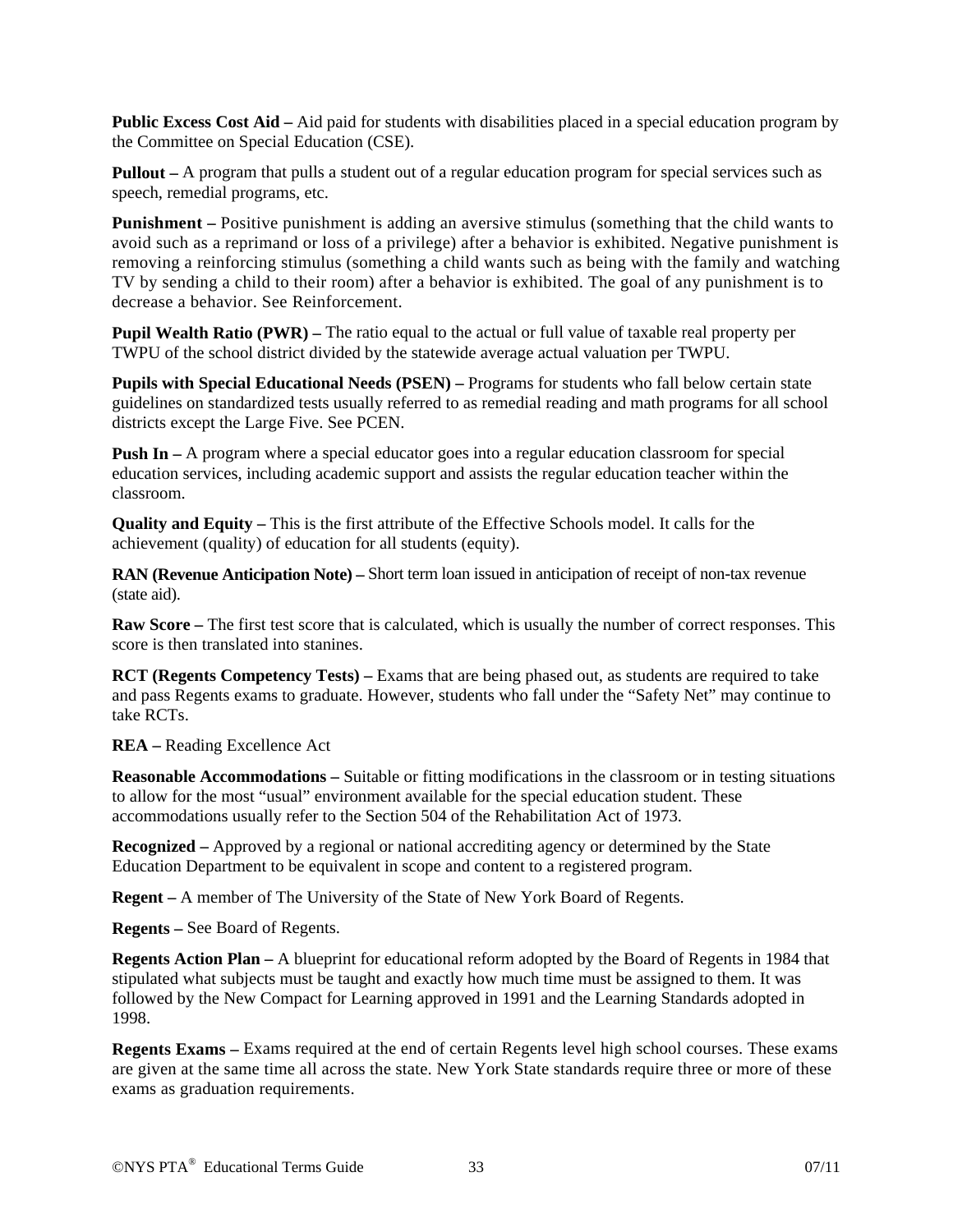**Public Excess Cost Aid –** Aid paid for students with disabilities placed in a special education program by the Committee on Special Education (CSE).

**Pullout –** A program that pulls a student out of a regular education program for special services such as speech, remedial programs, etc.

**Punishment –** Positive punishment is adding an aversive stimulus (something that the child wants to avoid such as a reprimand or loss of a privilege) after a behavior is exhibited. Negative punishment is removing a reinforcing stimulus (something a child wants such as being with the family and watching TV by sending a child to their room) after a behavior is exhibited. The goal of any punishment is to decrease a behavior. See Reinforcement.

**Pupil Wealth Ratio (PWR) –** The ratio equal to the actual or full value of taxable real property per TWPU of the school district divided by the statewide average actual valuation per TWPU.

**Pupils with Special Educational Needs (PSEN) –** Programs for students who fall below certain state guidelines on standardized tests usually referred to as remedial reading and math programs for all school districts except the Large Five. See PCEN.

**Push In –** A program where a special educator goes into a regular education classroom for special education services, including academic support and assists the regular education teacher within the classroom.

**Quality and Equity –** This is the first attribute of the Effective Schools model. It calls for the achievement (quality) of education for all students (equity).

**RAN (Revenue Anticipation Note) –** Short term loan issued in anticipation of receipt of non-tax revenue (state aid).

**Raw Score –** The first test score that is calculated, which is usually the number of correct responses. This score is then translated into stanines.

**RCT (Regents Competency Tests) –** Exams that are being phased out, as students are required to take and pass Regents exams to graduate. However, students who fall under the "Safety Net" may continue to take RCTs.

**REA –** Reading Excellence Act

**Reasonable Accommodations –** Suitable or fitting modifications in the classroom or in testing situations to allow for the most "usual" environment available for the special education student. These accommodations usually refer to the Section 504 of the Rehabilitation Act of 1973.

**Recognized –** Approved by a regional or national accrediting agency or determined by the State Education Department to be equivalent in scope and content to a registered program.

**Regent –** A member of The University of the State of New York Board of Regents.

**Regents –** See Board of Regents.

**Regents Action Plan –** A blueprint for educational reform adopted by the Board of Regents in 1984 that stipulated what subjects must be taught and exactly how much time must be assigned to them. It was followed by the New Compact for Learning approved in 1991 and the Learning Standards adopted in 1998.

**Regents Exams –** Exams required at the end of certain Regents level high school courses. These exams are given at the same time all across the state. New York State standards require three or more of these exams as graduation requirements.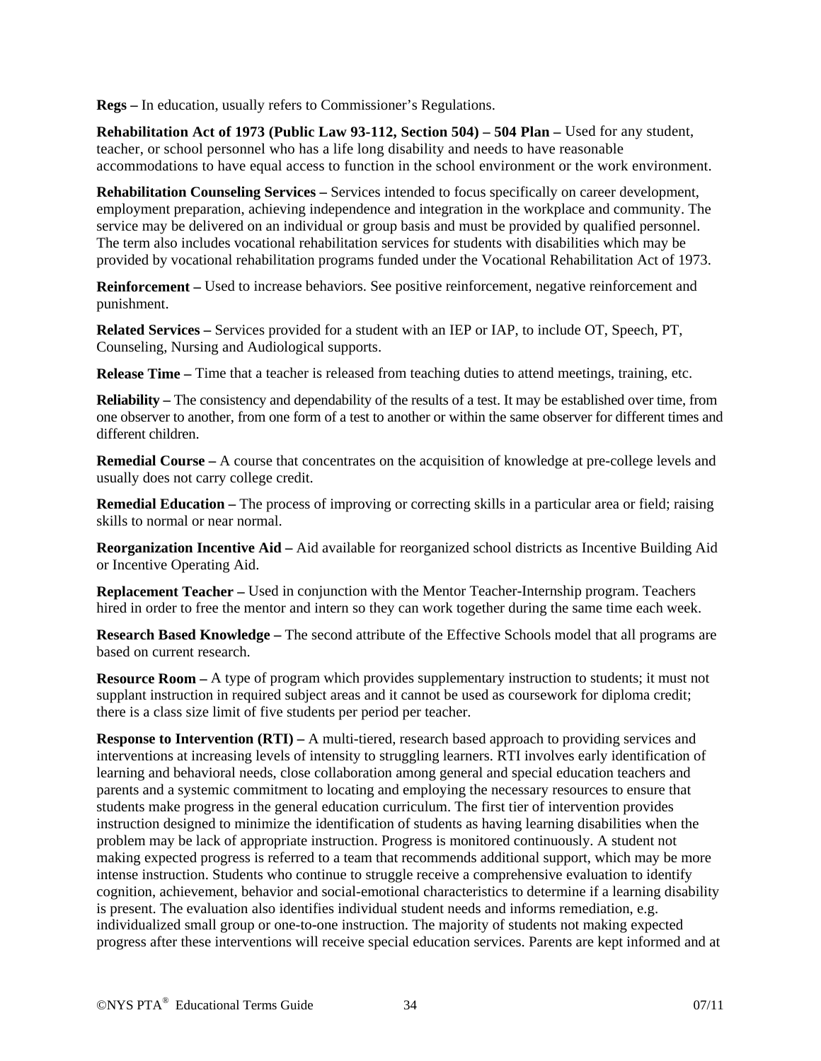**Regs –** In education, usually refers to Commissioner's Regulations.

**Rehabilitation Act of 1973 (Public Law 93-112, Section 504) – 504 Plan –** Used for any student, teacher, or school personnel who has a life long disability and needs to have reasonable accommodations to have equal access to function in the school environment or the work environment.

**Rehabilitation Counseling Services –** Services intended to focus specifically on career development, employment preparation, achieving independence and integration in the workplace and community. The service may be delivered on an individual or group basis and must be provided by qualified personnel. The term also includes vocational rehabilitation services for students with disabilities which may be provided by vocational rehabilitation programs funded under the Vocational Rehabilitation Act of 1973.

**Reinforcement –** Used to increase behaviors. See positive reinforcement, negative reinforcement and punishment.

**Related Services –** Services provided for a student with an IEP or IAP, to include OT, Speech, PT, Counseling, Nursing and Audiological supports.

**Release Time –** Time that a teacher is released from teaching duties to attend meetings, training, etc.

**Reliability –** The consistency and dependability of the results of a test. It may be established over time, from one observer to another, from one form of a test to another or within the same observer for different times and different children.

**Remedial Course –** A course that concentrates on the acquisition of knowledge at pre-college levels and usually does not carry college credit.

**Remedial Education –** The process of improving or correcting skills in a particular area or field; raising skills to normal or near normal.

**Reorganization Incentive Aid –** Aid available for reorganized school districts as Incentive Building Aid or Incentive Operating Aid.

**Replacement Teacher –** Used in conjunction with the Mentor Teacher-Internship program. Teachers hired in order to free the mentor and intern so they can work together during the same time each week.

**Research Based Knowledge –** The second attribute of the Effective Schools model that all programs are based on current research.

**Resource Room –** A type of program which provides supplementary instruction to students; it must not supplant instruction in required subject areas and it cannot be used as coursework for diploma credit; there is a class size limit of five students per period per teacher.

**Response to Intervention (RTI) –** A multi-tiered, research based approach to providing services and interventions at increasing levels of intensity to struggling learners. RTI involves early identification of learning and behavioral needs, close collaboration among general and special education teachers and parents and a systemic commitment to locating and employing the necessary resources to ensure that students make progress in the general education curriculum. The first tier of intervention provides instruction designed to minimize the identification of students as having learning disabilities when the problem may be lack of appropriate instruction. Progress is monitored continuously. A student not making expected progress is referred to a team that recommends additional support, which may be more intense instruction. Students who continue to struggle receive a comprehensive evaluation to identify cognition, achievement, behavior and social-emotional characteristics to determine if a learning disability is present. The evaluation also identifies individual student needs and informs remediation, e.g. individualized small group or one-to-one instruction. The majority of students not making expected progress after these interventions will receive special education services. Parents are kept informed and at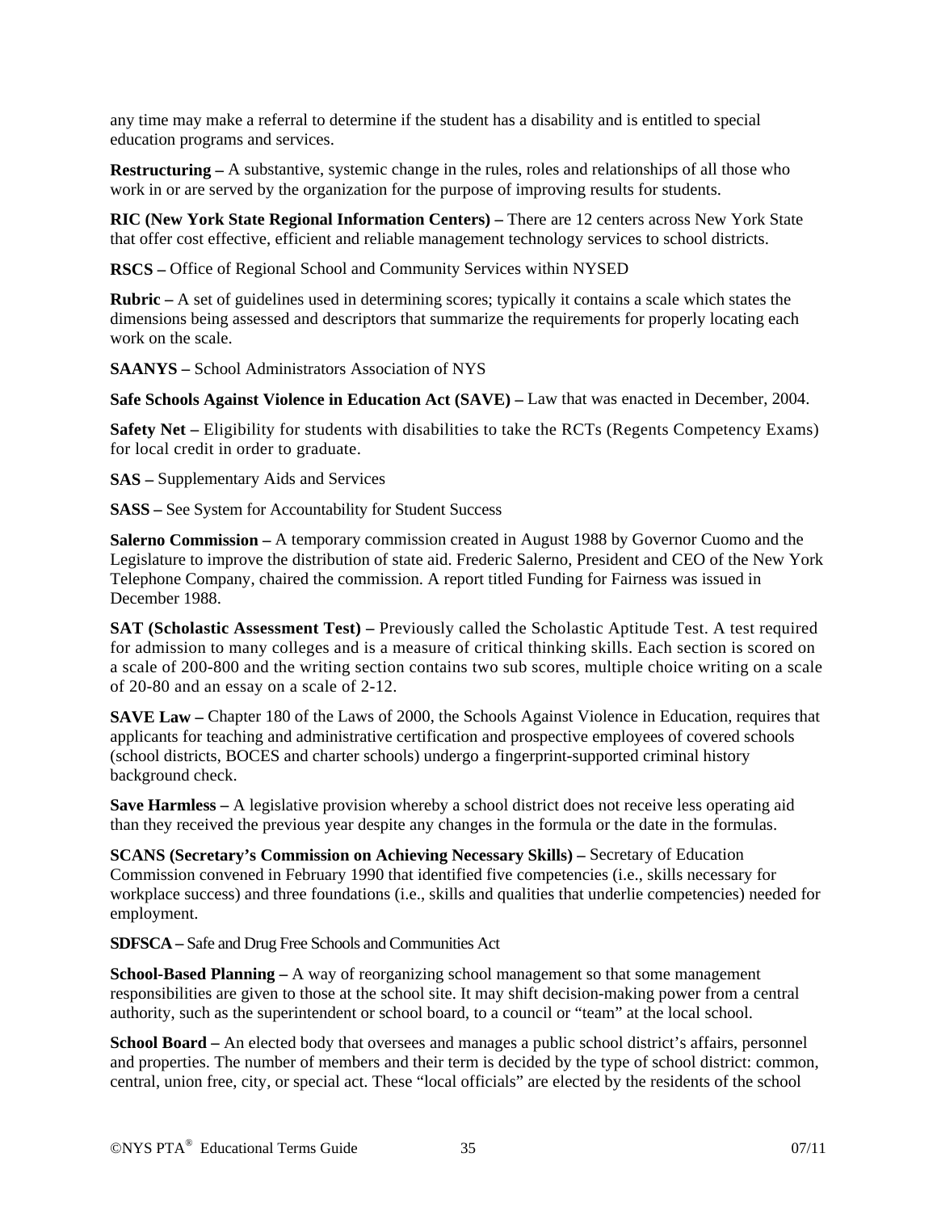any time may make a referral to determine if the student has a disability and is entitled to special education programs and services.

**Restructuring –** A substantive, systemic change in the rules, roles and relationships of all those who work in or are served by the organization for the purpose of improving results for students.

**RIC (New York State Regional Information Centers) –** There are 12 centers across New York State that offer cost effective, efficient and reliable management technology services to school districts.

**RSCS –** Office of Regional School and Community Services within NYSED

**Rubric –** A set of guidelines used in determining scores; typically it contains a scale which states the dimensions being assessed and descriptors that summarize the requirements for properly locating each work on the scale.

**SAANYS –** School Administrators Association of NYS

**Safe Schools Against Violence in Education Act (SAVE) –** Law that was enacted in December, 2004.

**Safety Net –** Eligibility for students with disabilities to take the RCTs (Regents Competency Exams) for local credit in order to graduate.

**SAS –** Supplementary Aids and Services

**SASS –** See System for Accountability for Student Success

**Salerno Commission –** A temporary commission created in August 1988 by Governor Cuomo and the Legislature to improve the distribution of state aid. Frederic Salerno, President and CEO of the New York Telephone Company, chaired the commission. A report titled Funding for Fairness was issued in December 1988.

**SAT (Scholastic Assessment Test) –** Previously called the Scholastic Aptitude Test. A test required for admission to many colleges and is a measure of critical thinking skills. Each section is scored on a scale of 200-800 and the writing section contains two sub scores, multiple choice writing on a scale of 20-80 and an essay on a scale of 2-12.

**SAVE Law –** Chapter 180 of the Laws of 2000, the Schools Against Violence in Education, requires that applicants for teaching and administrative certification and prospective employees of covered schools (school districts, BOCES and charter schools) undergo a fingerprint-supported criminal history background check.

**Save Harmless –** A legislative provision whereby a school district does not receive less operating aid than they received the previous year despite any changes in the formula or the date in the formulas.

**SCANS (Secretary's Commission on Achieving Necessary Skills) –** Secretary of Education Commission convened in February 1990 that identified five competencies (i.e., skills necessary for workplace success) and three foundations (i.e., skills and qualities that underlie competencies) needed for employment.

**SDFSCA –** Safe and Drug Free Schools and Communities Act

**School-Based Planning –** A way of reorganizing school management so that some management responsibilities are given to those at the school site. It may shift decision-making power from a central authority, such as the superintendent or school board, to a council or "team" at the local school.

**School Board –** An elected body that oversees and manages a public school district's affairs, personnel and properties. The number of members and their term is decided by the type of school district: common, central, union free, city, or special act. These "local officials" are elected by the residents of the school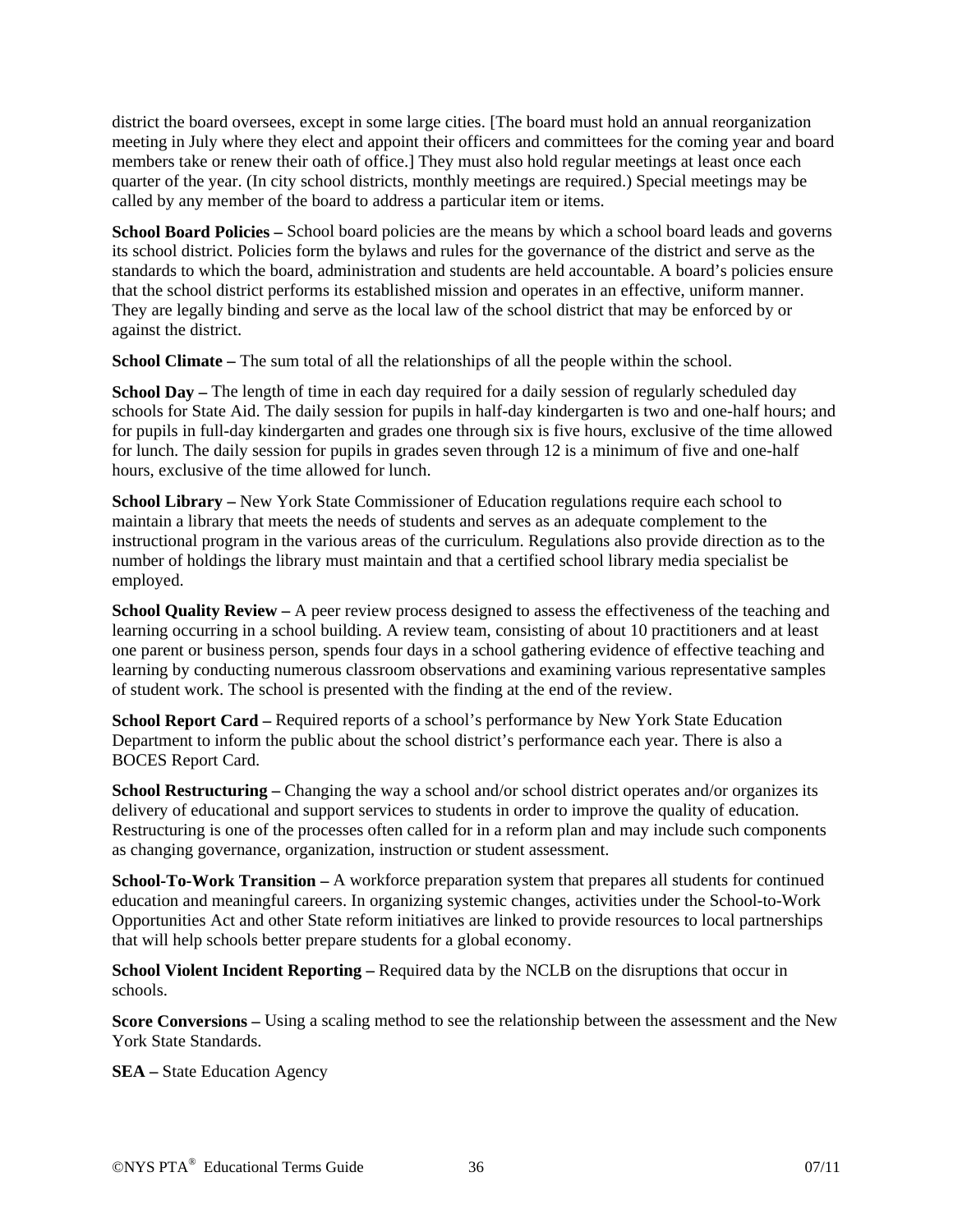district the board oversees, except in some large cities. [The board must hold an annual reorganization meeting in July where they elect and appoint their officers and committees for the coming year and board members take or renew their oath of office.] They must also hold regular meetings at least once each quarter of the year. (In city school districts, monthly meetings are required.) Special meetings may be called by any member of the board to address a particular item or items.

**School Board Policies –** School board policies are the means by which a school board leads and governs its school district. Policies form the bylaws and rules for the governance of the district and serve as the standards to which the board, administration and students are held accountable. A board's policies ensure that the school district performs its established mission and operates in an effective, uniform manner. They are legally binding and serve as the local law of the school district that may be enforced by or against the district.

**School Climate –** The sum total of all the relationships of all the people within the school.

**School Day –** The length of time in each day required for a daily session of regularly scheduled day schools for State Aid. The daily session for pupils in half-day kindergarten is two and one-half hours; and for pupils in full-day kindergarten and grades one through six is five hours, exclusive of the time allowed for lunch. The daily session for pupils in grades seven through 12 is a minimum of five and one-half hours, exclusive of the time allowed for lunch.

**School Library –** New York State Commissioner of Education regulations require each school to maintain a library that meets the needs of students and serves as an adequate complement to the instructional program in the various areas of the curriculum. Regulations also provide direction as to the number of holdings the library must maintain and that a certified school library media specialist be employed.

**School Quality Review –** A peer review process designed to assess the effectiveness of the teaching and learning occurring in a school building. A review team, consisting of about 10 practitioners and at least one parent or business person, spends four days in a school gathering evidence of effective teaching and learning by conducting numerous classroom observations and examining various representative samples of student work. The school is presented with the finding at the end of the review.

**School Report Card –** Required reports of a school's performance by New York State Education Department to inform the public about the school district's performance each year. There is also a BOCES Report Card.

**School Restructuring –** Changing the way a school and/or school district operates and/or organizes its delivery of educational and support services to students in order to improve the quality of education. Restructuring is one of the processes often called for in a reform plan and may include such components as changing governance, organization, instruction or student assessment.

**School-To-Work Transition –** A workforce preparation system that prepares all students for continued education and meaningful careers. In organizing systemic changes, activities under the School-to-Work Opportunities Act and other State reform initiatives are linked to provide resources to local partnerships that will help schools better prepare students for a global economy.

**School Violent Incident Reporting –** Required data by the NCLB on the disruptions that occur in schools.

**Score Conversions –** Using a scaling method to see the relationship between the assessment and the New York State Standards.

**SEA –** State Education Agency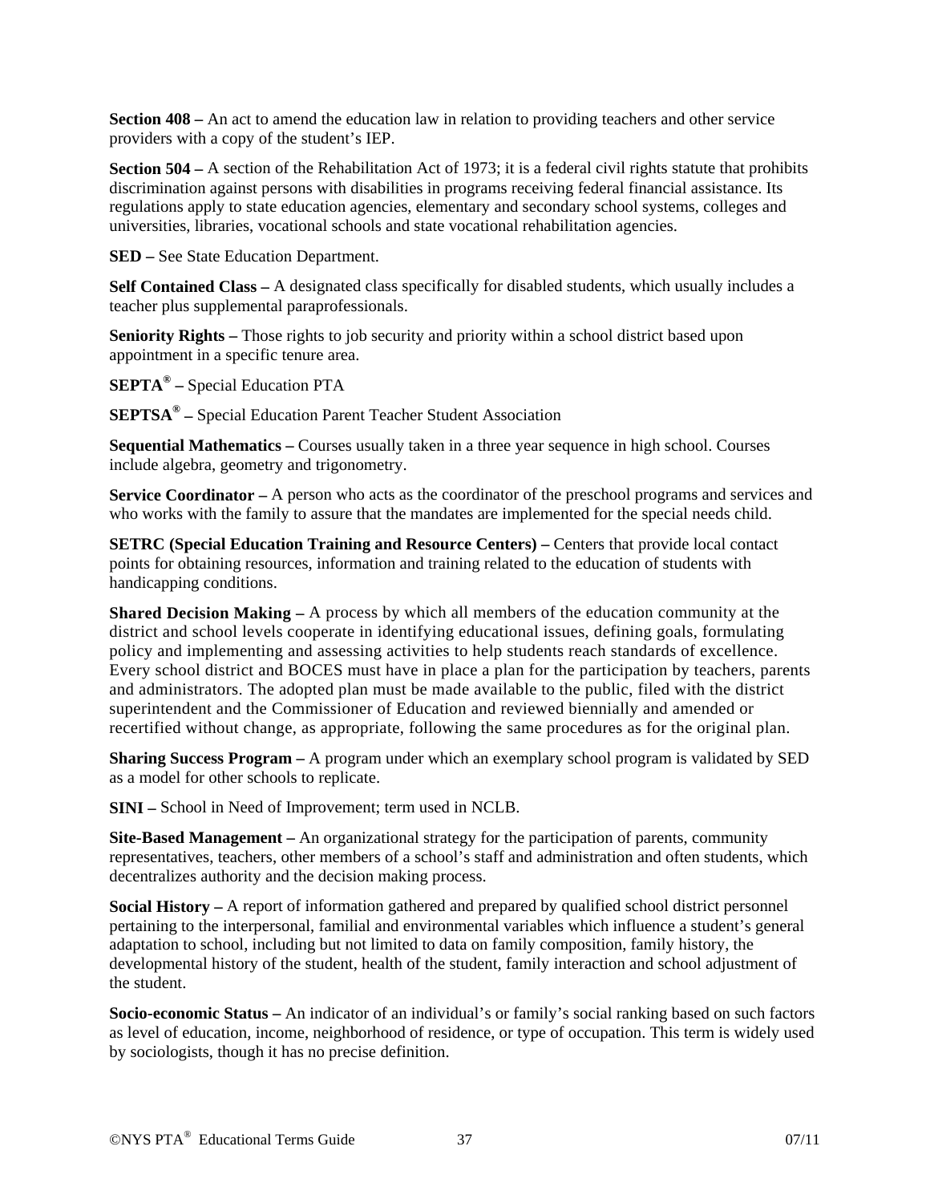**Section 408 –** An act to amend the education law in relation to providing teachers and other service providers with a copy of the student's IEP.

**Section 504 –** A section of the Rehabilitation Act of 1973; it is a federal civil rights statute that prohibits discrimination against persons with disabilities in programs receiving federal financial assistance. Its regulations apply to state education agencies, elementary and secondary school systems, colleges and universities, libraries, vocational schools and state vocational rehabilitation agencies.

**SED –** See State Education Department.

**Self Contained Class –** A designated class specifically for disabled students, which usually includes a teacher plus supplemental paraprofessionals.

**Seniority Rights –** Those rights to job security and priority within a school district based upon appointment in a specific tenure area.

**SEPTA® –** Special Education PTA

**SEPTSA® –** Special Education Parent Teacher Student Association

**Sequential Mathematics –** Courses usually taken in a three year sequence in high school. Courses include algebra, geometry and trigonometry.

**Service Coordinator –** A person who acts as the coordinator of the preschool programs and services and who works with the family to assure that the mandates are implemented for the special needs child.

**SETRC (Special Education Training and Resource Centers) –** Centers that provide local contact points for obtaining resources, information and training related to the education of students with handicapping conditions.

**Shared Decision Making –** A process by which all members of the education community at the district and school levels cooperate in identifying educational issues, defining goals, formulating policy and implementing and assessing activities to help students reach standards of excellence. Every school district and BOCES must have in place a plan for the participation by teachers, parents and administrators. The adopted plan must be made available to the public, filed with the district superintendent and the Commissioner of Education and reviewed biennially and amended or recertified without change, as appropriate, following the same procedures as for the original plan.

**Sharing Success Program –** A program under which an exemplary school program is validated by SED as a model for other schools to replicate.

**SINI –** School in Need of Improvement; term used in NCLB.

**Site-Based Management –** An organizational strategy for the participation of parents, community representatives, teachers, other members of a school's staff and administration and often students, which decentralizes authority and the decision making process.

**Social History –** A report of information gathered and prepared by qualified school district personnel pertaining to the interpersonal, familial and environmental variables which influence a student's general adaptation to school, including but not limited to data on family composition, family history, the developmental history of the student, health of the student, family interaction and school adjustment of the student.

**Socio-economic Status –** An indicator of an individual's or family's social ranking based on such factors as level of education, income, neighborhood of residence, or type of occupation. This term is widely used by sociologists, though it has no precise definition.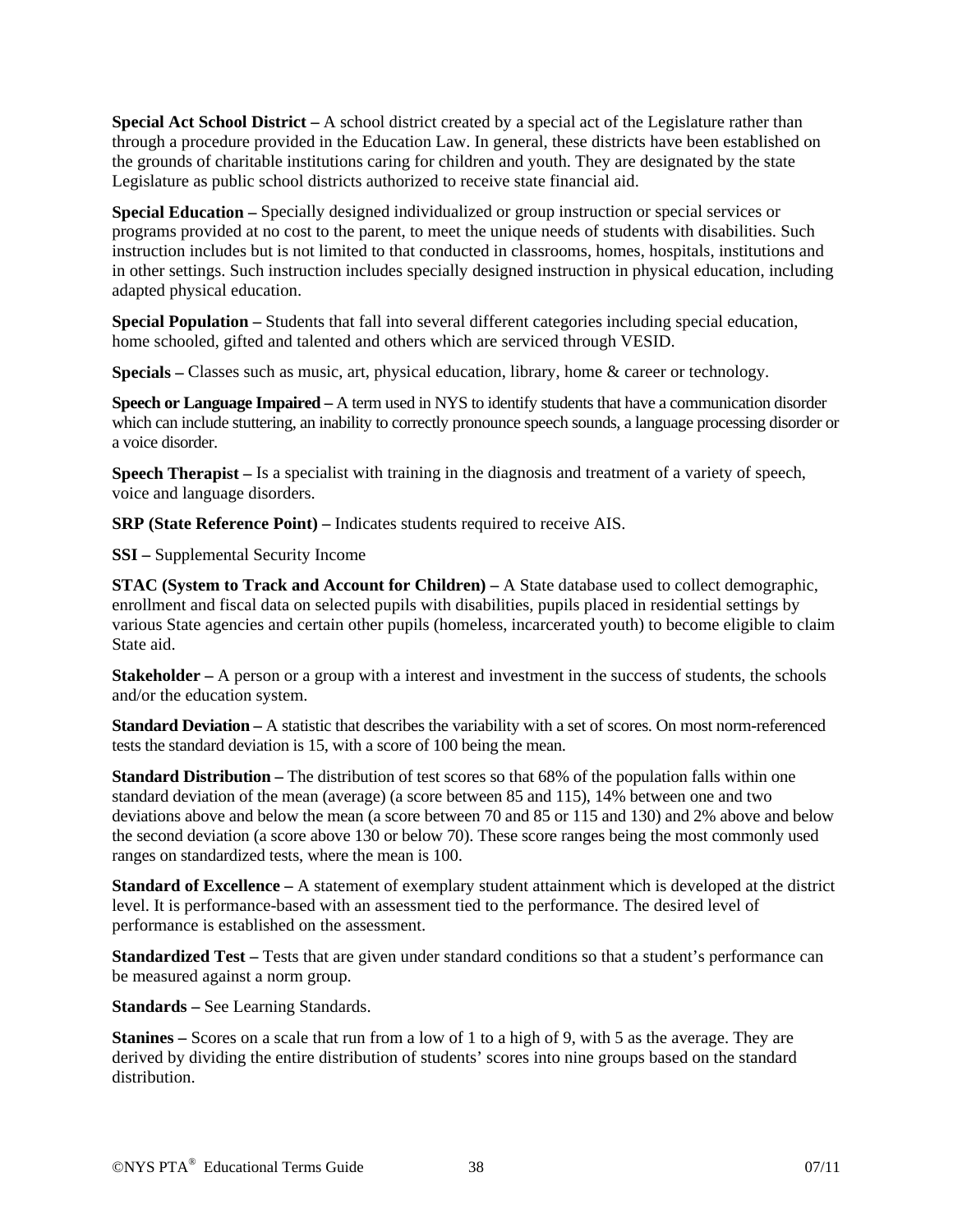**Special Act School District –** A school district created by a special act of the Legislature rather than through a procedure provided in the Education Law. In general, these districts have been established on the grounds of charitable institutions caring for children and youth. They are designated by the state Legislature as public school districts authorized to receive state financial aid.

**Special Education –** Specially designed individualized or group instruction or special services or programs provided at no cost to the parent, to meet the unique needs of students with disabilities. Such instruction includes but is not limited to that conducted in classrooms, homes, hospitals, institutions and in other settings. Such instruction includes specially designed instruction in physical education, including adapted physical education.

**Special Population –** Students that fall into several different categories including special education, home schooled, gifted and talented and others which are serviced through VESID.

**Specials –** Classes such as music, art, physical education, library, home & career or technology.

**Speech or Language Impaired –** A term used in NYS to identify students that have a communication disorder which can include stuttering, an inability to correctly pronounce speech sounds, a language processing disorder or a voice disorder.

**Speech Therapist –** Is a specialist with training in the diagnosis and treatment of a variety of speech, voice and language disorders.

**SRP (State Reference Point) –** Indicates students required to receive AIS.

**SSI –** Supplemental Security Income

**STAC (System to Track and Account for Children) –** A State database used to collect demographic, enrollment and fiscal data on selected pupils with disabilities, pupils placed in residential settings by various State agencies and certain other pupils (homeless, incarcerated youth) to become eligible to claim State aid.

**Stakeholder –** A person or a group with a interest and investment in the success of students, the schools and/or the education system.

**Standard Deviation –** A statistic that describes the variability with a set of scores. On most norm-referenced tests the standard deviation is 15, with a score of 100 being the mean.

**Standard Distribution –** The distribution of test scores so that 68% of the population falls within one standard deviation of the mean (average) (a score between 85 and 115), 14% between one and two deviations above and below the mean (a score between 70 and 85 or 115 and 130) and 2% above and below the second deviation (a score above 130 or below 70). These score ranges being the most commonly used ranges on standardized tests, where the mean is 100.

**Standard of Excellence –** A statement of exemplary student attainment which is developed at the district level. It is performance-based with an assessment tied to the performance. The desired level of performance is established on the assessment.

**Standardized Test –** Tests that are given under standard conditions so that a student's performance can be measured against a norm group.

**Standards –** See Learning Standards.

**Stanines –** Scores on a scale that run from a low of 1 to a high of 9, with 5 as the average. They are derived by dividing the entire distribution of students' scores into nine groups based on the standard distribution.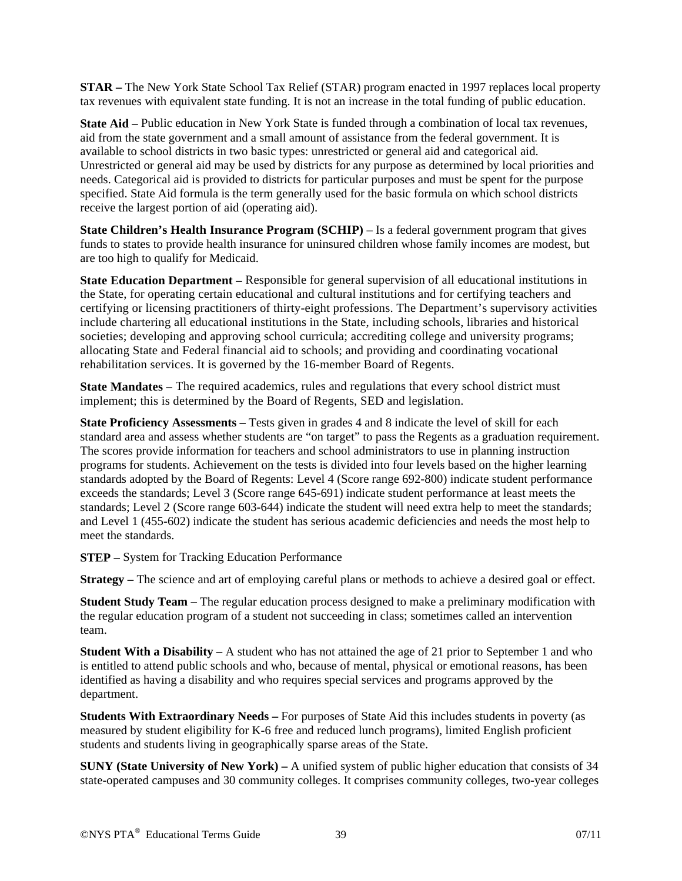**STAR –** The New York State School Tax Relief (STAR) program enacted in 1997 replaces local property tax revenues with equivalent state funding. It is not an increase in the total funding of public education.

**State Aid –** Public education in New York State is funded through a combination of local tax revenues, aid from the state government and a small amount of assistance from the federal government. It is available to school districts in two basic types: unrestricted or general aid and categorical aid. Unrestricted or general aid may be used by districts for any purpose as determined by local priorities and needs. Categorical aid is provided to districts for particular purposes and must be spent for the purpose specified. State Aid formula is the term generally used for the basic formula on which school districts receive the largest portion of aid (operating aid).

**State Children's Health Insurance Program (SCHIP)** – Is a federal government program that gives funds to states to provide health insurance for uninsured children whose family incomes are modest, but are too high to qualify for Medicaid.

**State Education Department –** Responsible for general supervision of all educational institutions in the State, for operating certain educational and cultural institutions and for certifying teachers and certifying or licensing practitioners of thirty-eight professions. The Department's supervisory activities include chartering all educational institutions in the State, including schools, libraries and historical societies; developing and approving school curricula; accrediting college and university programs; allocating State and Federal financial aid to schools; and providing and coordinating vocational rehabilitation services. It is governed by the 16-member Board of Regents.

**State Mandates –** The required academics, rules and regulations that every school district must implement; this is determined by the Board of Regents, SED and legislation.

**State Proficiency Assessments –** Tests given in grades 4 and 8 indicate the level of skill for each standard area and assess whether students are "on target" to pass the Regents as a graduation requirement. The scores provide information for teachers and school administrators to use in planning instruction programs for students. Achievement on the tests is divided into four levels based on the higher learning standards adopted by the Board of Regents: Level 4 (Score range 692-800) indicate student performance exceeds the standards; Level 3 (Score range 645-691) indicate student performance at least meets the standards; Level 2 (Score range 603-644) indicate the student will need extra help to meet the standards; and Level 1 (455-602) indicate the student has serious academic deficiencies and needs the most help to meet the standards.

**STEP –** System for Tracking Education Performance

**Strategy –** The science and art of employing careful plans or methods to achieve a desired goal or effect.

**Student Study Team –** The regular education process designed to make a preliminary modification with the regular education program of a student not succeeding in class; sometimes called an intervention team.

**Student With a Disability –** A student who has not attained the age of 21 prior to September 1 and who is entitled to attend public schools and who, because of mental, physical or emotional reasons, has been identified as having a disability and who requires special services and programs approved by the department.

**Students With Extraordinary Needs –** For purposes of State Aid this includes students in poverty (as measured by student eligibility for K-6 free and reduced lunch programs), limited English proficient students and students living in geographically sparse areas of the State.

**SUNY (State University of New York) –** A unified system of public higher education that consists of 34 state-operated campuses and 30 community colleges. It comprises community colleges, two-year colleges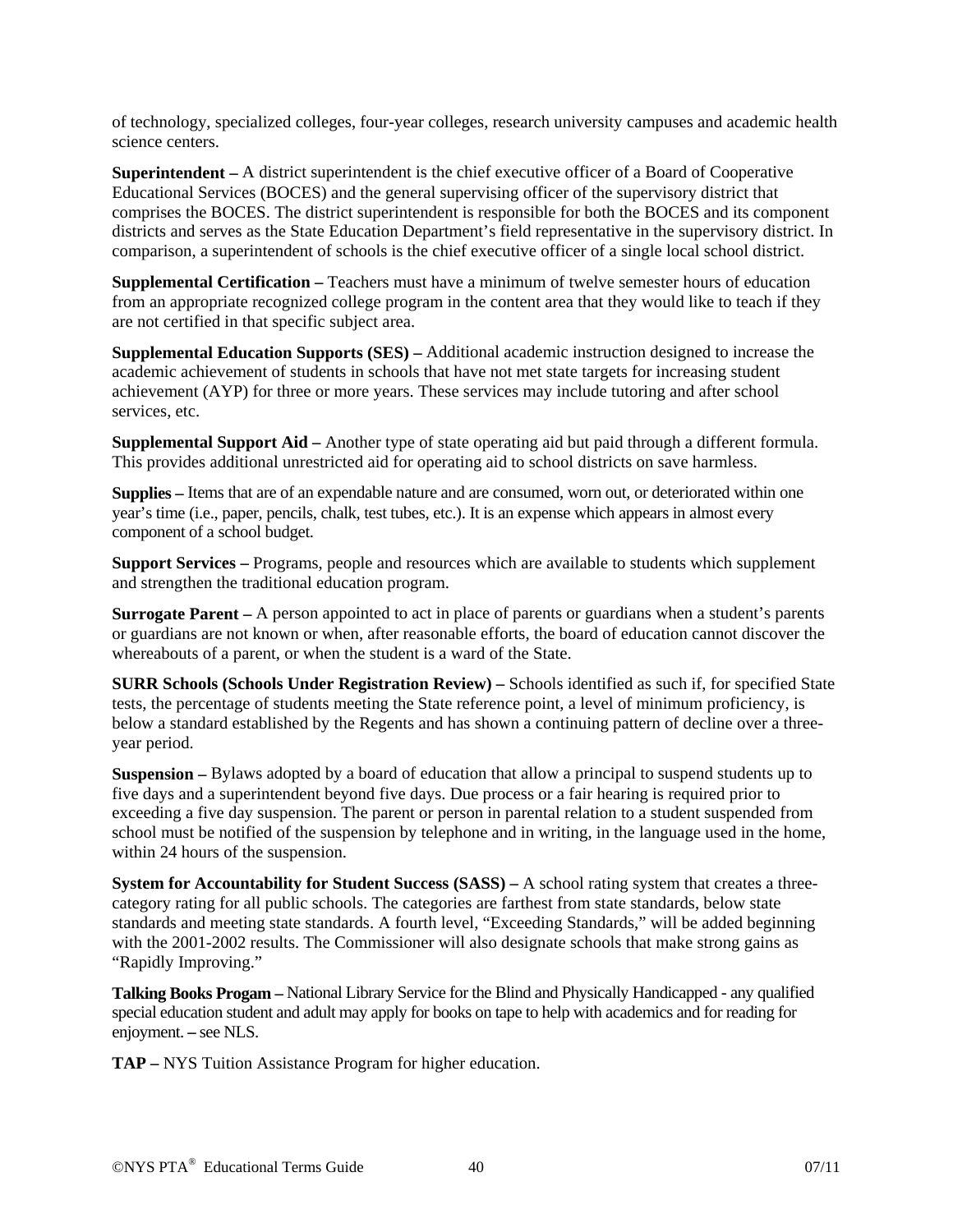of technology, specialized colleges, four-year colleges, research university campuses and academic health science centers.

**Superintendent –** A district superintendent is the chief executive officer of a Board of Cooperative Educational Services (BOCES) and the general supervising officer of the supervisory district that comprises the BOCES. The district superintendent is responsible for both the BOCES and its component districts and serves as the State Education Department's field representative in the supervisory district. In comparison, a superintendent of schools is the chief executive officer of a single local school district.

**Supplemental Certification –** Teachers must have a minimum of twelve semester hours of education from an appropriate recognized college program in the content area that they would like to teach if they are not certified in that specific subject area.

**Supplemental Education Supports (SES) –** Additional academic instruction designed to increase the academic achievement of students in schools that have not met state targets for increasing student achievement (AYP) for three or more years. These services may include tutoring and after school services, etc.

**Supplemental Support Aid –** Another type of state operating aid but paid through a different formula. This provides additional unrestricted aid for operating aid to school districts on save harmless.

**Supplies –** Items that are of an expendable nature and are consumed, worn out, or deteriorated within one year's time (i.e., paper, pencils, chalk, test tubes, etc.). It is an expense which appears in almost every component of a school budget.

**Support Services –** Programs, people and resources which are available to students which supplement and strengthen the traditional education program.

**Surrogate Parent –** A person appointed to act in place of parents or guardians when a student's parents or guardians are not known or when, after reasonable efforts, the board of education cannot discover the whereabouts of a parent, or when the student is a ward of the State.

**SURR Schools (Schools Under Registration Review) –** Schools identified as such if, for specified State tests, the percentage of students meeting the State reference point, a level of minimum proficiency, is below a standard established by the Regents and has shown a continuing pattern of decline over a three-year period.

**Suspension –** Bylaws adopted by a board of education that allow a principal to suspend students up to five days and a superintendent beyond five days. Due process or a fair hearing is required prior to exceeding a five day suspension. The parent or person in parental relation to a student suspended from school must be notified of the suspension by telephone and in writing, in the language used in the home, within 24 hours of the suspension.

**System for Accountability for Student Success (SASS) –** A school rating system that creates a three-category rating for all public schools. The categories are farthest from state standards, below state standards and meeting state standards. A fourth level, "Exceeding Standards," will be added beginning with the 2001-2002 results. The Commissioner will also designate schools that make strong gains as "Rapidly Improving."

**Talking Books Progam –** National Library Service for the Blind and Physically Handicapped - any qualified special education student and adult may apply for books on tape to help with academics and for reading for enjoyment. **–** see NLS.

**TAP –** NYS Tuition Assistance Program for higher education.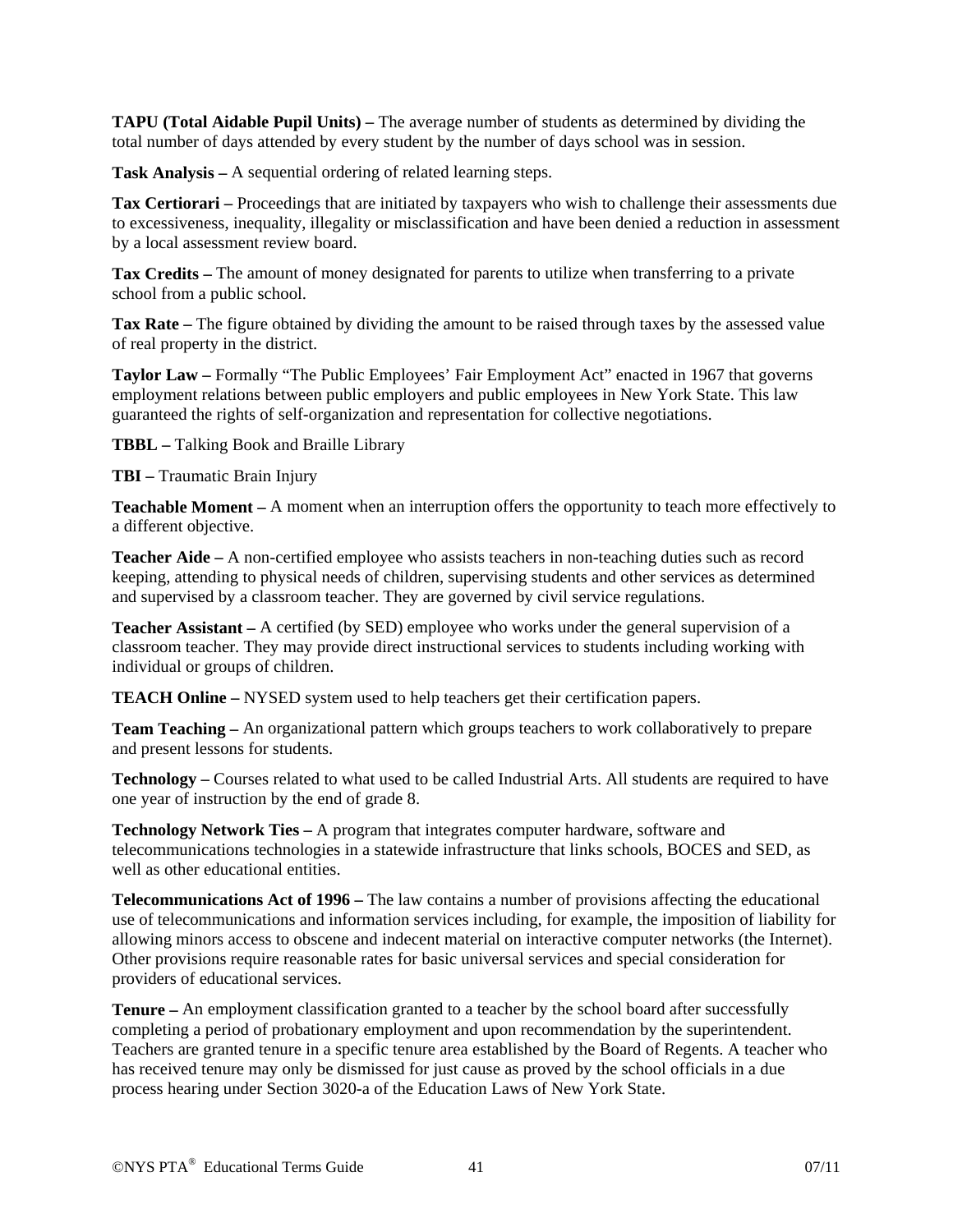**TAPU (Total Aidable Pupil Units) –** The average number of students as determined by dividing the total number of days attended by every student by the number of days school was in session.

**Task Analysis –** A sequential ordering of related learning steps.

**Tax Certiorari –** Proceedings that are initiated by taxpayers who wish to challenge their assessments due to excessiveness, inequality, illegality or misclassification and have been denied a reduction in assessment by a local assessment review board.

**Tax Credits –** The amount of money designated for parents to utilize when transferring to a private school from a public school.

**Tax Rate –** The figure obtained by dividing the amount to be raised through taxes by the assessed value of real property in the district.

**Taylor Law –** Formally "The Public Employees' Fair Employment Act" enacted in 1967 that governs employment relations between public employers and public employees in New York State. This law guaranteed the rights of self-organization and representation for collective negotiations.

**TBBL –** Talking Book and Braille Library

**TBI –** Traumatic Brain Injury

**Teachable Moment –** A moment when an interruption offers the opportunity to teach more effectively to a different objective.

**Teacher Aide –** A non-certified employee who assists teachers in non-teaching duties such as record keeping, attending to physical needs of children, supervising students and other services as determined and supervised by a classroom teacher. They are governed by civil service regulations.

**Teacher Assistant –** A certified (by SED) employee who works under the general supervision of a classroom teacher. They may provide direct instructional services to students including working with individual or groups of children.

**TEACH Online –** NYSED system used to help teachers get their certification papers.

**Team Teaching –** An organizational pattern which groups teachers to work collaboratively to prepare and present lessons for students.

**Technology –** Courses related to what used to be called Industrial Arts. All students are required to have one year of instruction by the end of grade 8.

**Technology Network Ties –** A program that integrates computer hardware, software and telecommunications technologies in a statewide infrastructure that links schools, BOCES and SED, as well as other educational entities.

**Telecommunications Act of 1996 –** The law contains a number of provisions affecting the educational use of telecommunications and information services including, for example, the imposition of liability for allowing minors access to obscene and indecent material on interactive computer networks (the Internet). Other provisions require reasonable rates for basic universal services and special consideration for providers of educational services.

**Tenure –** An employment classification granted to a teacher by the school board after successfully completing a period of probationary employment and upon recommendation by the superintendent. Teachers are granted tenure in a specific tenure area established by the Board of Regents. A teacher who has received tenure may only be dismissed for just cause as proved by the school officials in a due process hearing under Section 3020-a of the Education Laws of New York State.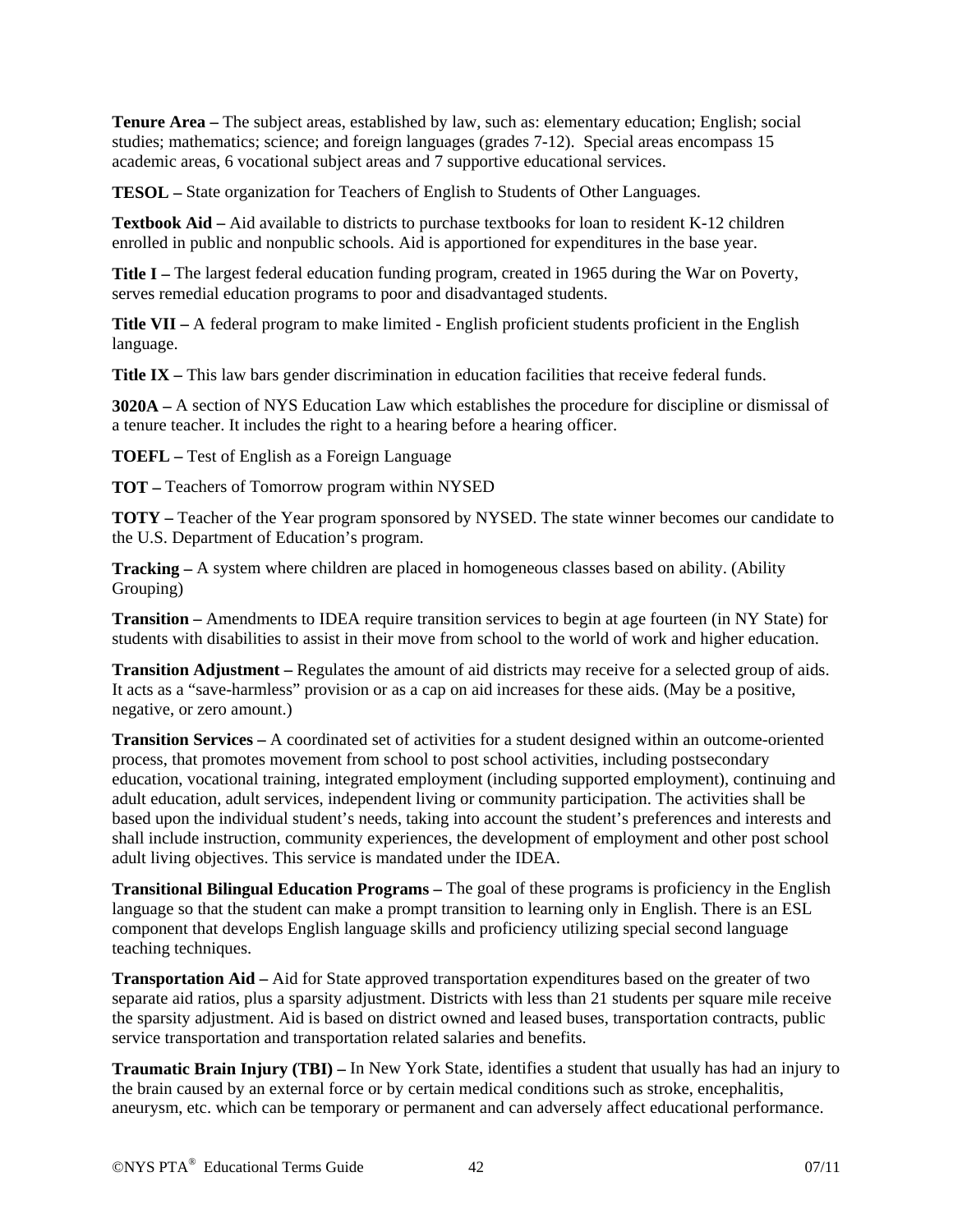**Tenure Area –** The subject areas, established by law, such as: elementary education; English; social studies; mathematics; science; and foreign languages (grades 7-12). Special areas encompass 15 academic areas, 6 vocational subject areas and 7 supportive educational services.

**TESOL –** State organization for Teachers of English to Students of Other Languages.

**Textbook Aid –** Aid available to districts to purchase textbooks for loan to resident K-12 children enrolled in public and nonpublic schools. Aid is apportioned for expenditures in the base year.

**Title I –** The largest federal education funding program, created in 1965 during the War on Poverty, serves remedial education programs to poor and disadvantaged students.

**Title VII –** A federal program to make limited - English proficient students proficient in the English language.

**Title IX –** This law bars gender discrimination in education facilities that receive federal funds.

**3020A –** A section of NYS Education Law which establishes the procedure for discipline or dismissal of a tenure teacher. It includes the right to a hearing before a hearing officer.

**TOEFL –** Test of English as a Foreign Language

**TOT –** Teachers of Tomorrow program within NYSED

**TOTY –** Teacher of the Year program sponsored by NYSED. The state winner becomes our candidate to the U.S. Department of Education's program.

**Tracking –** A system where children are placed in homogeneous classes based on ability. (Ability Grouping)

**Transition –** Amendments to IDEA require transition services to begin at age fourteen (in NY State) for students with disabilities to assist in their move from school to the world of work and higher education.

**Transition Adjustment –** Regulates the amount of aid districts may receive for a selected group of aids. It acts as a "save-harmless" provision or as a cap on aid increases for these aids. (May be a positive, negative, or zero amount.)

**Transition Services –** A coordinated set of activities for a student designed within an outcome-oriented process, that promotes movement from school to post school activities, including postsecondary education, vocational training, integrated employment (including supported employment), continuing and adult education, adult services, independent living or community participation. The activities shall be based upon the individual student's needs, taking into account the student's preferences and interests and shall include instruction, community experiences, the development of employment and other post school adult living objectives. This service is mandated under the IDEA.

**Transitional Bilingual Education Programs –** The goal of these programs is proficiency in the English language so that the student can make a prompt transition to learning only in English. There is an ESL component that develops English language skills and proficiency utilizing special second language teaching techniques.

**Transportation Aid –** Aid for State approved transportation expenditures based on the greater of two separate aid ratios, plus a sparsity adjustment. Districts with less than 21 students per square mile receive the sparsity adjustment. Aid is based on district owned and leased buses, transportation contracts, public service transportation and transportation related salaries and benefits.

**Traumatic Brain Injury (TBI) –** In New York State, identifies a student that usually has had an injury to the brain caused by an external force or by certain medical conditions such as stroke, encephalitis, aneurysm, etc. which can be temporary or permanent and can adversely affect educational performance.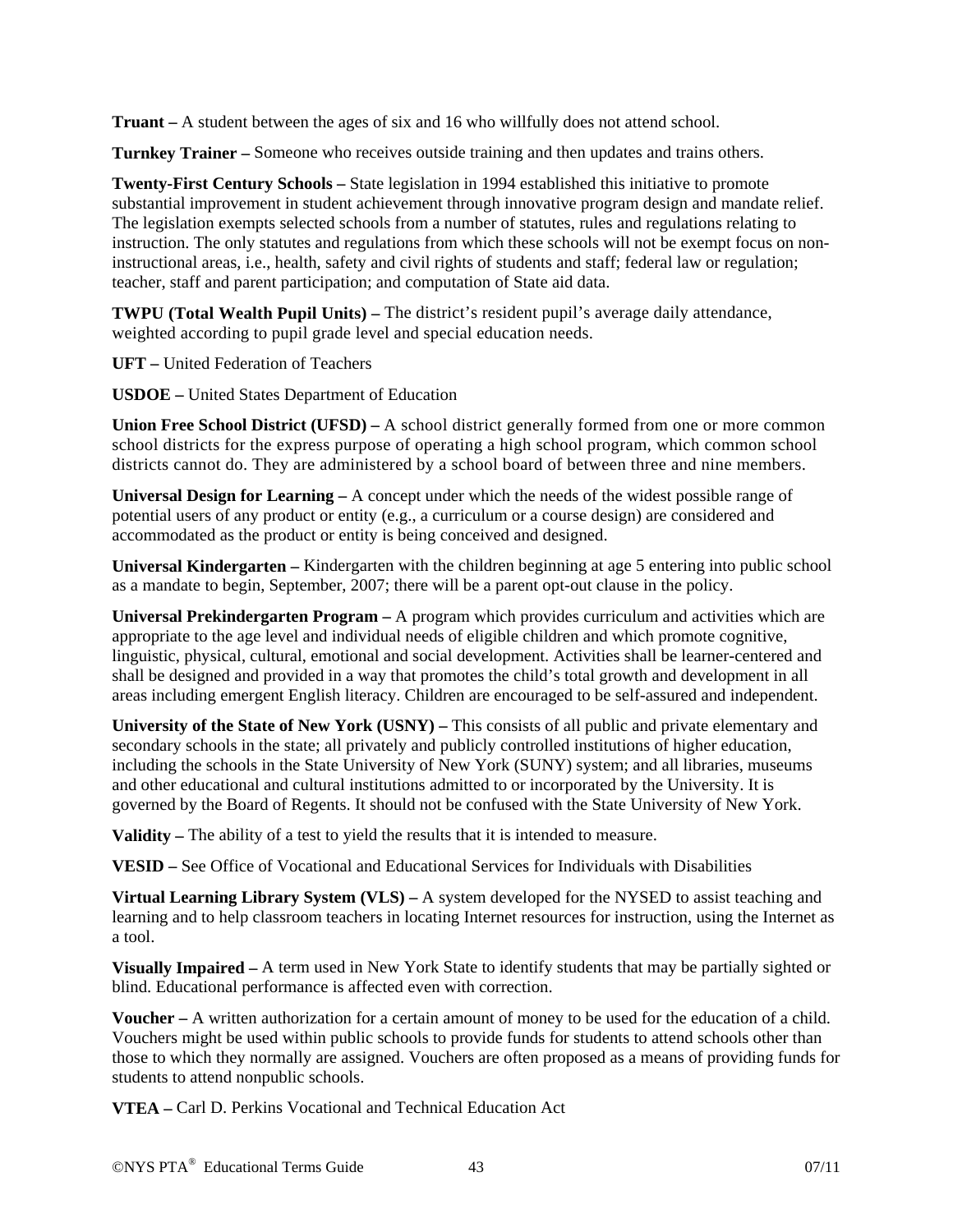**Truant –** A student between the ages of six and 16 who willfully does not attend school.

**Turnkey Trainer –** Someone who receives outside training and then updates and trains others.

**Twenty-First Century Schools –** State legislation in 1994 established this initiative to promote substantial improvement in student achievement through innovative program design and mandate relief. The legislation exempts selected schools from a number of statutes, rules and regulations relating to instruction. The only statutes and regulations from which these schools will not be exempt focus on non-instructional areas, i.e., health, safety and civil rights of students and staff; federal law or regulation; teacher, staff and parent participation; and computation of State aid data.

**TWPU (Total Wealth Pupil Units) –** The district's resident pupil's average daily attendance, weighted according to pupil grade level and special education needs.

**UFT –** United Federation of Teachers

**USDOE –** United States Department of Education

**Union Free School District (UFSD) –** A school district generally formed from one or more common school districts for the express purpose of operating a high school program, which common school districts cannot do. They are administered by a school board of between three and nine members.

**Universal Design for Learning –** A concept under which the needs of the widest possible range of potential users of any product or entity (e.g., a curriculum or a course design) are considered and accommodated as the product or entity is being conceived and designed.

**Universal Kindergarten –** Kindergarten with the children beginning at age 5 entering into public school as a mandate to begin, September, 2007; there will be a parent opt-out clause in the policy.

**Universal Prekindergarten Program –** A program which provides curriculum and activities which are appropriate to the age level and individual needs of eligible children and which promote cognitive, linguistic, physical, cultural, emotional and social development. Activities shall be learner-centered and shall be designed and provided in a way that promotes the child's total growth and development in all areas including emergent English literacy. Children are encouraged to be self-assured and independent.

**University of the State of New York (USNY) –** This consists of all public and private elementary and secondary schools in the state; all privately and publicly controlled institutions of higher education, including the schools in the State University of New York (SUNY) system; and all libraries, museums and other educational and cultural institutions admitted to or incorporated by the University. It is governed by the Board of Regents. It should not be confused with the State University of New York.

**Validity –** The ability of a test to yield the results that it is intended to measure.

**VESID –** See Office of Vocational and Educational Services for Individuals with Disabilities

**Virtual Learning Library System (VLS) –** A system developed for the NYSED to assist teaching and learning and to help classroom teachers in locating Internet resources for instruction, using the Internet as a tool.

**Visually Impaired –** A term used in New York State to identify students that may be partially sighted or blind. Educational performance is affected even with correction.

**Voucher –** A written authorization for a certain amount of money to be used for the education of a child. Vouchers might be used within public schools to provide funds for students to attend schools other than those to which they normally are assigned. Vouchers are often proposed as a means of providing funds for students to attend nonpublic schools.

**VTEA –** Carl D. Perkins Vocational and Technical Education Act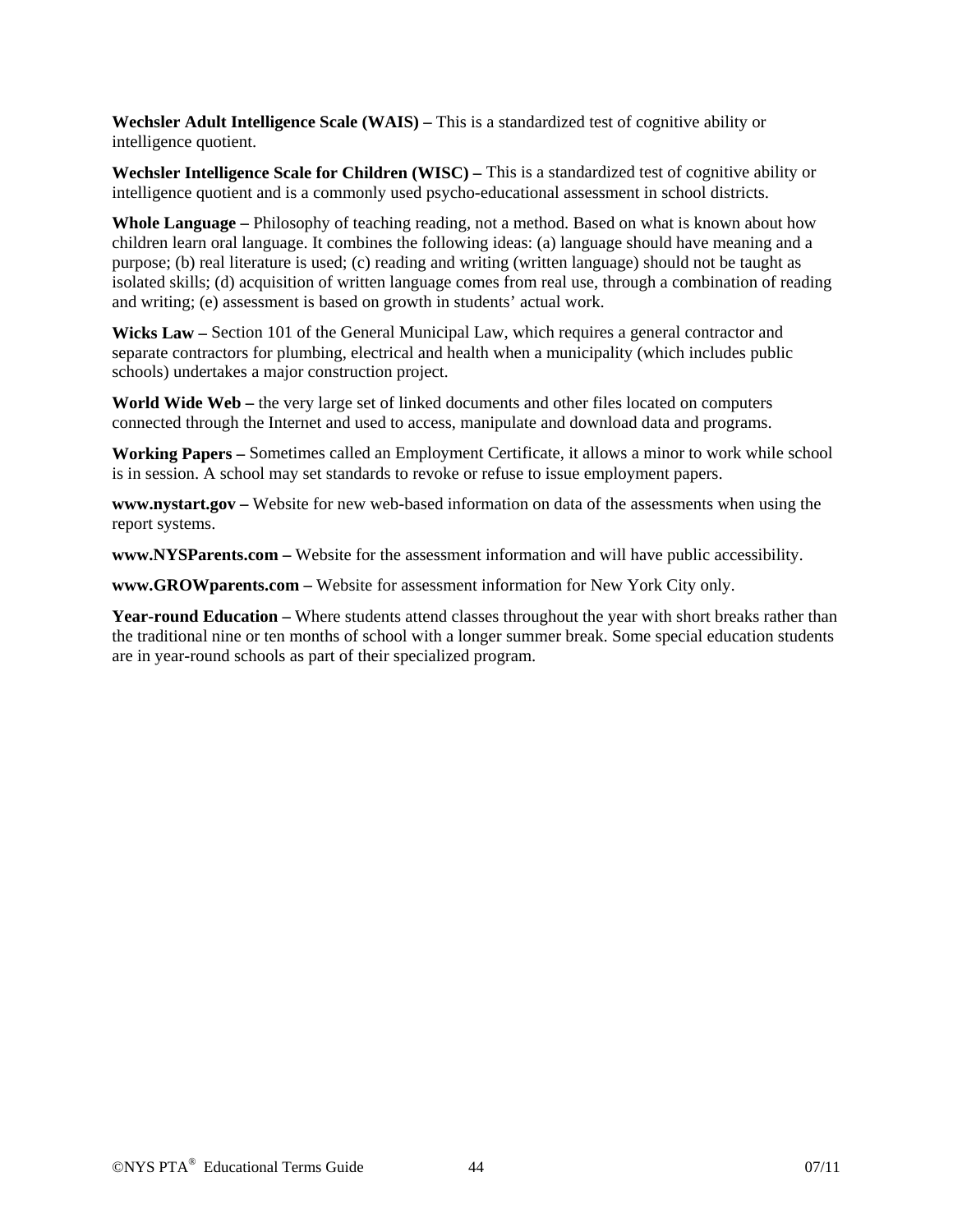**Wechsler Adult Intelligence Scale (WAIS) –** This is a standardized test of cognitive ability or intelligence quotient.

**Wechsler Intelligence Scale for Children (WISC) –** This is a standardized test of cognitive ability or intelligence quotient and is a commonly used psycho-educational assessment in school districts.

**Whole Language –** Philosophy of teaching reading, not a method. Based on what is known about how children learn oral language. It combines the following ideas: (a) language should have meaning and a purpose; (b) real literature is used; (c) reading and writing (written language) should not be taught as isolated skills; (d) acquisition of written language comes from real use, through a combination of reading and writing; (e) assessment is based on growth in students' actual work.

**Wicks Law –** Section 101 of the General Municipal Law, which requires a general contractor and separate contractors for plumbing, electrical and health when a municipality (which includes public schools) undertakes a major construction project.

**World Wide Web –** the very large set of linked documents and other files located on computers connected through the Internet and used to access, manipulate and download data and programs.

**Working Papers –** Sometimes called an Employment Certificate, it allows a minor to work while school is in session. A school may set standards to revoke or refuse to issue employment papers.

**www.nystart.gov –** Website for new web-based information on data of the assessments when using the report systems.

**www.NYSParents.com –** Website for the assessment information and will have public accessibility.

**www.GROWparents.com –** Website for assessment information for New York City only.

**Year-round Education –** Where students attend classes throughout the year with short breaks rather than the traditional nine or ten months of school with a longer summer break. Some special education students are in year-round schools as part of their specialized program.